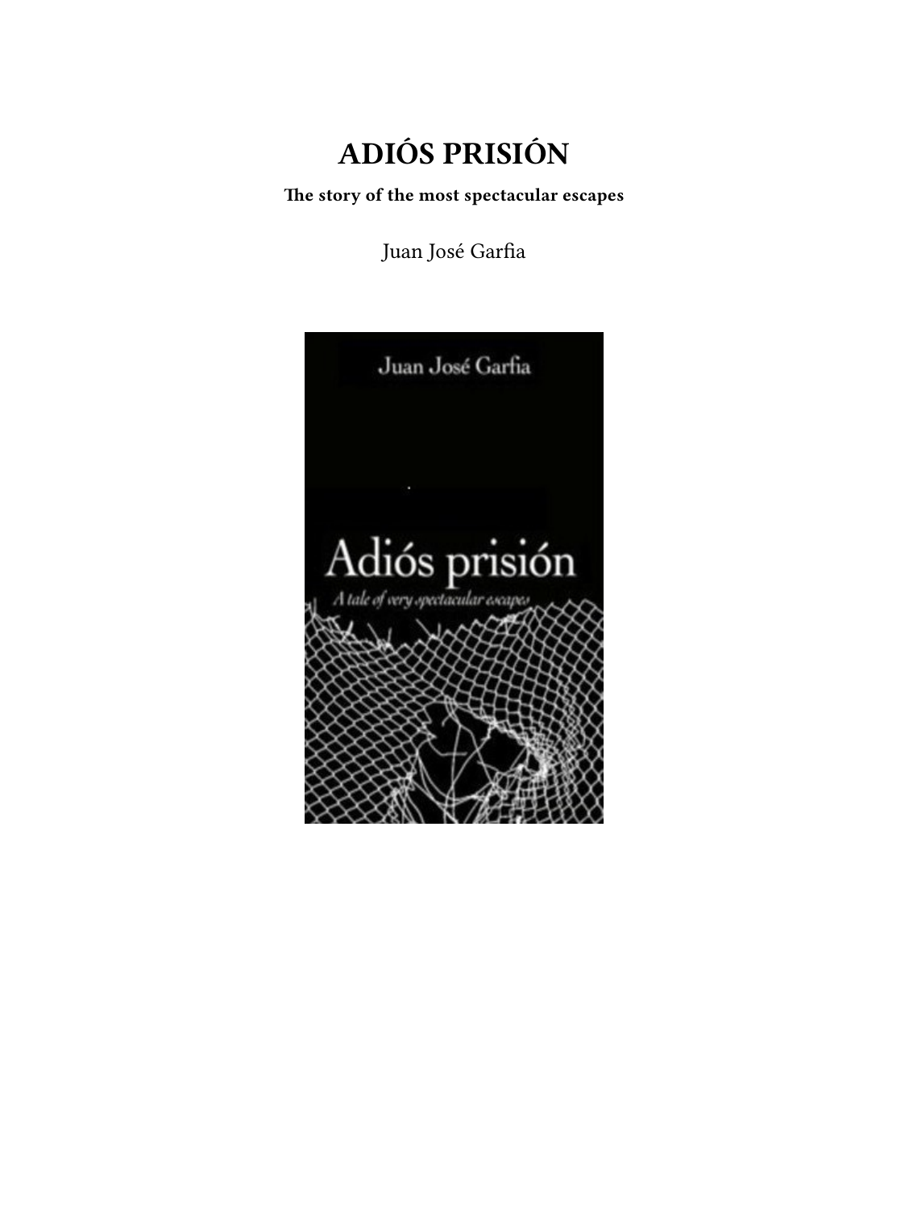# ADIÓS PRISIÓN

**The story of the most spectacular escapes**

Juan José Garfia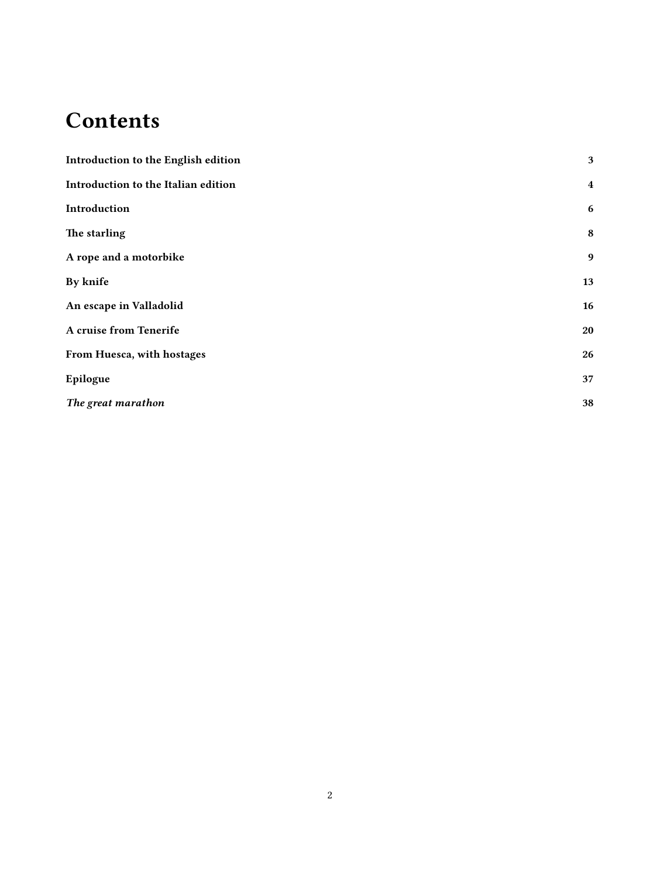# Contents

| | |
|---|---|
| **Introduction to the English edition** | **3** |
| **Introduction to the Italian edition** | **4** |
| **Introduction** | **6** |
| **The starling** | **8** |
| **A rope and a motorbike** | **9** |
| **By knife** | **13** |
| **An escape in Valladolid** | **16** |
| **A cruise from Tenerife** | **20** |
| **From Huesca, with hostages** | **26** |
| **Epilogue** | **37** |
| ***The great marathon*** | **38** |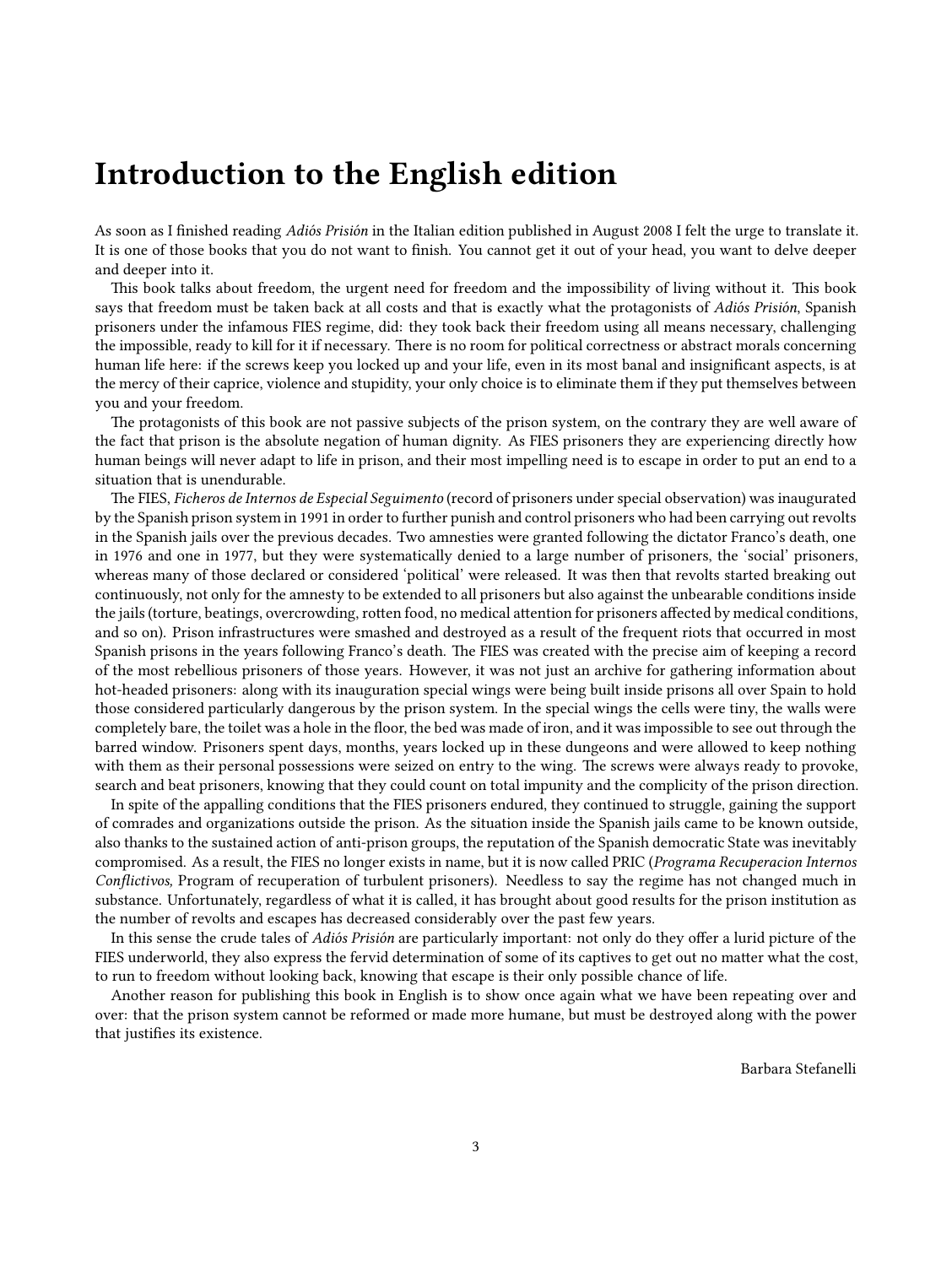# Introduction to the English edition

As soon as I finished reading *Adiós Prisión* in the Italian edition published in August 2008 I felt the urge to translate it. It is one of those books that you do not want to finish. You cannot get it out of your head, you want to delve deeper and deeper into it.

This book talks about freedom, the urgent need for freedom and the impossibility of living without it. This book says that freedom must be taken back at all costs and that is exactly what the protagonists of *Adiós Prisión*, Spanish prisoners under the infamous FIES regime, did: they took back their freedom using all means necessary, challenging the impossible, ready to kill for it if necessary. There is no room for political correctness or abstract morals concerning human life here: if the screws keep you locked up and your life, even in its most banal and insignificant aspects, is at the mercy of their caprice, violence and stupidity, your only choice is to eliminate them if they put themselves between you and your freedom.

The protagonists of this book are not passive subjects of the prison system, on the contrary they are well aware of the fact that prison is the absolute negation of human dignity. As FIES prisoners they are experiencing directly how human beings will never adapt to life in prison, and their most impelling need is to escape in order to put an end to a situation that is unendurable.

The FIES, *Ficheros de Internos de Especial Seguimento* (record of prisoners under special observation) was inaugurated by the Spanish prison system in 1991 in order to further punish and control prisoners who had been carrying out revolts in the Spanish jails over the previous decades. Two amnesties were granted following the dictator Franco's death, one in 1976 and one in 1977, but they were systematically denied to a large number of prisoners, the 'social' prisoners, whereas many of those declared or considered 'political' were released. It was then that revolts started breaking out continuously, not only for the amnesty to be extended to all prisoners but also against the unbearable conditions inside the jails (torture, beatings, overcrowding, rotten food, no medical attention for prisoners affected by medical conditions, and so on). Prison infrastructures were smashed and destroyed as a result of the frequent riots that occurred in most Spanish prisons in the years following Franco's death. The FIES was created with the precise aim of keeping a record of the most rebellious prisoners of those years. However, it was not just an archive for gathering information about hot-headed prisoners: along with its inauguration special wings were being built inside prisons all over Spain to hold those considered particularly dangerous by the prison system. In the special wings the cells were tiny, the walls were completely bare, the toilet was a hole in the floor, the bed was made of iron, and it was impossible to see out through the barred window. Prisoners spent days, months, years locked up in these dungeons and were allowed to keep nothing with them as their personal possessions were seized on entry to the wing. The screws were always ready to provoke, search and beat prisoners, knowing that they could count on total impunity and the complicity of the prison direction.

In spite of the appalling conditions that the FIES prisoners endured, they continued to struggle, gaining the support of comrades and organizations outside the prison. As the situation inside the Spanish jails came to be known outside, also thanks to the sustained action of anti-prison groups, the reputation of the Spanish democratic State was inevitably compromised. As a result, the FIES no longer exists in name, but it is now called PRIC (*Programa Recuperacion Internos Conflictivos,* Program of recuperation of turbulent prisoners). Needless to say the regime has not changed much in substance. Unfortunately, regardless of what it is called, it has brought about good results for the prison institution as the number of revolts and escapes has decreased considerably over the past few years.

In this sense the crude tales of *Adiós Prisión* are particularly important: not only do they offer a lurid picture of the FIES underworld, they also express the fervid determination of some of its captives to get out no matter what the cost, to run to freedom without looking back, knowing that escape is their only possible chance of life.

Another reason for publishing this book in English is to show once again what we have been repeating over and over: that the prison system cannot be reformed or made more humane, but must be destroyed along with the power that justifies its existence.

Barbara Stefanelli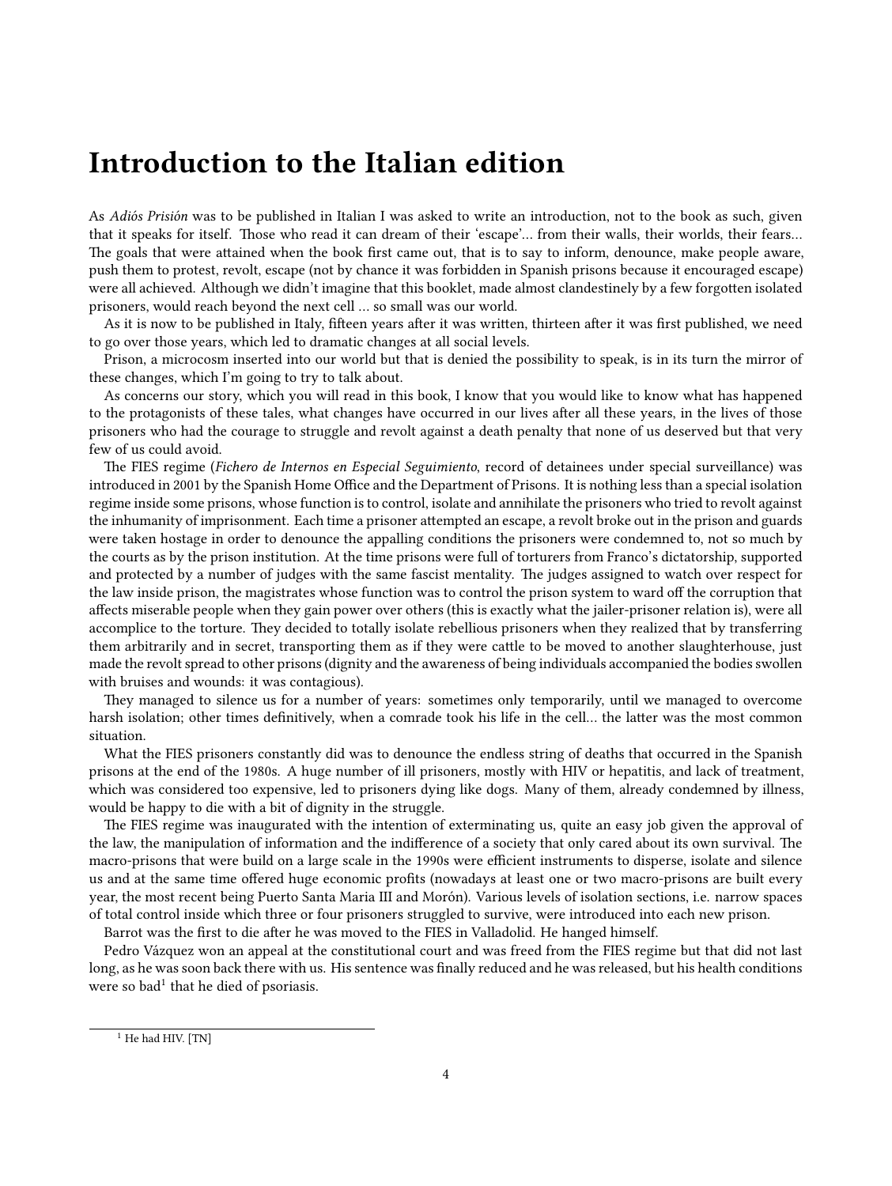# Introduction to the Italian edition

As *Adiós Prisión* was to be published in Italian I was asked to write an introduction, not to the book as such, given that it speaks for itself. Those who read it can dream of their 'escape'… from their walls, their worlds, their fears… The goals that were attained when the book first came out, that is to say to inform, denounce, make people aware, push them to protest, revolt, escape (not by chance it was forbidden in Spanish prisons because it encouraged escape) were all achieved. Although we didn't imagine that this booklet, made almost clandestinely by a few forgotten isolated prisoners, would reach beyond the next cell … so small was our world.

As it is now to be published in Italy, fifteen years after it was written, thirteen after it was first published, we need to go over those years, which led to dramatic changes at all social levels.

Prison, a microcosm inserted into our world but that is denied the possibility to speak, is in its turn the mirror of these changes, which I'm going to try to talk about.

As concerns our story, which you will read in this book, I know that you would like to know what has happened to the protagonists of these tales, what changes have occurred in our lives after all these years, in the lives of those prisoners who had the courage to struggle and revolt against a death penalty that none of us deserved but that very few of us could avoid.

The FIES regime (*Fichero de Internos en Especial Seguimiento*, record of detainees under special surveillance) was introduced in 2001 by the Spanish Home Office and the Department of Prisons. It is nothing less than a special isolation regime inside some prisons, whose function is to control, isolate and annihilate the prisoners who tried to revolt against the inhumanity of imprisonment. Each time a prisoner attempted an escape, a revolt broke out in the prison and guards were taken hostage in order to denounce the appalling conditions the prisoners were condemned to, not so much by the courts as by the prison institution. At the time prisons were full of torturers from Franco's dictatorship, supported and protected by a number of judges with the same fascist mentality. The judges assigned to watch over respect for the law inside prison, the magistrates whose function was to control the prison system to ward off the corruption that affects miserable people when they gain power over others (this is exactly what the jailer-prisoner relation is), were all accomplice to the torture. They decided to totally isolate rebellious prisoners when they realized that by transferring them arbitrarily and in secret, transporting them as if they were cattle to be moved to another slaughterhouse, just made the revolt spread to other prisons (dignity and the awareness of being individuals accompanied the bodies swollen with bruises and wounds: it was contagious).

They managed to silence us for a number of years: sometimes only temporarily, until we managed to overcome harsh isolation; other times definitively, when a comrade took his life in the cell… the latter was the most common situation.

What the FIES prisoners constantly did was to denounce the endless string of deaths that occurred in the Spanish prisons at the end of the 1980s. A huge number of ill prisoners, mostly with HIV or hepatitis, and lack of treatment, which was considered too expensive, led to prisoners dying like dogs. Many of them, already condemned by illness, would be happy to die with a bit of dignity in the struggle.

The FIES regime was inaugurated with the intention of exterminating us, quite an easy job given the approval of the law, the manipulation of information and the indifference of a society that only cared about its own survival. The macro-prisons that were build on a large scale in the 1990s were efficient instruments to disperse, isolate and silence us and at the same time offered huge economic profits (nowadays at least one or two macro-prisons are built every year, the most recent being Puerto Santa Maria III and Morón). Various levels of isolation sections, i.e. narrow spaces of total control inside which three or four prisoners struggled to survive, were introduced into each new prison.

Barrot was the first to die after he was moved to the FIES in Valladolid. He hanged himself.

Pedro Vázquez won an appeal at the constitutional court and was freed from the FIES regime but that did not last long, as he was soon back there with us. His sentence was finally reduced and he was released, but his health conditions were so bad[1] that he died of psoriasis.

[1] He had HIV. [TN]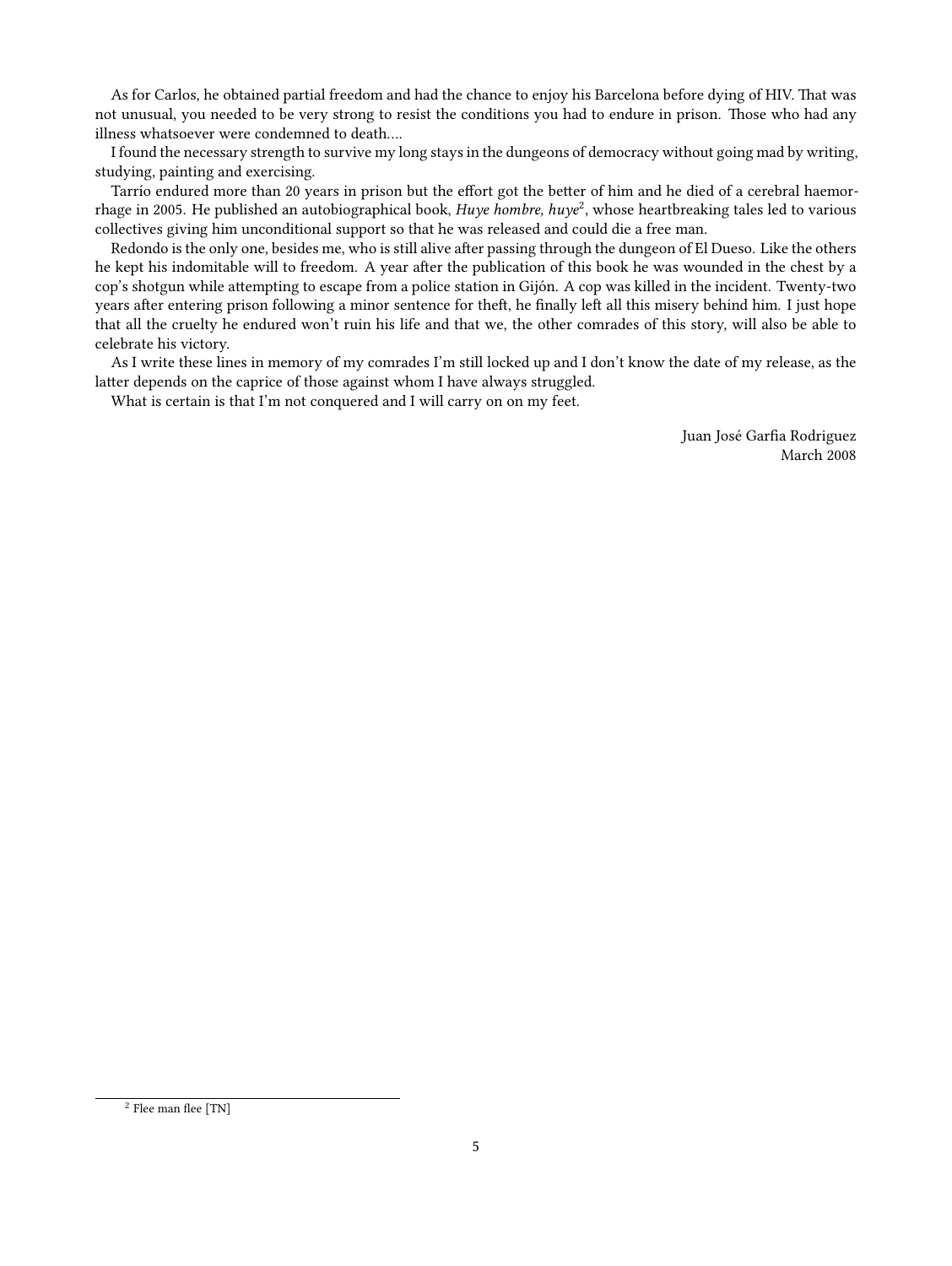As for Carlos, he obtained partial freedom and had the chance to enjoy his Barcelona before dying of HIV. That was not unusual, you needed to be very strong to resist the conditions you had to endure in prison. Those who had any illness whatsoever were condemned to death….

I found the necessary strength to survive my long stays in the dungeons of democracy without going mad by writing, studying, painting and exercising.

Tarrío endured more than 20 years in prison but the effort got the better of him and he died of a cerebral haemorrhage in 2005. He published an autobiographical book, *Huye hombre, huye*[2], whose heartbreaking tales led to various collectives giving him unconditional support so that he was released and could die a free man.

Redondo is the only one, besides me, who is still alive after passing through the dungeon of El Dueso. Like the others he kept his indomitable will to freedom. A year after the publication of this book he was wounded in the chest by a cop's shotgun while attempting to escape from a police station in Gijón. A cop was killed in the incident. Twenty-two years after entering prison following a minor sentence for theft, he finally left all this misery behind him. I just hope that all the cruelty he endured won't ruin his life and that we, the other comrades of this story, will also be able to celebrate his victory.

As I write these lines in memory of my comrades I'm still locked up and I don't know the date of my release, as the latter depends on the caprice of those against whom I have always struggled.

What is certain is that I'm not conquered and I will carry on on my feet.

Juan José Garfia Rodriguez
March 2008

---

[2] Flee man flee [TN]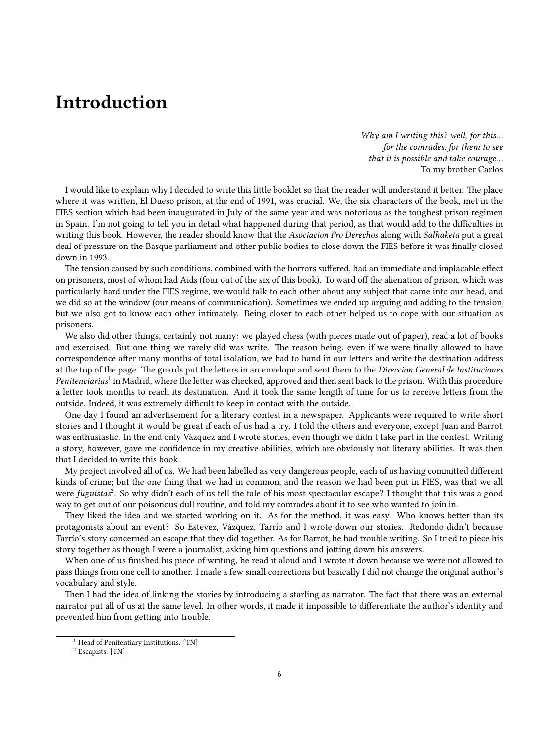# Introduction

*Why am I writing this? well, for this…*
*for the comrades, for them to see*
*that it is possible and take courage…*
To my brother Carlos

I would like to explain why I decided to write this little booklet so that the reader will understand it better. The place where it was written, El Dueso prison, at the end of 1991, was crucial. We, the six characters of the book, met in the FIES section which had been inaugurated in July of the same year and was notorious as the toughest prison regimen in Spain. I'm not going to tell you in detail what happened during that period, as that would add to the difficulties in writing this book. However, the reader should know that the *Asociacion Pro Derechos* along with *Salhaketa* put a great deal of pressure on the Basque parliament and other public bodies to close down the FIES before it was finally closed down in 1993.

The tension caused by such conditions, combined with the horrors suffered, had an immediate and implacable effect on prisoners, most of whom had Aids (four out of the six of this book). To ward off the alienation of prison, which was particularly hard under the FIES regime, we would talk to each other about any subject that came into our head, and we did so at the window (our means of communication). Sometimes we ended up arguing and adding to the tension, but we also got to know each other intimately. Being closer to each other helped us to cope with our situation as prisoners.

We also did other things, certainly not many: we played chess (with pieces made out of paper), read a lot of books and exercised. But one thing we rarely did was write. The reason being, even if we were finally allowed to have correspondence after many months of total isolation, we had to hand in our letters and write the destination address at the top of the page. The guards put the letters in an envelope and sent them to the *Direccion General de Instituciones Penitenciarias*[1] in Madrid, where the letter was checked, approved and then sent back to the prison. With this procedure a letter took months to reach its destination. And it took the same length of time for us to receive letters from the outside. Indeed, it was extremely difficult to keep in contact with the outside.

One day I found an advertisement for a literary contest in a newspaper. Applicants were required to write short stories and I thought it would be great if each of us had a try. I told the others and everyone, except Juan and Barrot, was enthusiastic. In the end only Vázquez and I wrote stories, even though we didn't take part in the contest. Writing a story, however, gave me confidence in my creative abilities, which are obviously not literary abilities. It was then that I decided to write this book.

My project involved all of us. We had been labelled as very dangerous people, each of us having committed different kinds of crime; but the one thing that we had in common, and the reason we had been put in FIES, was that we all were *fuguistas*[2]. So why didn't each of us tell the tale of his most spectacular escape? I thought that this was a good way to get out of our poisonous dull routine, and told my comrades about it to see who wanted to join in.

They liked the idea and we started working on it. As for the method, it was easy. Who knows better than its protagonists about an event? So Estevez, Vázquez, Tarrío and I wrote down our stories. Redondo didn't because Tarrío's story concerned an escape that they did together. As for Barrot, he had trouble writing. So I tried to piece his story together as though I were a journalist, asking him questions and jotting down his answers.

When one of us finished his piece of writing, he read it aloud and I wrote it down because we were not allowed to pass things from one cell to another. I made a few small corrections but basically I did not change the original author's vocabulary and style.

Then I had the idea of linking the stories by introducing a starling as narrator. The fact that there was an external narrator put all of us at the same level. In other words, it made it impossible to differentiate the author's identity and prevented him from getting into trouble.

[1] Head of Penitentiary Institutions. [TN]

[2] Escapists. [TN]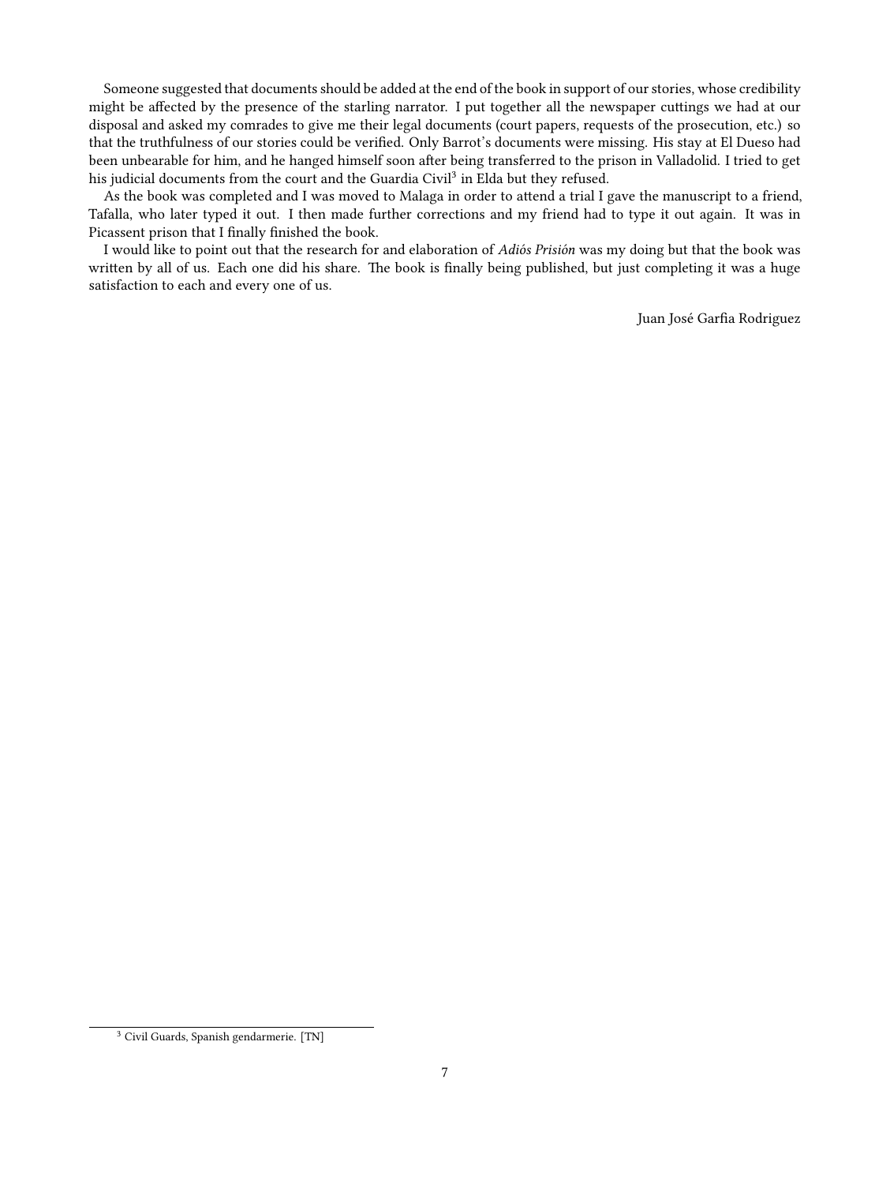Someone suggested that documents should be added at the end of the book in support of our stories, whose credibility might be affected by the presence of the starling narrator. I put together all the newspaper cuttings we had at our disposal and asked my comrades to give me their legal documents (court papers, requests of the prosecution, etc.) so that the truthfulness of our stories could be verified. Only Barrot's documents were missing. His stay at El Dueso had been unbearable for him, and he hanged himself soon after being transferred to the prison in Valladolid. I tried to get his judicial documents from the court and the Guardia Civil[3] in Elda but they refused.

As the book was completed and I was moved to Malaga in order to attend a trial I gave the manuscript to a friend, Tafalla, who later typed it out. I then made further corrections and my friend had to type it out again. It was in Picassent prison that I finally finished the book.

I would like to point out that the research for and elaboration of *Adiós Prisión* was my doing but that the book was written by all of us. Each one did his share. The book is finally being published, but just completing it was a huge satisfaction to each and every one of us.

Juan José Garfia Rodriguez

[3] Civil Guards, Spanish gendarmerie. [TN]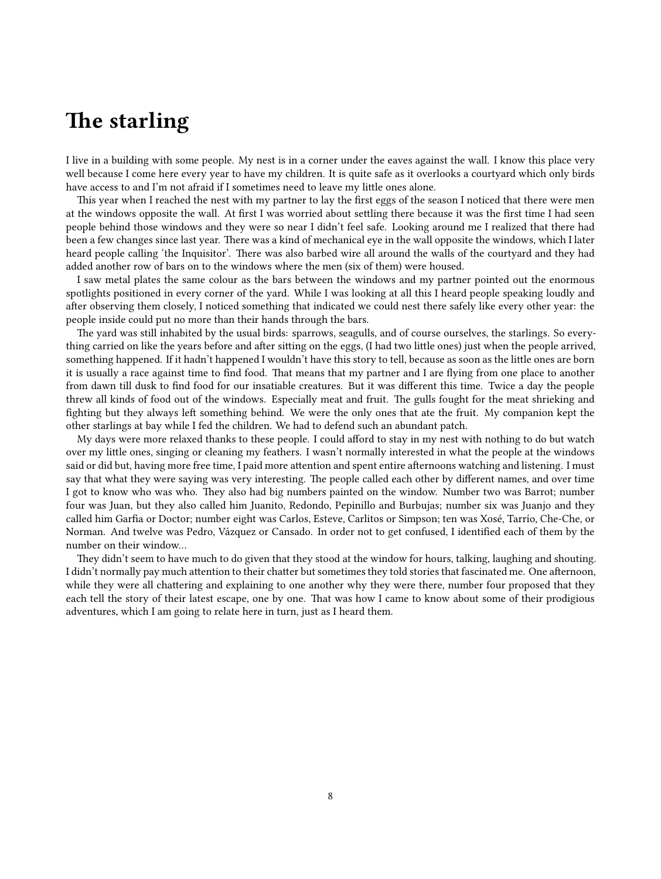# The starling

I live in a building with some people. My nest is in a corner under the eaves against the wall. I know this place very well because I come here every year to have my children. It is quite safe as it overlooks a courtyard which only birds have access to and I'm not afraid if I sometimes need to leave my little ones alone.

This year when I reached the nest with my partner to lay the first eggs of the season I noticed that there were men at the windows opposite the wall. At first I was worried about settling there because it was the first time I had seen people behind those windows and they were so near I didn't feel safe. Looking around me I realized that there had been a few changes since last year. There was a kind of mechanical eye in the wall opposite the windows, which I later heard people calling 'the Inquisitor'. There was also barbed wire all around the walls of the courtyard and they had added another row of bars on to the windows where the men (six of them) were housed.

I saw metal plates the same colour as the bars between the windows and my partner pointed out the enormous spotlights positioned in every corner of the yard. While I was looking at all this I heard people speaking loudly and after observing them closely, I noticed something that indicated we could nest there safely like every other year: the people inside could put no more than their hands through the bars.

The yard was still inhabited by the usual birds: sparrows, seagulls, and of course ourselves, the starlings. So everything carried on like the years before and after sitting on the eggs, (I had two little ones) just when the people arrived, something happened. If it hadn't happened I wouldn't have this story to tell, because as soon as the little ones are born it is usually a race against time to find food. That means that my partner and I are flying from one place to another from dawn till dusk to find food for our insatiable creatures. But it was different this time. Twice a day the people threw all kinds of food out of the windows. Especially meat and fruit. The gulls fought for the meat shrieking and fighting but they always left something behind. We were the only ones that ate the fruit. My companion kept the other starlings at bay while I fed the children. We had to defend such an abundant patch.

My days were more relaxed thanks to these people. I could afford to stay in my nest with nothing to do but watch over my little ones, singing or cleaning my feathers. I wasn't normally interested in what the people at the windows said or did but, having more free time, I paid more attention and spent entire afternoons watching and listening. I must say that what they were saying was very interesting. The people called each other by different names, and over time I got to know who was who. They also had big numbers painted on the window. Number two was Barrot; number four was Juan, but they also called him Juanito, Redondo, Pepinillo and Burbujas; number six was Juanjo and they called him Garfia or Doctor; number eight was Carlos, Esteve, Carlitos or Simpson; ten was Xosé, Tarrío, Che-Che, or Norman. And twelve was Pedro, Vázquez or Cansado. In order not to get confused, I identified each of them by the number on their window…

They didn't seem to have much to do given that they stood at the window for hours, talking, laughing and shouting. I didn't normally pay much attention to their chatter but sometimes they told stories that fascinated me. One afternoon, while they were all chattering and explaining to one another why they were there, number four proposed that they each tell the story of their latest escape, one by one. That was how I came to know about some of their prodigious adventures, which I am going to relate here in turn, just as I heard them.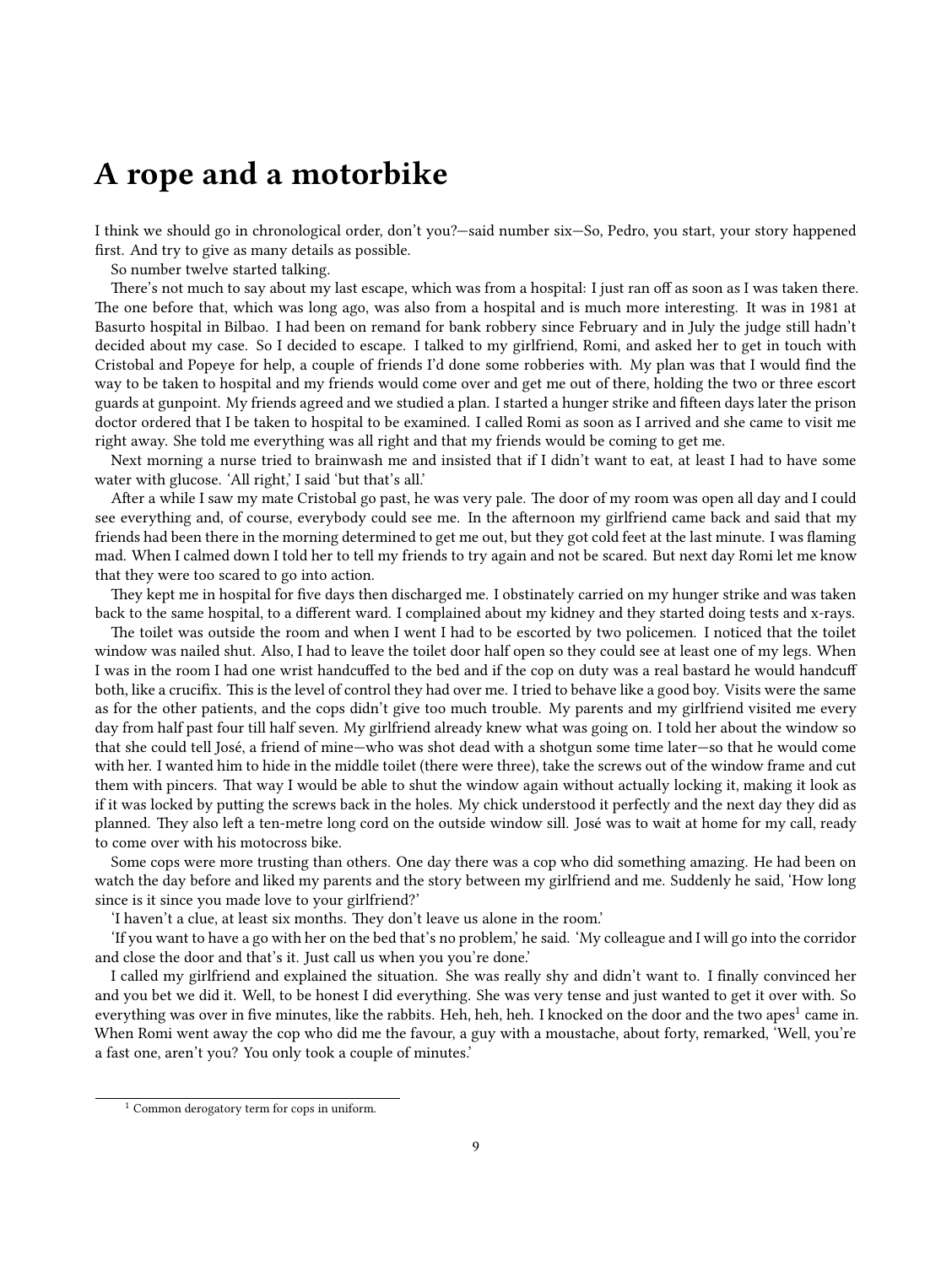# A rope and a motorbike

I think we should go in chronological order, don't you?—said number six—So, Pedro, you start, your story happened first. And try to give as many details as possible.

So number twelve started talking.

There's not much to say about my last escape, which was from a hospital: I just ran off as soon as I was taken there. The one before that, which was long ago, was also from a hospital and is much more interesting. It was in 1981 at Basurto hospital in Bilbao. I had been on remand for bank robbery since February and in July the judge still hadn't decided about my case. So I decided to escape. I talked to my girlfriend, Romi, and asked her to get in touch with Cristobal and Popeye for help, a couple of friends I'd done some robberies with. My plan was that I would find the way to be taken to hospital and my friends would come over and get me out of there, holding the two or three escort guards at gunpoint. My friends agreed and we studied a plan. I started a hunger strike and fifteen days later the prison doctor ordered that I be taken to hospital to be examined. I called Romi as soon as I arrived and she came to visit me right away. She told me everything was all right and that my friends would be coming to get me.

Next morning a nurse tried to brainwash me and insisted that if I didn't want to eat, at least I had to have some water with glucose. 'All right,' I said 'but that's all.'

After a while I saw my mate Cristobal go past, he was very pale. The door of my room was open all day and I could see everything and, of course, everybody could see me. In the afternoon my girlfriend came back and said that my friends had been there in the morning determined to get me out, but they got cold feet at the last minute. I was flaming mad. When I calmed down I told her to tell my friends to try again and not be scared. But next day Romi let me know that they were too scared to go into action.

They kept me in hospital for five days then discharged me. I obstinately carried on my hunger strike and was taken back to the same hospital, to a different ward. I complained about my kidney and they started doing tests and x-rays.

The toilet was outside the room and when I went I had to be escorted by two policemen. I noticed that the toilet window was nailed shut. Also, I had to leave the toilet door half open so they could see at least one of my legs. When I was in the room I had one wrist handcuffed to the bed and if the cop on duty was a real bastard he would handcuff both, like a crucifix. This is the level of control they had over me. I tried to behave like a good boy. Visits were the same as for the other patients, and the cops didn't give too much trouble. My parents and my girlfriend visited me every day from half past four till half seven. My girlfriend already knew what was going on. I told her about the window so that she could tell José, a friend of mine—who was shot dead with a shotgun some time later—so that he would come with her. I wanted him to hide in the middle toilet (there were three), take the screws out of the window frame and cut them with pincers. That way I would be able to shut the window again without actually locking it, making it look as if it was locked by putting the screws back in the holes. My chick understood it perfectly and the next day they did as planned. They also left a ten-metre long cord on the outside window sill. José was to wait at home for my call, ready to come over with his motocross bike.

Some cops were more trusting than others. One day there was a cop who did something amazing. He had been on watch the day before and liked my parents and the story between my girlfriend and me. Suddenly he said, 'How long since is it since you made love to your girlfriend?'

'I haven't a clue, at least six months. They don't leave us alone in the room.'

'If you want to have a go with her on the bed that's no problem,' he said. 'My colleague and I will go into the corridor and close the door and that's it. Just call us when you you're done.'

I called my girlfriend and explained the situation. She was really shy and didn't want to. I finally convinced her and you bet we did it. Well, to be honest I did everything. She was very tense and just wanted to get it over with. So everything was over in five minutes, like the rabbits. Heh, heh, heh. I knocked on the door and the two apes[1] came in. When Romi went away the cop who did me the favour, a guy with a moustache, about forty, remarked, 'Well, you're a fast one, aren't you? You only took a couple of minutes.'

---

[1] Common derogatory term for cops in uniform.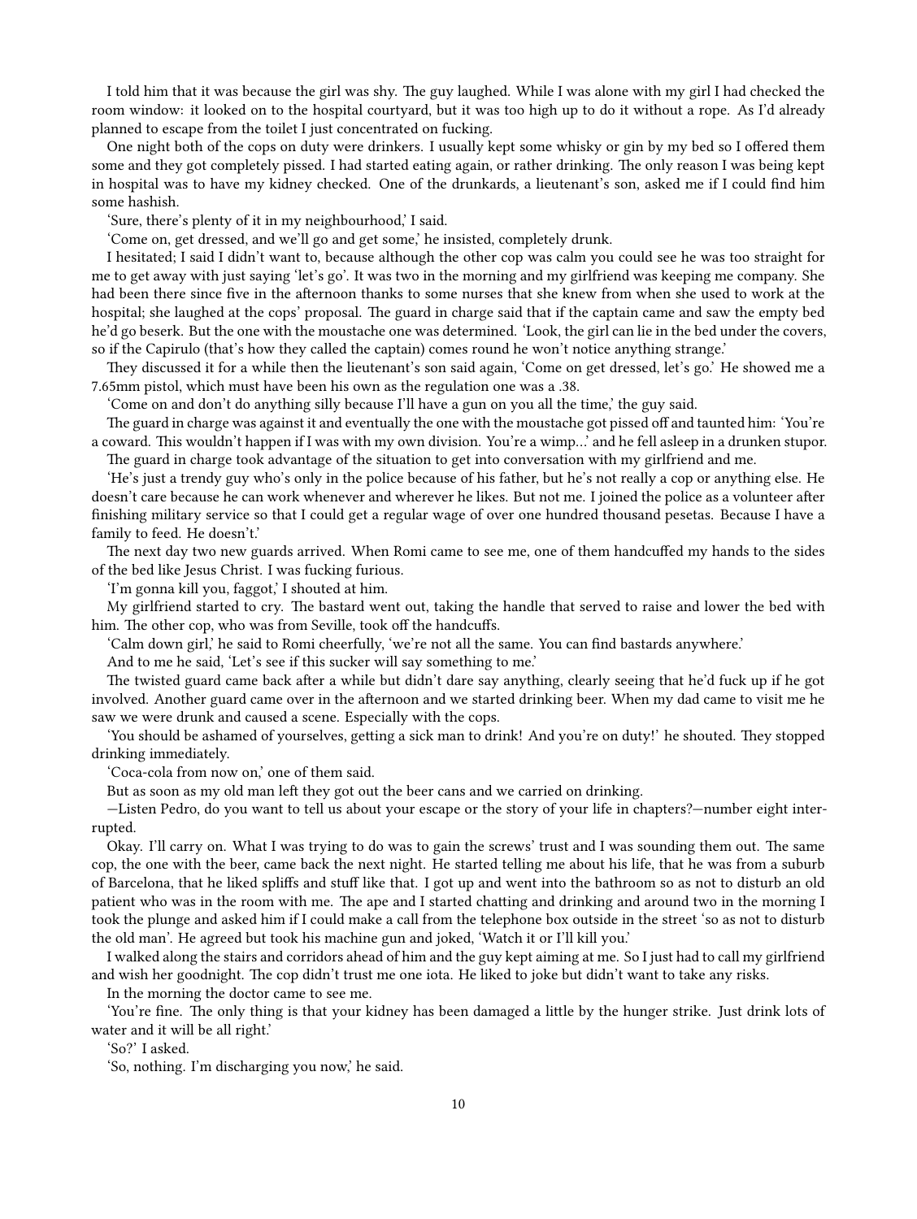I told him that it was because the girl was shy. The guy laughed. While I was alone with my girl I had checked the room window: it looked on to the hospital courtyard, but it was too high up to do it without a rope. As I'd already planned to escape from the toilet I just concentrated on fucking.

One night both of the cops on duty were drinkers. I usually kept some whisky or gin by my bed so I offered them some and they got completely pissed. I had started eating again, or rather drinking. The only reason I was being kept in hospital was to have my kidney checked. One of the drunkards, a lieutenant's son, asked me if I could find him some hashish.

'Sure, there's plenty of it in my neighbourhood,' I said.

'Come on, get dressed, and we'll go and get some,' he insisted, completely drunk.

I hesitated; I said I didn't want to, because although the other cop was calm you could see he was too straight for me to get away with just saying 'let's go'. It was two in the morning and my girlfriend was keeping me company. She had been there since five in the afternoon thanks to some nurses that she knew from when she used to work at the hospital; she laughed at the cops' proposal. The guard in charge said that if the captain came and saw the empty bed he'd go beserk. But the one with the moustache one was determined. 'Look, the girl can lie in the bed under the covers, so if the Capirulo (that's how they called the captain) comes round he won't notice anything strange.'

They discussed it for a while then the lieutenant's son said again, 'Come on get dressed, let's go.' He showed me a 7.65mm pistol, which must have been his own as the regulation one was a .38.

'Come on and don't do anything silly because I'll have a gun on you all the time,' the guy said.

The guard in charge was against it and eventually the one with the moustache got pissed off and taunted him: 'You're a coward. This wouldn't happen if I was with my own division. You're a wimp…' and he fell asleep in a drunken stupor.

The guard in charge took advantage of the situation to get into conversation with my girlfriend and me.

'He's just a trendy guy who's only in the police because of his father, but he's not really a cop or anything else. He doesn't care because he can work whenever and wherever he likes. But not me. I joined the police as a volunteer after finishing military service so that I could get a regular wage of over one hundred thousand pesetas. Because I have a family to feed. He doesn't.'

The next day two new guards arrived. When Romi came to see me, one of them handcuffed my hands to the sides of the bed like Jesus Christ. I was fucking furious.

'I'm gonna kill you, faggot,' I shouted at him.

My girlfriend started to cry. The bastard went out, taking the handle that served to raise and lower the bed with him. The other cop, who was from Seville, took off the handcuffs.

'Calm down girl,' he said to Romi cheerfully, 'we're not all the same. You can find bastards anywhere.'

And to me he said, 'Let's see if this sucker will say something to me.'

The twisted guard came back after a while but didn't dare say anything, clearly seeing that he'd fuck up if he got involved. Another guard came over in the afternoon and we started drinking beer. When my dad came to visit me he saw we were drunk and caused a scene. Especially with the cops.

'You should be ashamed of yourselves, getting a sick man to drink! And you're on duty!' he shouted. They stopped drinking immediately.

'Coca-cola from now on,' one of them said.

But as soon as my old man left they got out the beer cans and we carried on drinking.

—Listen Pedro, do you want to tell us about your escape or the story of your life in chapters?—number eight interrupted.

Okay. I'll carry on. What I was trying to do was to gain the screws' trust and I was sounding them out. The same cop, the one with the beer, came back the next night. He started telling me about his life, that he was from a suburb of Barcelona, that he liked spliffs and stuff like that. I got up and went into the bathroom so as not to disturb an old patient who was in the room with me. The ape and I started chatting and drinking and around two in the morning I took the plunge and asked him if I could make a call from the telephone box outside in the street 'so as not to disturb the old man'. He agreed but took his machine gun and joked, 'Watch it or I'll kill you.'

I walked along the stairs and corridors ahead of him and the guy kept aiming at me. So I just had to call my girlfriend and wish her goodnight. The cop didn't trust me one iota. He liked to joke but didn't want to take any risks.

In the morning the doctor came to see me.

'You're fine. The only thing is that your kidney has been damaged a little by the hunger strike. Just drink lots of water and it will be all right.'

'So?' I asked.

'So, nothing. I'm discharging you now,' he said.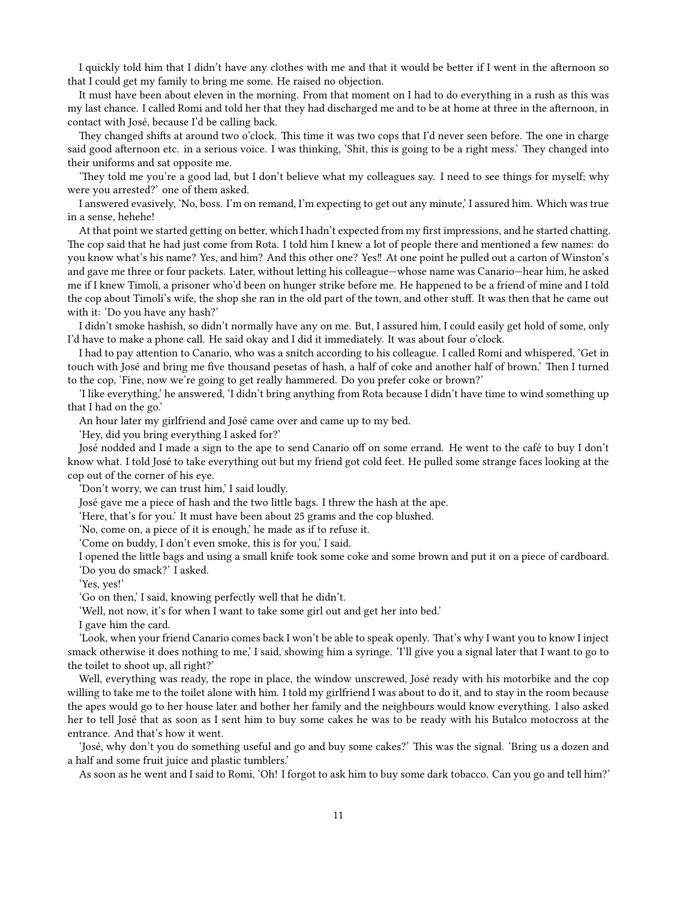I quickly told him that I didn't have any clothes with me and that it would be better if I went in the afternoon so that I could get my family to bring me some. He raised no objection.

It must have been about eleven in the morning. From that moment on I had to do everything in a rush as this was my last chance. I called Romi and told her that they had discharged me and to be at home at three in the afternoon, in contact with José, because I'd be calling back.

They changed shifts at around two o'clock. This time it was two cops that I'd never seen before. The one in charge said good afternoon etc. in a serious voice. I was thinking, 'Shit, this is going to be a right mess.' They changed into their uniforms and sat opposite me.

'They told me you're a good lad, but I don't believe what my colleagues say. I need to see things for myself; why were you arrested?' one of them asked.

I answered evasively, 'No, boss. I'm on remand, I'm expecting to get out any minute,' I assured him. Which was true in a sense, hehehe!

At that point we started getting on better, which I hadn't expected from my first impressions, and he started chatting. The cop said that he had just come from Rota. I told him I knew a lot of people there and mentioned a few names: do you know what's his name? Yes, and him? And this other one? Yes‼ At one point he pulled out a carton of Winston's and gave me three or four packets. Later, without letting his colleague—whose name was Canario—hear him, he asked me if I knew Timoli, a prisoner who'd been on hunger strike before me. He happened to be a friend of mine and I told the cop about Timoli's wife, the shop she ran in the old part of the town, and other stuff. It was then that he came out with it: 'Do you have any hash?'

I didn't smoke hashish, so didn't normally have any on me. But, I assured him, I could easily get hold of some, only I'd have to make a phone call. He said okay and I did it immediately. It was about four o'clock.

I had to pay attention to Canario, who was a snitch according to his colleague. I called Romi and whispered, 'Get in touch with José and bring me five thousand pesetas of hash, a half of coke and another half of brown.' Then I turned to the cop, 'Fine, now we're going to get really hammered. Do you prefer coke or brown?'

'I like everything,' he answered, 'I didn't bring anything from Rota because I didn't have time to wind something up that I had on the go.'

An hour later my girlfriend and José came over and came up to my bed.

'Hey, did you bring everything I asked for?'

José nodded and I made a sign to the ape to send Canario off on some errand. He went to the café to buy I don't know what. I told José to take everything out but my friend got cold feet. He pulled some strange faces looking at the cop out of the corner of his eye.

'Don't worry, we can trust him,' I said loudly.

José gave me a piece of hash and the two little bags. I threw the hash at the ape.

'Here, that's for you.' It must have been about 25 grams and the cop blushed.

'No, come on, a piece of it is enough,' he made as if to refuse it.

'Come on buddy, I don't even smoke, this is for you,' I said.

I opened the little bags and using a small knife took some coke and some brown and put it on a piece of cardboard.

'Do you do smack?' I asked.

'Yes, yes!'

'Go on then,' I said, knowing perfectly well that he didn't.

'Well, not now, it's for when I want to take some girl out and get her into bed.'

I gave him the card.

'Look, when your friend Canario comes back I won't be able to speak openly. That's why I want you to know I inject smack otherwise it does nothing to me,' I said, showing him a syringe. 'I'll give you a signal later that I want to go to the toilet to shoot up, all right?'

Well, everything was ready, the rope in place, the window unscrewed, José ready with his motorbike and the cop willing to take me to the toilet alone with him. I told my girlfriend I was about to do it, and to stay in the room because the apes would go to her house later and bother her family and the neighbours would know everything. I also asked her to tell José that as soon as I sent him to buy some cakes he was to be ready with his Butalco motocross at the entrance. And that's how it went.

'José, why don't you do something useful and go and buy some cakes?' This was the signal. 'Bring us a dozen and a half and some fruit juice and plastic tumblers.'

As soon as he went and I said to Romi, 'Oh! I forgot to ask him to buy some dark tobacco. Can you go and tell him?'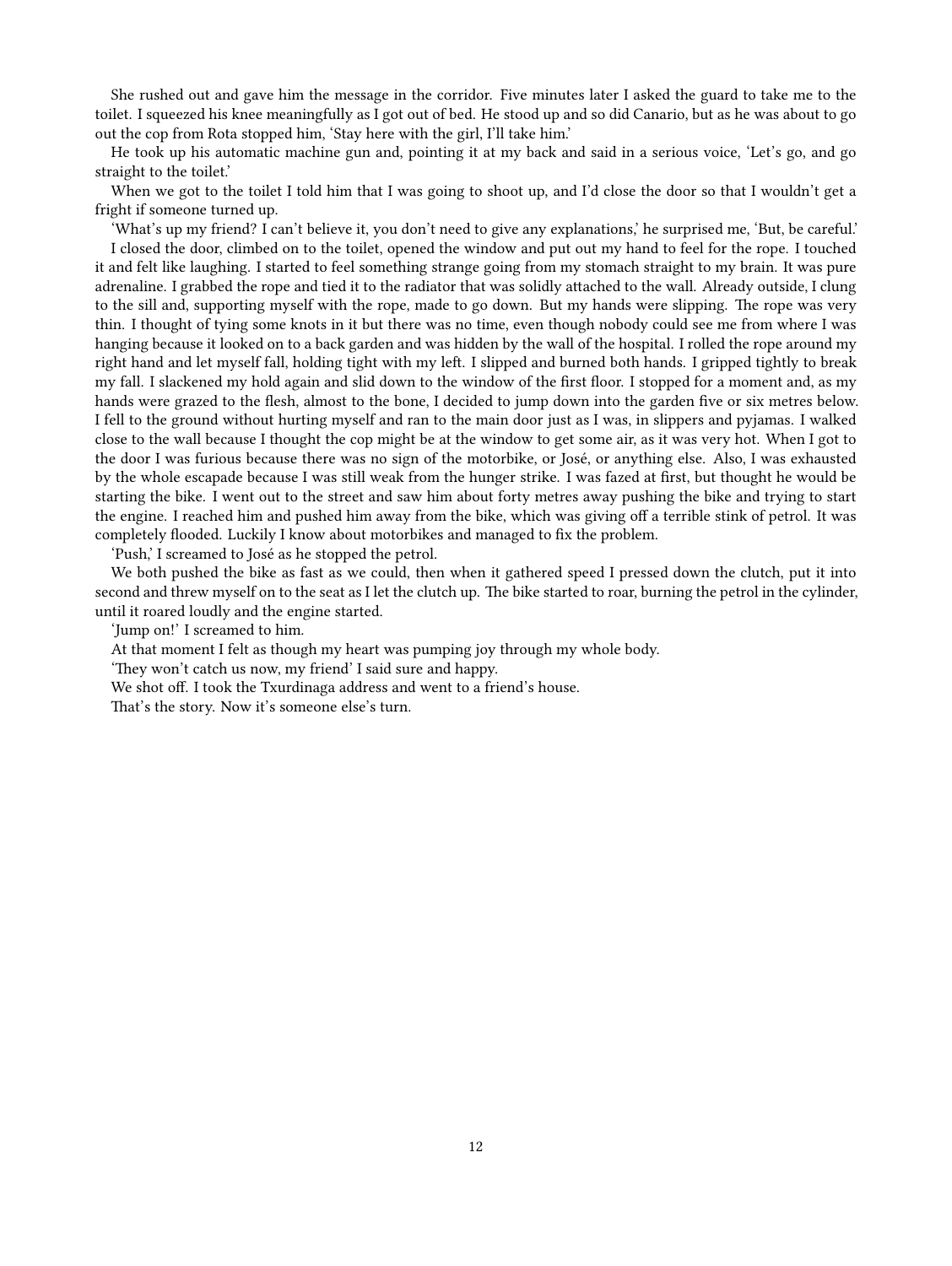She rushed out and gave him the message in the corridor. Five minutes later I asked the guard to take me to the toilet. I squeezed his knee meaningfully as I got out of bed. He stood up and so did Canario, but as he was about to go out the cop from Rota stopped him, 'Stay here with the girl, I'll take him.'

He took up his automatic machine gun and, pointing it at my back and said in a serious voice, 'Let's go, and go straight to the toilet.'

When we got to the toilet I told him that I was going to shoot up, and I'd close the door so that I wouldn't get a fright if someone turned up.

'What's up my friend? I can't believe it, you don't need to give any explanations,' he surprised me, 'But, be careful.'

I closed the door, climbed on to the toilet, opened the window and put out my hand to feel for the rope. I touched it and felt like laughing. I started to feel something strange going from my stomach straight to my brain. It was pure adrenaline. I grabbed the rope and tied it to the radiator that was solidly attached to the wall. Already outside, I clung to the sill and, supporting myself with the rope, made to go down. But my hands were slipping. The rope was very thin. I thought of tying some knots in it but there was no time, even though nobody could see me from where I was hanging because it looked on to a back garden and was hidden by the wall of the hospital. I rolled the rope around my right hand and let myself fall, holding tight with my left. I slipped and burned both hands. I gripped tightly to break my fall. I slackened my hold again and slid down to the window of the first floor. I stopped for a moment and, as my hands were grazed to the flesh, almost to the bone, I decided to jump down into the garden five or six metres below. I fell to the ground without hurting myself and ran to the main door just as I was, in slippers and pyjamas. I walked close to the wall because I thought the cop might be at the window to get some air, as it was very hot. When I got to the door I was furious because there was no sign of the motorbike, or José, or anything else. Also, I was exhausted by the whole escapade because I was still weak from the hunger strike. I was fazed at first, but thought he would be starting the bike. I went out to the street and saw him about forty metres away pushing the bike and trying to start the engine. I reached him and pushed him away from the bike, which was giving off a terrible stink of petrol. It was completely flooded. Luckily I know about motorbikes and managed to fix the problem.

'Push,' I screamed to José as he stopped the petrol.

We both pushed the bike as fast as we could, then when it gathered speed I pressed down the clutch, put it into second and threw myself on to the seat as I let the clutch up. The bike started to roar, burning the petrol in the cylinder, until it roared loudly and the engine started.

'Jump on!' I screamed to him.

At that moment I felt as though my heart was pumping joy through my whole body.

'They won't catch us now, my friend' I said sure and happy.

We shot off. I took the Txurdinaga address and went to a friend's house.

That's the story. Now it's someone else's turn.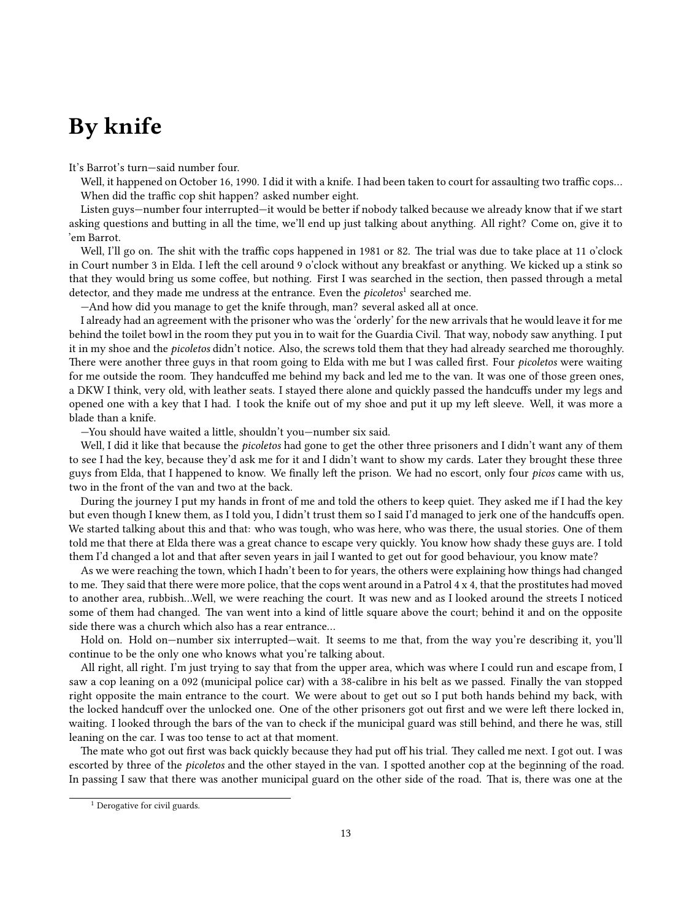# By knife

It's Barrot's turn—said number four.

Well, it happened on October 16, 1990. I did it with a knife. I had been taken to court for assaulting two traffic cops…

When did the traffic cop shit happen? asked number eight.

Listen guys—number four interrupted—it would be better if nobody talked because we already know that if we start asking questions and butting in all the time, we'll end up just talking about anything. All right? Come on, give it to 'em Barrot.

Well, I'll go on. The shit with the traffic cops happened in 1981 or 82. The trial was due to take place at 11 o'clock in Court number 3 in Elda. I left the cell around 9 o'clock without any breakfast or anything. We kicked up a stink so that they would bring us some coffee, but nothing. First I was searched in the section, then passed through a metal detector, and they made me undress at the entrance. Even the *picoletos*[1] searched me.

—And how did you manage to get the knife through, man? several asked all at once.

I already had an agreement with the prisoner who was the 'orderly' for the new arrivals that he would leave it for me behind the toilet bowl in the room they put you in to wait for the Guardia Civil. That way, nobody saw anything. I put it in my shoe and the *picoletos* didn't notice. Also, the screws told them that they had already searched me thoroughly. There were another three guys in that room going to Elda with me but I was called first. Four *picoletos* were waiting for me outside the room. They handcuffed me behind my back and led me to the van. It was one of those green ones, a DKW I think, very old, with leather seats. I stayed there alone and quickly passed the handcuffs under my legs and opened one with a key that I had. I took the knife out of my shoe and put it up my left sleeve. Well, it was more a blade than a knife.

—You should have waited a little, shouldn't you—number six said.

Well, I did it like that because the *picoletos* had gone to get the other three prisoners and I didn't want any of them to see I had the key, because they'd ask me for it and I didn't want to show my cards. Later they brought these three guys from Elda, that I happened to know. We finally left the prison. We had no escort, only four *picos* came with us, two in the front of the van and two at the back.

During the journey I put my hands in front of me and told the others to keep quiet. They asked me if I had the key but even though I knew them, as I told you, I didn't trust them so I said I'd managed to jerk one of the handcuffs open. We started talking about this and that: who was tough, who was here, who was there, the usual stories. One of them told me that there at Elda there was a great chance to escape very quickly. You know how shady these guys are. I told them I'd changed a lot and that after seven years in jail I wanted to get out for good behaviour, you know mate?

As we were reaching the town, which I hadn't been to for years, the others were explaining how things had changed to me. They said that there were more police, that the cops went around in a Patrol 4 x 4, that the prostitutes had moved to another area, rubbish…Well, we were reaching the court. It was new and as I looked around the streets I noticed some of them had changed. The van went into a kind of little square above the court; behind it and on the opposite side there was a church which also has a rear entrance…

Hold on. Hold on—number six interrupted—wait. It seems to me that, from the way you're describing it, you'll continue to be the only one who knows what you're talking about.

All right, all right. I'm just trying to say that from the upper area, which was where I could run and escape from, I saw a cop leaning on a 092 (municipal police car) with a 38-calibre in his belt as we passed. Finally the van stopped right opposite the main entrance to the court. We were about to get out so I put both hands behind my back, with the locked handcuff over the unlocked one. One of the other prisoners got out first and we were left there locked in, waiting. I looked through the bars of the van to check if the municipal guard was still behind, and there he was, still leaning on the car. I was too tense to act at that moment.

The mate who got out first was back quickly because they had put off his trial. They called me next. I got out. I was escorted by three of the *picoletos* and the other stayed in the van. I spotted another cop at the beginning of the road. In passing I saw that there was another municipal guard on the other side of the road. That is, there was one at the

[1] Derogative for civil guards.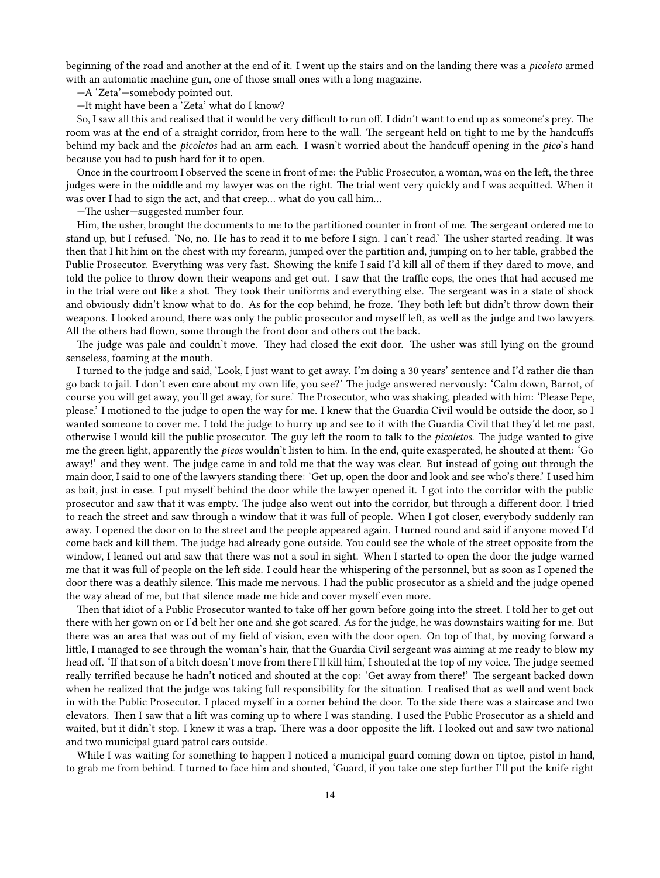beginning of the road and another at the end of it. I went up the stairs and on the landing there was a *picoleto* armed with an automatic machine gun, one of those small ones with a long magazine.

—A 'Zeta'—somebody pointed out.

—It might have been a 'Zeta' what do I know?

So, I saw all this and realised that it would be very difficult to run off. I didn't want to end up as someone's prey. The room was at the end of a straight corridor, from here to the wall. The sergeant held on tight to me by the handcuffs behind my back and the *picoletos* had an arm each. I wasn't worried about the handcuff opening in the *pico*'s hand because you had to push hard for it to open.

Once in the courtroom I observed the scene in front of me: the Public Prosecutor, a woman, was on the left, the three judges were in the middle and my lawyer was on the right. The trial went very quickly and I was acquitted. When it was over I had to sign the act, and that creep… what do you call him…

—The usher—suggested number four.

Him, the usher, brought the documents to me to the partitioned counter in front of me. The sergeant ordered me to stand up, but I refused. 'No, no. He has to read it to me before I sign. I can't read.' The usher started reading. It was then that I hit him on the chest with my forearm, jumped over the partition and, jumping on to her table, grabbed the Public Prosecutor. Everything was very fast. Showing the knife I said I'd kill all of them if they dared to move, and told the police to throw down their weapons and get out. I saw that the traffic cops, the ones that had accused me in the trial were out like a shot. They took their uniforms and everything else. The sergeant was in a state of shock and obviously didn't know what to do. As for the cop behind, he froze. They both left but didn't throw down their weapons. I looked around, there was only the public prosecutor and myself left, as well as the judge and two lawyers. All the others had flown, some through the front door and others out the back.

The judge was pale and couldn't move. They had closed the exit door. The usher was still lying on the ground senseless, foaming at the mouth.

I turned to the judge and said, 'Look, I just want to get away. I'm doing a 30 years' sentence and I'd rather die than go back to jail. I don't even care about my own life, you see?' The judge answered nervously: 'Calm down, Barrot, of course you will get away, you'll get away, for sure.' The Prosecutor, who was shaking, pleaded with him: 'Please Pepe, please.' I motioned to the judge to open the way for me. I knew that the Guardia Civil would be outside the door, so I wanted someone to cover me. I told the judge to hurry up and see to it with the Guardia Civil that they'd let me past, otherwise I would kill the public prosecutor. The guy left the room to talk to the *picoletos*. The judge wanted to give me the green light, apparently the *picos* wouldn't listen to him. In the end, quite exasperated, he shouted at them: 'Go away!' and they went. The judge came in and told me that the way was clear. But instead of going out through the main door, I said to one of the lawyers standing there: 'Get up, open the door and look and see who's there.' I used him as bait, just in case. I put myself behind the door while the lawyer opened it. I got into the corridor with the public prosecutor and saw that it was empty. The judge also went out into the corridor, but through a different door. I tried to reach the street and saw through a window that it was full of people. When I got closer, everybody suddenly ran away. I opened the door on to the street and the people appeared again. I turned round and said if anyone moved I'd come back and kill them. The judge had already gone outside. You could see the whole of the street opposite from the window, I leaned out and saw that there was not a soul in sight. When I started to open the door the judge warned me that it was full of people on the left side. I could hear the whispering of the personnel, but as soon as I opened the door there was a deathly silence. This made me nervous. I had the public prosecutor as a shield and the judge opened the way ahead of me, but that silence made me hide and cover myself even more.

Then that idiot of a Public Prosecutor wanted to take off her gown before going into the street. I told her to get out there with her gown on or I'd belt her one and she got scared. As for the judge, he was downstairs waiting for me. But there was an area that was out of my field of vision, even with the door open. On top of that, by moving forward a little, I managed to see through the woman's hair, that the Guardia Civil sergeant was aiming at me ready to blow my head off. 'If that son of a bitch doesn't move from there I'll kill him,' I shouted at the top of my voice. The judge seemed really terrified because he hadn't noticed and shouted at the cop: 'Get away from there!' The sergeant backed down when he realized that the judge was taking full responsibility for the situation. I realised that as well and went back in with the Public Prosecutor. I placed myself in a corner behind the door. To the side there was a staircase and two elevators. Then I saw that a lift was coming up to where I was standing. I used the Public Prosecutor as a shield and waited, but it didn't stop. I knew it was a trap. There was a door opposite the lift. I looked out and saw two national and two municipal guard patrol cars outside.

While I was waiting for something to happen I noticed a municipal guard coming down on tiptoe, pistol in hand, to grab me from behind. I turned to face him and shouted, 'Guard, if you take one step further I'll put the knife right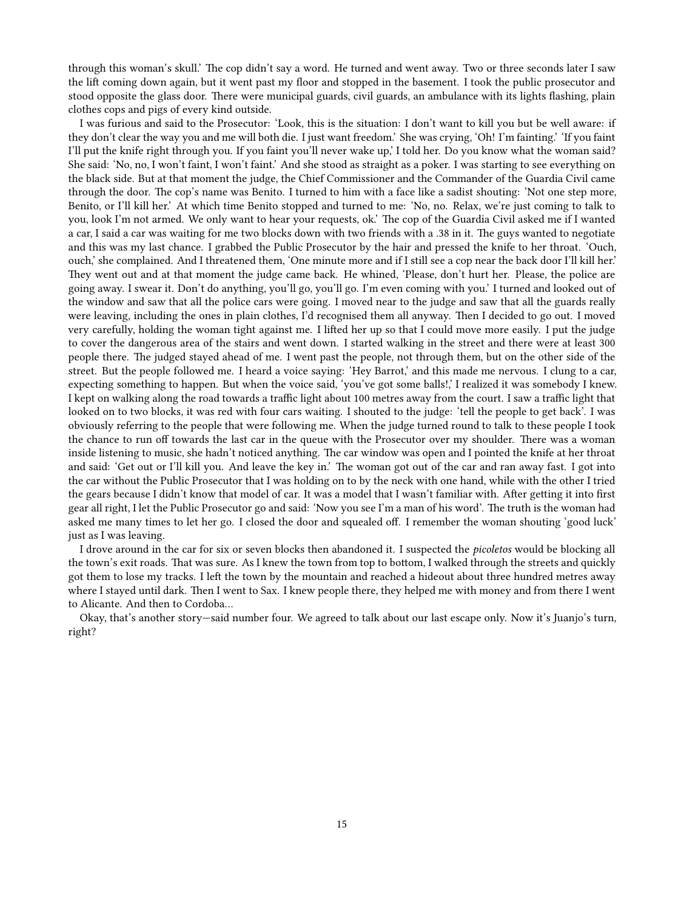through this woman's skull.' The cop didn't say a word. He turned and went away. Two or three seconds later I saw the lift coming down again, but it went past my floor and stopped in the basement. I took the public prosecutor and stood opposite the glass door. There were municipal guards, civil guards, an ambulance with its lights flashing, plain clothes cops and pigs of every kind outside.

I was furious and said to the Prosecutor: 'Look, this is the situation: I don't want to kill you but be well aware: if they don't clear the way you and me will both die. I just want freedom.' She was crying, 'Oh! I'm fainting.' 'If you faint I'll put the knife right through you. If you faint you'll never wake up,' I told her. Do you know what the woman said? She said: 'No, no, I won't faint, I won't faint.' And she stood as straight as a poker. I was starting to see everything on the black side. But at that moment the judge, the Chief Commissioner and the Commander of the Guardia Civil came through the door. The cop's name was Benito. I turned to him with a face like a sadist shouting: 'Not one step more, Benito, or I'll kill her.' At which time Benito stopped and turned to me: 'No, no. Relax, we're just coming to talk to you, look I'm not armed. We only want to hear your requests, ok.' The cop of the Guardia Civil asked me if I wanted a car, I said a car was waiting for me two blocks down with two friends with a .38 in it. The guys wanted to negotiate and this was my last chance. I grabbed the Public Prosecutor by the hair and pressed the knife to her throat. 'Ouch, ouch,' she complained. And I threatened them, 'One minute more and if I still see a cop near the back door I'll kill her.' They went out and at that moment the judge came back. He whined, 'Please, don't hurt her. Please, the police are going away. I swear it. Don't do anything, you'll go, you'll go. I'm even coming with you.' I turned and looked out of the window and saw that all the police cars were going. I moved near to the judge and saw that all the guards really were leaving, including the ones in plain clothes, I'd recognised them all anyway. Then I decided to go out. I moved very carefully, holding the woman tight against me. I lifted her up so that I could move more easily. I put the judge to cover the dangerous area of the stairs and went down. I started walking in the street and there were at least 300 people there. The judged stayed ahead of me. I went past the people, not through them, but on the other side of the street. But the people followed me. I heard a voice saying: 'Hey Barrot,' and this made me nervous. I clung to a car, expecting something to happen. But when the voice said, 'you've got some balls!,' I realized it was somebody I knew. I kept on walking along the road towards a traffic light about 100 metres away from the court. I saw a traffic light that looked on to two blocks, it was red with four cars waiting. I shouted to the judge: 'tell the people to get back'. I was obviously referring to the people that were following me. When the judge turned round to talk to these people I took the chance to run off towards the last car in the queue with the Prosecutor over my shoulder. There was a woman inside listening to music, she hadn't noticed anything. The car window was open and I pointed the knife at her throat and said: 'Get out or I'll kill you. And leave the key in.' The woman got out of the car and ran away fast. I got into the car without the Public Prosecutor that I was holding on to by the neck with one hand, while with the other I tried the gears because I didn't know that model of car. It was a model that I wasn't familiar with. After getting it into first gear all right, I let the Public Prosecutor go and said: 'Now you see I'm a man of his word'. The truth is the woman had asked me many times to let her go. I closed the door and squealed off. I remember the woman shouting 'good luck' just as I was leaving.

I drove around in the car for six or seven blocks then abandoned it. I suspected the *picoletos* would be blocking all the town's exit roads. That was sure. As I knew the town from top to bottom, I walked through the streets and quickly got them to lose my tracks. I left the town by the mountain and reached a hideout about three hundred metres away where I stayed until dark. Then I went to Sax. I knew people there, they helped me with money and from there I went to Alicante. And then to Cordoba…

Okay, that's another story—said number four. We agreed to talk about our last escape only. Now it's Juanjo's turn, right?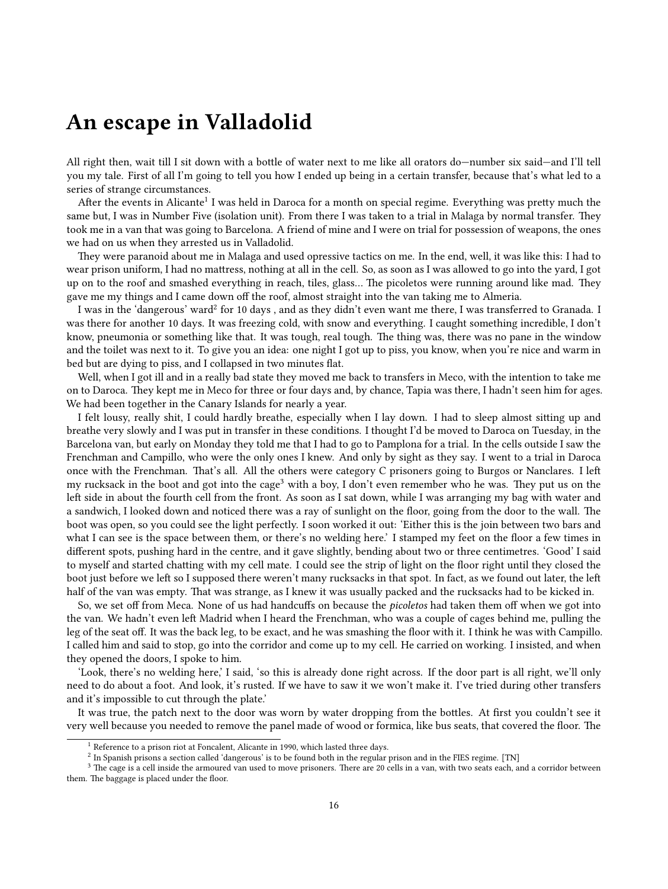# An escape in Valladolid

All right then, wait till I sit down with a bottle of water next to me like all orators do—number six said—and I'll tell you my tale. First of all I'm going to tell you how I ended up being in a certain transfer, because that's what led to a series of strange circumstances.

After the events in Alicante[1] I was held in Daroca for a month on special regime. Everything was pretty much the same but, I was in Number Five (isolation unit). From there I was taken to a trial in Malaga by normal transfer. They took me in a van that was going to Barcelona. A friend of mine and I were on trial for possession of weapons, the ones we had on us when they arrested us in Valladolid.

They were paranoid about me in Malaga and used opressive tactics on me. In the end, well, it was like this: I had to wear prison uniform, I had no mattress, nothing at all in the cell. So, as soon as I was allowed to go into the yard, I got up on to the roof and smashed everything in reach, tiles, glass… The picoletos were running around like mad. They gave me my things and I came down off the roof, almost straight into the van taking me to Almeria.

I was in the 'dangerous' ward[2] for 10 days , and as they didn't even want me there, I was transferred to Granada. I was there for another 10 days. It was freezing cold, with snow and everything. I caught something incredible, I don't know, pneumonia or something like that. It was tough, real tough. The thing was, there was no pane in the window and the toilet was next to it. To give you an idea: one night I got up to piss, you know, when you're nice and warm in bed but are dying to piss, and I collapsed in two minutes flat.

Well, when I got ill and in a really bad state they moved me back to transfers in Meco, with the intention to take me on to Daroca. They kept me in Meco for three or four days and, by chance, Tapia was there, I hadn't seen him for ages. We had been together in the Canary Islands for nearly a year.

I felt lousy, really shit, I could hardly breathe, especially when I lay down. I had to sleep almost sitting up and breathe very slowly and I was put in transfer in these conditions. I thought I'd be moved to Daroca on Tuesday, in the Barcelona van, but early on Monday they told me that I had to go to Pamplona for a trial. In the cells outside I saw the Frenchman and Campillo, who were the only ones I knew. And only by sight as they say. I went to a trial in Daroca once with the Frenchman. That's all. All the others were category C prisoners going to Burgos or Nanclares. I left my rucksack in the boot and got into the cage[3] with a boy, I don't even remember who he was. They put us on the left side in about the fourth cell from the front. As soon as I sat down, while I was arranging my bag with water and a sandwich, I looked down and noticed there was a ray of sunlight on the floor, going from the door to the wall. The boot was open, so you could see the light perfectly. I soon worked it out: 'Either this is the join between two bars and what I can see is the space between them, or there's no welding here.' I stamped my feet on the floor a few times in different spots, pushing hard in the centre, and it gave slightly, bending about two or three centimetres. 'Good' I said to myself and started chatting with my cell mate. I could see the strip of light on the floor right until they closed the boot just before we left so I supposed there weren't many rucksacks in that spot. In fact, as we found out later, the left half of the van was empty. That was strange, as I knew it was usually packed and the rucksacks had to be kicked in.

So, we set off from Meca. None of us had handcuffs on because the *picoletos* had taken them off when we got into the van. We hadn't even left Madrid when I heard the Frenchman, who was a couple of cages behind me, pulling the leg of the seat off. It was the back leg, to be exact, and he was smashing the floor with it. I think he was with Campillo. I called him and said to stop, go into the corridor and come up to my cell. He carried on working. I insisted, and when they opened the doors, I spoke to him.

'Look, there's no welding here,' I said, 'so this is already done right across. If the door part is all right, we'll only need to do about a foot. And look, it's rusted. If we have to saw it we won't make it. I've tried during other transfers and it's impossible to cut through the plate.'

It was true, the patch next to the door was worn by water dropping from the bottles. At first you couldn't see it very well because you needed to remove the panel made of wood or formica, like bus seats, that covered the floor. The

[1] Reference to a prison riot at Foncalent, Alicante in 1990, which lasted three days.

[2] In Spanish prisons a section called 'dangerous' is to be found both in the regular prison and in the FIES regime. [TN]

[3] The cage is a cell inside the armoured van used to move prisoners. There are 20 cells in a van, with two seats each, and a corridor between them. The baggage is placed under the floor.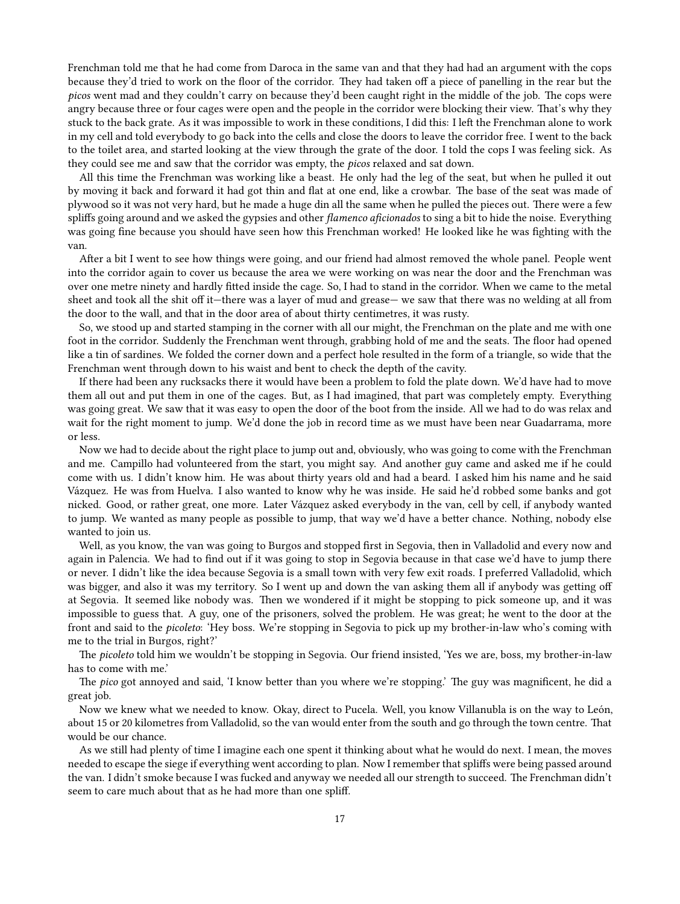Frenchman told me that he had come from Daroca in the same van and that they had had an argument with the cops because they'd tried to work on the floor of the corridor. They had taken off a piece of panelling in the rear but the *picos* went mad and they couldn't carry on because they'd been caught right in the middle of the job. The cops were angry because three or four cages were open and the people in the corridor were blocking their view. That's why they stuck to the back grate. As it was impossible to work in these conditions, I did this: I left the Frenchman alone to work in my cell and told everybody to go back into the cells and close the doors to leave the corridor free. I went to the back to the toilet area, and started looking at the view through the grate of the door. I told the cops I was feeling sick. As they could see me and saw that the corridor was empty, the *picos* relaxed and sat down.

All this time the Frenchman was working like a beast. He only had the leg of the seat, but when he pulled it out by moving it back and forward it had got thin and flat at one end, like a crowbar. The base of the seat was made of plywood so it was not very hard, but he made a huge din all the same when he pulled the pieces out. There were a few spliffs going around and we asked the gypsies and other *flamenco aficionados* to sing a bit to hide the noise. Everything was going fine because you should have seen how this Frenchman worked! He looked like he was fighting with the van.

After a bit I went to see how things were going, and our friend had almost removed the whole panel. People went into the corridor again to cover us because the area we were working on was near the door and the Frenchman was over one metre ninety and hardly fitted inside the cage. So, I had to stand in the corridor. When we came to the metal sheet and took all the shit off it—there was a layer of mud and grease— we saw that there was no welding at all from the door to the wall, and that in the door area of about thirty centimetres, it was rusty.

So, we stood up and started stamping in the corner with all our might, the Frenchman on the plate and me with one foot in the corridor. Suddenly the Frenchman went through, grabbing hold of me and the seats. The floor had opened like a tin of sardines. We folded the corner down and a perfect hole resulted in the form of a triangle, so wide that the Frenchman went through down to his waist and bent to check the depth of the cavity.

If there had been any rucksacks there it would have been a problem to fold the plate down. We'd have had to move them all out and put them in one of the cages. But, as I had imagined, that part was completely empty. Everything was going great. We saw that it was easy to open the door of the boot from the inside. All we had to do was relax and wait for the right moment to jump. We'd done the job in record time as we must have been near Guadarrama, more or less.

Now we had to decide about the right place to jump out and, obviously, who was going to come with the Frenchman and me. Campillo had volunteered from the start, you might say. And another guy came and asked me if he could come with us. I didn't know him. He was about thirty years old and had a beard. I asked him his name and he said Vázquez. He was from Huelva. I also wanted to know why he was inside. He said he'd robbed some banks and got nicked. Good, or rather great, one more. Later Vázquez asked everybody in the van, cell by cell, if anybody wanted to jump. We wanted as many people as possible to jump, that way we'd have a better chance. Nothing, nobody else wanted to join us.

Well, as you know, the van was going to Burgos and stopped first in Segovia, then in Valladolid and every now and again in Palencia. We had to find out if it was going to stop in Segovia because in that case we'd have to jump there or never. I didn't like the idea because Segovia is a small town with very few exit roads. I preferred Valladolid, which was bigger, and also it was my territory. So I went up and down the van asking them all if anybody was getting off at Segovia. It seemed like nobody was. Then we wondered if it might be stopping to pick someone up, and it was impossible to guess that. A guy, one of the prisoners, solved the problem. He was great; he went to the door at the front and said to the *picoleto*: 'Hey boss. We're stopping in Segovia to pick up my brother-in-law who's coming with me to the trial in Burgos, right?'

The *picoleto* told him we wouldn't be stopping in Segovia. Our friend insisted, 'Yes we are, boss, my brother-in-law has to come with me.'

The *pico* got annoyed and said, 'I know better than you where we're stopping.' The guy was magnificent, he did a great job.

Now we knew what we needed to know. Okay, direct to Pucela. Well, you know Villanubla is on the way to León, about 15 or 20 kilometres from Valladolid, so the van would enter from the south and go through the town centre. That would be our chance.

As we still had plenty of time I imagine each one spent it thinking about what he would do next. I mean, the moves needed to escape the siege if everything went according to plan. Now I remember that spliffs were being passed around the van. I didn't smoke because I was fucked and anyway we needed all our strength to succeed. The Frenchman didn't seem to care much about that as he had more than one spliff.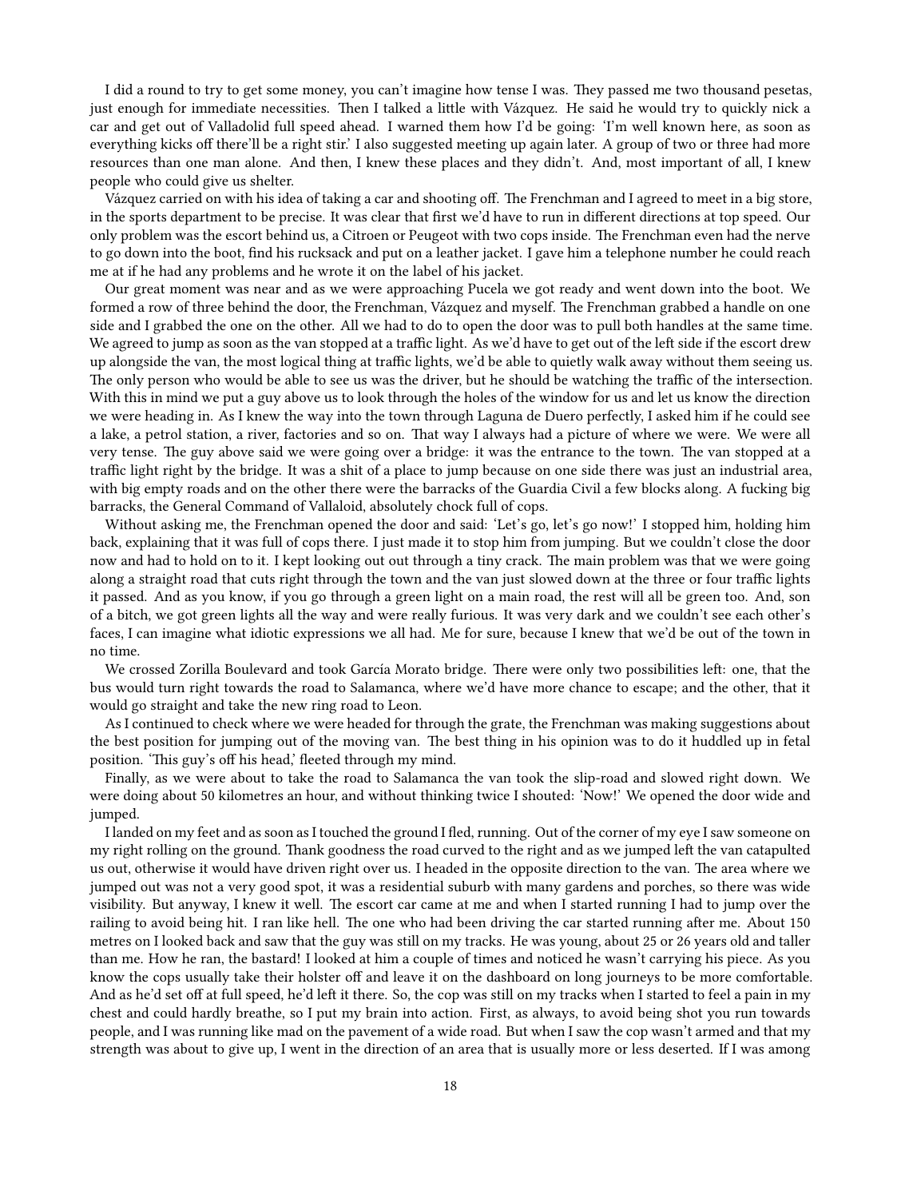I did a round to try to get some money, you can't imagine how tense I was. They passed me two thousand pesetas, just enough for immediate necessities. Then I talked a little with Vázquez. He said he would try to quickly nick a car and get out of Valladolid full speed ahead. I warned them how I'd be going: 'I'm well known here, as soon as everything kicks off there'll be a right stir.' I also suggested meeting up again later. A group of two or three had more resources than one man alone. And then, I knew these places and they didn't. And, most important of all, I knew people who could give us shelter.

Vázquez carried on with his idea of taking a car and shooting off. The Frenchman and I agreed to meet in a big store, in the sports department to be precise. It was clear that first we'd have to run in different directions at top speed. Our only problem was the escort behind us, a Citroen or Peugeot with two cops inside. The Frenchman even had the nerve to go down into the boot, find his rucksack and put on a leather jacket. I gave him a telephone number he could reach me at if he had any problems and he wrote it on the label of his jacket.

Our great moment was near and as we were approaching Pucela we got ready and went down into the boot. We formed a row of three behind the door, the Frenchman, Vázquez and myself. The Frenchman grabbed a handle on one side and I grabbed the one on the other. All we had to do to open the door was to pull both handles at the same time. We agreed to jump as soon as the van stopped at a traffic light. As we'd have to get out of the left side if the escort drew up alongside the van, the most logical thing at traffic lights, we'd be able to quietly walk away without them seeing us. The only person who would be able to see us was the driver, but he should be watching the traffic of the intersection. With this in mind we put a guy above us to look through the holes of the window for us and let us know the direction we were heading in. As I knew the way into the town through Laguna de Duero perfectly, I asked him if he could see a lake, a petrol station, a river, factories and so on. That way I always had a picture of where we were. We were all very tense. The guy above said we were going over a bridge: it was the entrance to the town. The van stopped at a traffic light right by the bridge. It was a shit of a place to jump because on one side there was just an industrial area, with big empty roads and on the other there were the barracks of the Guardia Civil a few blocks along. A fucking big barracks, the General Command of Vallaloid, absolutely chock full of cops.

Without asking me, the Frenchman opened the door and said: 'Let's go, let's go now!' I stopped him, holding him back, explaining that it was full of cops there. I just made it to stop him from jumping. But we couldn't close the door now and had to hold on to it. I kept looking out out through a tiny crack. The main problem was that we were going along a straight road that cuts right through the town and the van just slowed down at the three or four traffic lights it passed. And as you know, if you go through a green light on a main road, the rest will all be green too. And, son of a bitch, we got green lights all the way and were really furious. It was very dark and we couldn't see each other's faces, I can imagine what idiotic expressions we all had. Me for sure, because I knew that we'd be out of the town in no time.

We crossed Zorilla Boulevard and took García Morato bridge. There were only two possibilities left: one, that the bus would turn right towards the road to Salamanca, where we'd have more chance to escape; and the other, that it would go straight and take the new ring road to Leon.

As I continued to check where we were headed for through the grate, the Frenchman was making suggestions about the best position for jumping out of the moving van. The best thing in his opinion was to do it huddled up in fetal position. 'This guy's off his head,' fleeted through my mind.

Finally, as we were about to take the road to Salamanca the van took the slip-road and slowed right down. We were doing about 50 kilometres an hour, and without thinking twice I shouted: 'Now!' We opened the door wide and jumped.

I landed on my feet and as soon as I touched the ground I fled, running. Out of the corner of my eye I saw someone on my right rolling on the ground. Thank goodness the road curved to the right and as we jumped left the van catapulted us out, otherwise it would have driven right over us. I headed in the opposite direction to the van. The area where we jumped out was not a very good spot, it was a residential suburb with many gardens and porches, so there was wide visibility. But anyway, I knew it well. The escort car came at me and when I started running I had to jump over the railing to avoid being hit. I ran like hell. The one who had been driving the car started running after me. About 150 metres on I looked back and saw that the guy was still on my tracks. He was young, about 25 or 26 years old and taller than me. How he ran, the bastard! I looked at him a couple of times and noticed he wasn't carrying his piece. As you know the cops usually take their holster off and leave it on the dashboard on long journeys to be more comfortable. And as he'd set off at full speed, he'd left it there. So, the cop was still on my tracks when I started to feel a pain in my chest and could hardly breathe, so I put my brain into action. First, as always, to avoid being shot you run towards people, and I was running like mad on the pavement of a wide road. But when I saw the cop wasn't armed and that my strength was about to give up, I went in the direction of an area that is usually more or less deserted. If I was among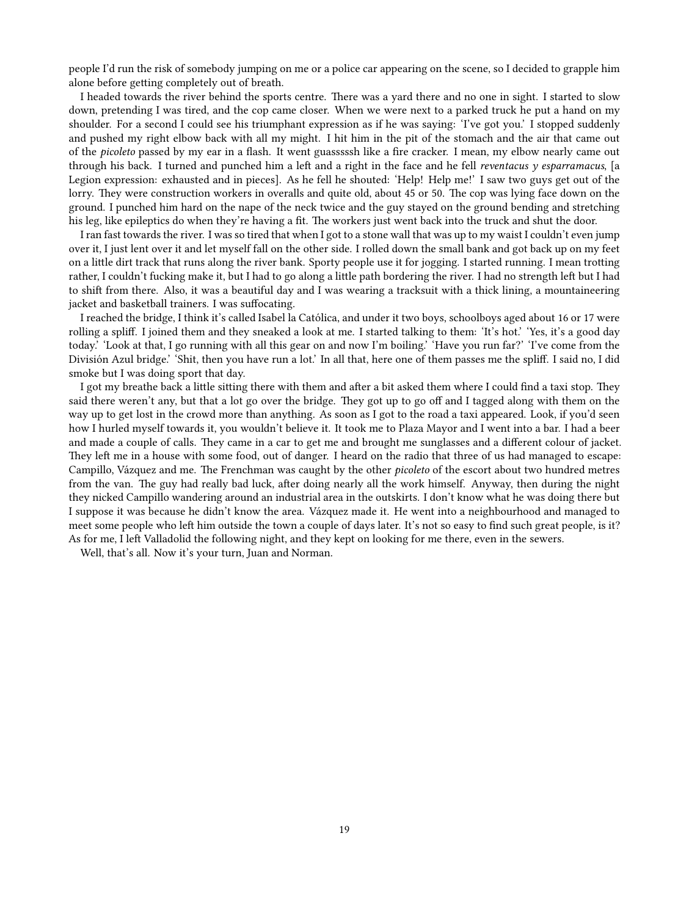people I'd run the risk of somebody jumping on me or a police car appearing on the scene, so I decided to grapple him alone before getting completely out of breath.

I headed towards the river behind the sports centre. There was a yard there and no one in sight. I started to slow down, pretending I was tired, and the cop came closer. When we were next to a parked truck he put a hand on my shoulder. For a second I could see his triumphant expression as if he was saying: 'I've got you.' I stopped suddenly and pushed my right elbow back with all my might. I hit him in the pit of the stomach and the air that came out of the *picoleto* passed by my ear in a flash. It went guasssssh like a fire cracker. I mean, my elbow nearly came out through his back. I turned and punched him a left and a right in the face and he fell *reventacus y esparramacus*, [a Legion expression: exhausted and in pieces]. As he fell he shouted: 'Help! Help me!' I saw two guys get out of the lorry. They were construction workers in overalls and quite old, about 45 or 50. The cop was lying face down on the ground. I punched him hard on the nape of the neck twice and the guy stayed on the ground bending and stretching his leg, like epileptics do when they're having a fit. The workers just went back into the truck and shut the door.

I ran fast towards the river. I was so tired that when I got to a stone wall that was up to my waist I couldn't even jump over it, I just lent over it and let myself fall on the other side. I rolled down the small bank and got back up on my feet on a little dirt track that runs along the river bank. Sporty people use it for jogging. I started running. I mean trotting rather, I couldn't fucking make it, but I had to go along a little path bordering the river. I had no strength left but I had to shift from there. Also, it was a beautiful day and I was wearing a tracksuit with a thick lining, a mountaineering jacket and basketball trainers. I was suffocating.

I reached the bridge, I think it's called Isabel la Católica, and under it two boys, schoolboys aged about 16 or 17 were rolling a spliff. I joined them and they sneaked a look at me. I started talking to them: 'It's hot.' 'Yes, it's a good day today.' 'Look at that, I go running with all this gear on and now I'm boiling.' 'Have you run far?' 'I've come from the División Azul bridge.' 'Shit, then you have run a lot.' In all that, here one of them passes me the spliff. I said no, I did smoke but I was doing sport that day.

I got my breathe back a little sitting there with them and after a bit asked them where I could find a taxi stop. They said there weren't any, but that a lot go over the bridge. They got up to go off and I tagged along with them on the way up to get lost in the crowd more than anything. As soon as I got to the road a taxi appeared. Look, if you'd seen how I hurled myself towards it, you wouldn't believe it. It took me to Plaza Mayor and I went into a bar. I had a beer and made a couple of calls. They came in a car to get me and brought me sunglasses and a different colour of jacket. They left me in a house with some food, out of danger. I heard on the radio that three of us had managed to escape: Campillo, Vázquez and me. The Frenchman was caught by the other *picoleto* of the escort about two hundred metres from the van. The guy had really bad luck, after doing nearly all the work himself. Anyway, then during the night they nicked Campillo wandering around an industrial area in the outskirts. I don't know what he was doing there but I suppose it was because he didn't know the area. Vázquez made it. He went into a neighbourhood and managed to meet some people who left him outside the town a couple of days later. It's not so easy to find such great people, is it? As for me, I left Valladolid the following night, and they kept on looking for me there, even in the sewers.

Well, that's all. Now it's your turn, Juan and Norman.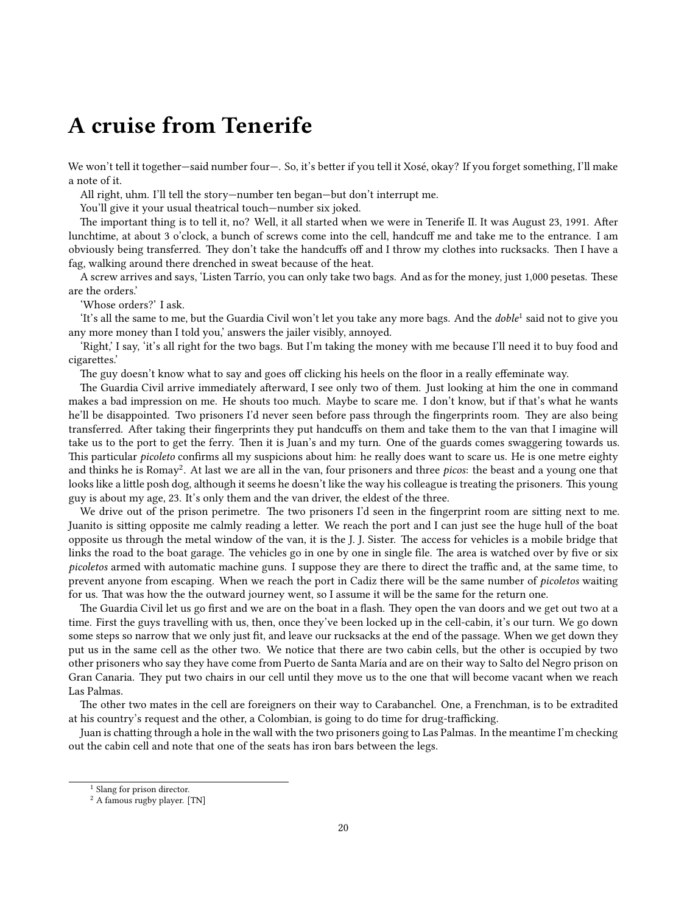# A cruise from Tenerife

We won't tell it together—said number four—. So, it's better if you tell it Xosé, okay? If you forget something, I'll make a note of it.

All right, uhm. I'll tell the story—number ten began—but don't interrupt me.

You'll give it your usual theatrical touch—number six joked.

The important thing is to tell it, no? Well, it all started when we were in Tenerife II. It was August 23, 1991. After lunchtime, at about 3 o'clock, a bunch of screws come into the cell, handcuff me and take me to the entrance. I am obviously being transferred. They don't take the handcuffs off and I throw my clothes into rucksacks. Then I have a fag, walking around there drenched in sweat because of the heat.

A screw arrives and says, 'Listen Tarrío, you can only take two bags. And as for the money, just 1,000 pesetas. These are the orders.'

'Whose orders?' I ask.

'It's all the same to me, but the Guardia Civil won't let you take any more bags. And the *doble*[1] said not to give you any more money than I told you,' answers the jailer visibly, annoyed.

'Right,' I say, 'it's all right for the two bags. But I'm taking the money with me because I'll need it to buy food and cigarettes.'

The guy doesn't know what to say and goes off clicking his heels on the floor in a really effeminate way.

The Guardia Civil arrive immediately afterward, I see only two of them. Just looking at him the one in command makes a bad impression on me. He shouts too much. Maybe to scare me. I don't know, but if that's what he wants he'll be disappointed. Two prisoners I'd never seen before pass through the fingerprints room. They are also being transferred. After taking their fingerprints they put handcuffs on them and take them to the van that I imagine will take us to the port to get the ferry. Then it is Juan's and my turn. One of the guards comes swaggering towards us. This particular *picoleto* confirms all my suspicions about him: he really does want to scare us. He is one metre eighty and thinks he is Romay[2]. At last we are all in the van, four prisoners and three *picos*: the beast and a young one that looks like a little posh dog, although it seems he doesn't like the way his colleague is treating the prisoners. This young guy is about my age, 23. It's only them and the van driver, the eldest of the three.

We drive out of the prison perimetre. The two prisoners I'd seen in the fingerprint room are sitting next to me. Juanito is sitting opposite me calmly reading a letter. We reach the port and I can just see the huge hull of the boat opposite us through the metal window of the van, it is the J. J. Sister. The access for vehicles is a mobile bridge that links the road to the boat garage. The vehicles go in one by one in single file. The area is watched over by five or six *picoletos* armed with automatic machine guns. I suppose they are there to direct the traffic and, at the same time, to prevent anyone from escaping. When we reach the port in Cadiz there will be the same number of *picoletos* waiting for us. That was how the the outward journey went, so I assume it will be the same for the return one.

The Guardia Civil let us go first and we are on the boat in a flash. They open the van doors and we get out two at a time. First the guys travelling with us, then, once they've been locked up in the cell-cabin, it's our turn. We go down some steps so narrow that we only just fit, and leave our rucksacks at the end of the passage. When we get down they put us in the same cell as the other two. We notice that there are two cabin cells, but the other is occupied by two other prisoners who say they have come from Puerto de Santa María and are on their way to Salto del Negro prison on Gran Canaria. They put two chairs in our cell until they move us to the one that will become vacant when we reach Las Palmas.

The other two mates in the cell are foreigners on their way to Carabanchel. One, a Frenchman, is to be extradited at his country's request and the other, a Colombian, is going to do time for drug-trafficking.

Juan is chatting through a hole in the wall with the two prisoners going to Las Palmas. In the meantime I'm checking out the cabin cell and note that one of the seats has iron bars between the legs.

---

[1] Slang for prison director.

[2] A famous rugby player. [TN]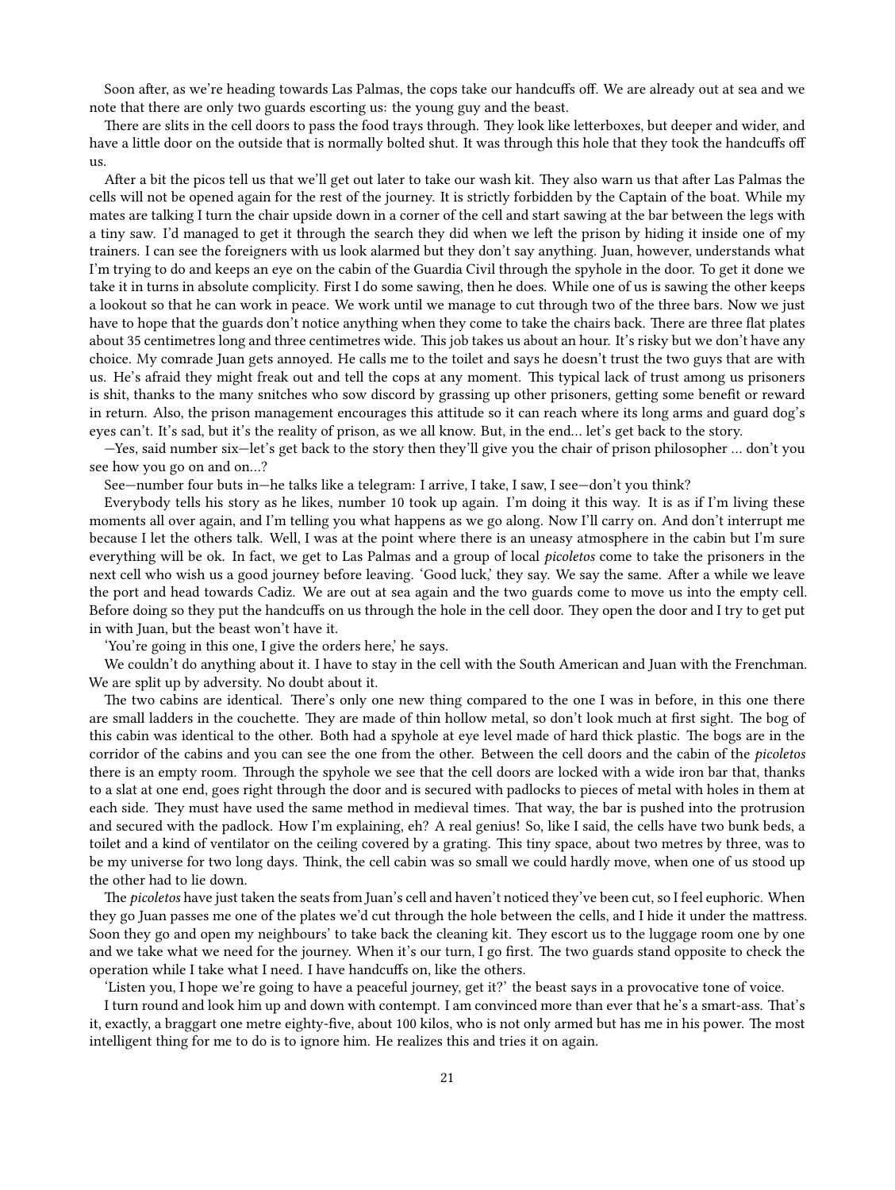Soon after, as we're heading towards Las Palmas, the cops take our handcuffs off. We are already out at sea and we note that there are only two guards escorting us: the young guy and the beast.

There are slits in the cell doors to pass the food trays through. They look like letterboxes, but deeper and wider, and have a little door on the outside that is normally bolted shut. It was through this hole that they took the handcuffs off us.

After a bit the picos tell us that we'll get out later to take our wash kit. They also warn us that after Las Palmas the cells will not be opened again for the rest of the journey. It is strictly forbidden by the Captain of the boat. While my mates are talking I turn the chair upside down in a corner of the cell and start sawing at the bar between the legs with a tiny saw. I'd managed to get it through the search they did when we left the prison by hiding it inside one of my trainers. I can see the foreigners with us look alarmed but they don't say anything. Juan, however, understands what I'm trying to do and keeps an eye on the cabin of the Guardia Civil through the spyhole in the door. To get it done we take it in turns in absolute complicity. First I do some sawing, then he does. While one of us is sawing the other keeps a lookout so that he can work in peace. We work until we manage to cut through two of the three bars. Now we just have to hope that the guards don't notice anything when they come to take the chairs back. There are three flat plates about 35 centimetres long and three centimetres wide. This job takes us about an hour. It's risky but we don't have any choice. My comrade Juan gets annoyed. He calls me to the toilet and says he doesn't trust the two guys that are with us. He's afraid they might freak out and tell the cops at any moment. This typical lack of trust among us prisoners is shit, thanks to the many snitches who sow discord by grassing up other prisoners, getting some benefit or reward in return. Also, the prison management encourages this attitude so it can reach where its long arms and guard dog's eyes can't. It's sad, but it's the reality of prison, as we all know. But, in the end… let's get back to the story.

—Yes, said number six—let's get back to the story then they'll give you the chair of prison philosopher … don't you see how you go on and on…?

See—number four buts in—he talks like a telegram: I arrive, I take, I saw, I see—don't you think?

Everybody tells his story as he likes, number 10 took up again. I'm doing it this way. It is as if I'm living these moments all over again, and I'm telling you what happens as we go along. Now I'll carry on. And don't interrupt me because I let the others talk. Well, I was at the point where there is an uneasy atmosphere in the cabin but I'm sure everything will be ok. In fact, we get to Las Palmas and a group of local *picoletos* come to take the prisoners in the next cell who wish us a good journey before leaving. 'Good luck,' they say. We say the same. After a while we leave the port and head towards Cadiz. We are out at sea again and the two guards come to move us into the empty cell. Before doing so they put the handcuffs on us through the hole in the cell door. They open the door and I try to get put in with Juan, but the beast won't have it.

'You're going in this one, I give the orders here,' he says.

We couldn't do anything about it. I have to stay in the cell with the South American and Juan with the Frenchman. We are split up by adversity. No doubt about it.

The two cabins are identical. There's only one new thing compared to the one I was in before, in this one there are small ladders in the couchette. They are made of thin hollow metal, so don't look much at first sight. The bog of this cabin was identical to the other. Both had a spyhole at eye level made of hard thick plastic. The bogs are in the corridor of the cabins and you can see the one from the other. Between the cell doors and the cabin of the *picoletos* there is an empty room. Through the spyhole we see that the cell doors are locked with a wide iron bar that, thanks to a slat at one end, goes right through the door and is secured with padlocks to pieces of metal with holes in them at each side. They must have used the same method in medieval times. That way, the bar is pushed into the protrusion and secured with the padlock. How I'm explaining, eh? A real genius! So, like I said, the cells have two bunk beds, a toilet and a kind of ventilator on the ceiling covered by a grating. This tiny space, about two metres by three, was to be my universe for two long days. Think, the cell cabin was so small we could hardly move, when one of us stood up the other had to lie down.

The *picoletos* have just taken the seats from Juan's cell and haven't noticed they've been cut, so I feel euphoric. When they go Juan passes me one of the plates we'd cut through the hole between the cells, and I hide it under the mattress. Soon they go and open my neighbours' to take back the cleaning kit. They escort us to the luggage room one by one and we take what we need for the journey. When it's our turn, I go first. The two guards stand opposite to check the operation while I take what I need. I have handcuffs on, like the others.

'Listen you, I hope we're going to have a peaceful journey, get it?' the beast says in a provocative tone of voice.

I turn round and look him up and down with contempt. I am convinced more than ever that he's a smart-ass. That's it, exactly, a braggart one metre eighty-five, about 100 kilos, who is not only armed but has me in his power. The most intelligent thing for me to do is to ignore him. He realizes this and tries it on again.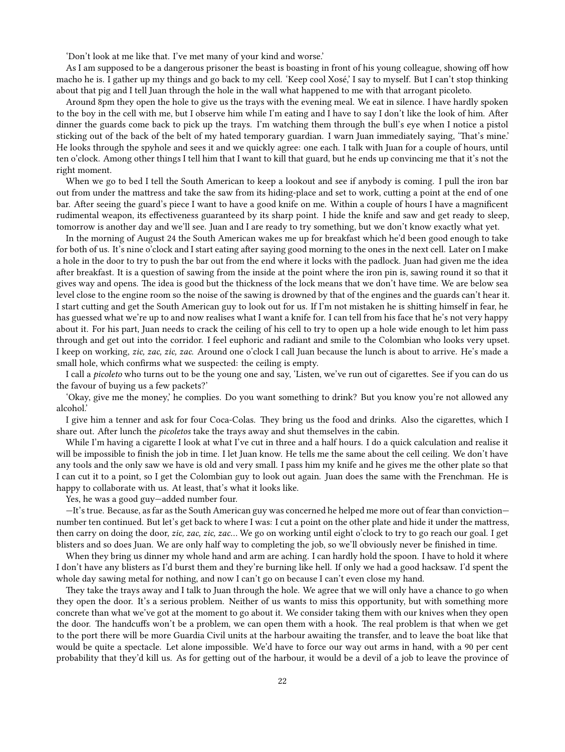'Don't look at me like that. I've met many of your kind and worse.'

As I am supposed to be a dangerous prisoner the beast is boasting in front of his young colleague, showing off how macho he is. I gather up my things and go back to my cell. 'Keep cool Xosé,' I say to myself. But I can't stop thinking about that pig and I tell Juan through the hole in the wall what happened to me with that arrogant picoleto.

Around 8pm they open the hole to give us the trays with the evening meal. We eat in silence. I have hardly spoken to the boy in the cell with me, but I observe him while I'm eating and I have to say I don't like the look of him. After dinner the guards come back to pick up the trays. I'm watching them through the bull's eye when I notice a pistol sticking out of the back of the belt of my hated temporary guardian. I warn Juan immediately saying, 'That's mine.' He looks through the spyhole and sees it and we quickly agree: one each. I talk with Juan for a couple of hours, until ten o'clock. Among other things I tell him that I want to kill that guard, but he ends up convincing me that it's not the right moment.

When we go to bed I tell the South American to keep a lookout and see if anybody is coming. I pull the iron bar out from under the mattress and take the saw from its hiding-place and set to work, cutting a point at the end of one bar. After seeing the guard's piece I want to have a good knife on me. Within a couple of hours I have a magnificent rudimental weapon, its effectiveness guaranteed by its sharp point. I hide the knife and saw and get ready to sleep, tomorrow is another day and we'll see. Juan and I are ready to try something, but we don't know exactly what yet.

In the morning of August 24 the South American wakes me up for breakfast which he'd been good enough to take for both of us. It's nine o'clock and I start eating after saying good morning to the ones in the next cell. Later on I make a hole in the door to try to push the bar out from the end where it locks with the padlock. Juan had given me the idea after breakfast. It is a question of sawing from the inside at the point where the iron pin is, sawing round it so that it gives way and opens. The idea is good but the thickness of the lock means that we don't have time. We are below sea level close to the engine room so the noise of the sawing is drowned by that of the engines and the guards can't hear it. I start cutting and get the South American guy to look out for us. If I'm not mistaken he is shitting himself in fear, he has guessed what we're up to and now realises what I want a knife for. I can tell from his face that he's not very happy about it. For his part, Juan needs to crack the ceiling of his cell to try to open up a hole wide enough to let him pass through and get out into the corridor. I feel euphoric and radiant and smile to the Colombian who looks very upset. I keep on working, *zic, zac, zic, zac*. Around one o'clock I call Juan because the lunch is about to arrive. He's made a small hole, which confirms what we suspected: the ceiling is empty.

I call a *picoleto* who turns out to be the young one and say, 'Listen, we've run out of cigarettes. See if you can do us the favour of buying us a few packets?'

'Okay, give me the money,' he complies. Do you want something to drink? But you know you're not allowed any alcohol.'

I give him a tenner and ask for four Coca-Colas. They bring us the food and drinks. Also the cigarettes, which I share out. After lunch the *picoletos* take the trays away and shut themselves in the cabin.

While I'm having a cigarette I look at what I've cut in three and a half hours. I do a quick calculation and realise it will be impossible to finish the job in time. I let Juan know. He tells me the same about the cell ceiling. We don't have any tools and the only saw we have is old and very small. I pass him my knife and he gives me the other plate so that I can cut it to a point, so I get the Colombian guy to look out again. Juan does the same with the Frenchman. He is happy to collaborate with us. At least, that's what it looks like.

Yes, he was a good guy—added number four.

—It's true. Because, as far as the South American guy was concerned he helped me more out of fear than conviction—number ten continued. But let's get back to where I was: I cut a point on the other plate and hide it under the mattress, then carry on doing the door, *zic, zac, zic, zac*… We go on working until eight o'clock to try to go reach our goal. I get blisters and so does Juan. We are only half way to completing the job, so we'll obviously never be finished in time.

When they bring us dinner my whole hand and arm are aching. I can hardly hold the spoon. I have to hold it where I don't have any blisters as I'd burst them and they're burning like hell. If only we had a good hacksaw. I'd spent the whole day sawing metal for nothing, and now I can't go on because I can't even close my hand.

They take the trays away and I talk to Juan through the hole. We agree that we will only have a chance to go when they open the door. It's a serious problem. Neither of us wants to miss this opportunity, but with something more concrete than what we've got at the moment to go about it. We consider taking them with our knives when they open the door. The handcuffs won't be a problem, we can open them with a hook. The real problem is that when we get to the port there will be more Guardia Civil units at the harbour awaiting the transfer, and to leave the boat like that would be quite a spectacle. Let alone impossible. We'd have to force our way out arms in hand, with a 90 per cent probability that they'd kill us. As for getting out of the harbour, it would be a devil of a job to leave the province of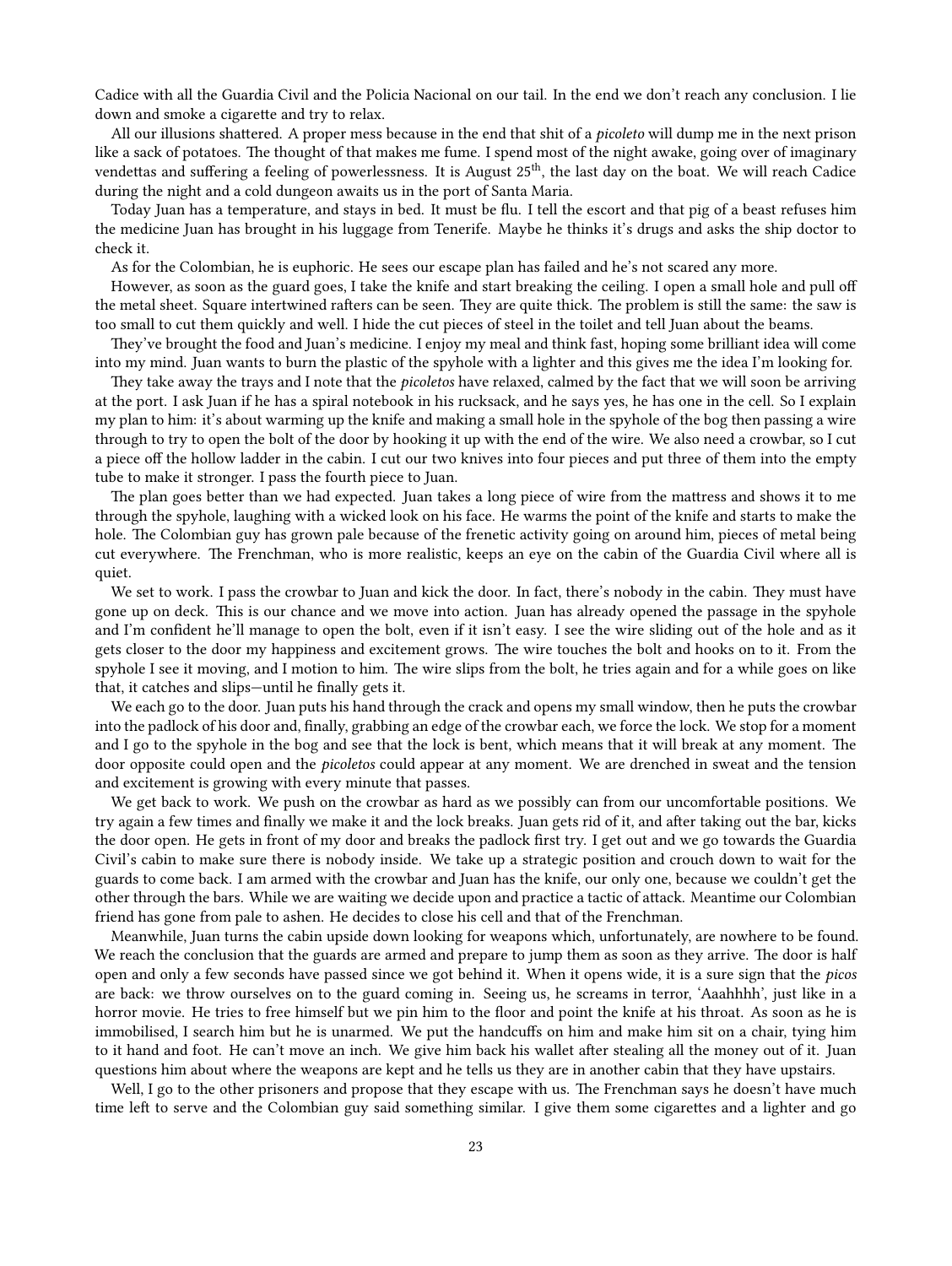Cadice with all the Guardia Civil and the Policia Nacional on our tail. In the end we don't reach any conclusion. I lie down and smoke a cigarette and try to relax.

All our illusions shattered. A proper mess because in the end that shit of a *picoleto* will dump me in the next prison like a sack of potatoes. The thought of that makes me fume. I spend most of the night awake, going over of imaginary vendettas and suffering a feeling of powerlessness. It is August 25th, the last day on the boat. We will reach Cadice during the night and a cold dungeon awaits us in the port of Santa Maria.

Today Juan has a temperature, and stays in bed. It must be flu. I tell the escort and that pig of a beast refuses him the medicine Juan has brought in his luggage from Tenerife. Maybe he thinks it's drugs and asks the ship doctor to check it.

As for the Colombian, he is euphoric. He sees our escape plan has failed and he's not scared any more.

However, as soon as the guard goes, I take the knife and start breaking the ceiling. I open a small hole and pull off the metal sheet. Square intertwined rafters can be seen. They are quite thick. The problem is still the same: the saw is too small to cut them quickly and well. I hide the cut pieces of steel in the toilet and tell Juan about the beams.

They've brought the food and Juan's medicine. I enjoy my meal and think fast, hoping some brilliant idea will come into my mind. Juan wants to burn the plastic of the spyhole with a lighter and this gives me the idea I'm looking for.

They take away the trays and I note that the *picoletos* have relaxed, calmed by the fact that we will soon be arriving at the port. I ask Juan if he has a spiral notebook in his rucksack, and he says yes, he has one in the cell. So I explain my plan to him: it's about warming up the knife and making a small hole in the spyhole of the bog then passing a wire through to try to open the bolt of the door by hooking it up with the end of the wire. We also need a crowbar, so I cut a piece off the hollow ladder in the cabin. I cut our two knives into four pieces and put three of them into the empty tube to make it stronger. I pass the fourth piece to Juan.

The plan goes better than we had expected. Juan takes a long piece of wire from the mattress and shows it to me through the spyhole, laughing with a wicked look on his face. He warms the point of the knife and starts to make the hole. The Colombian guy has grown pale because of the frenetic activity going on around him, pieces of metal being cut everywhere. The Frenchman, who is more realistic, keeps an eye on the cabin of the Guardia Civil where all is quiet.

We set to work. I pass the crowbar to Juan and kick the door. In fact, there's nobody in the cabin. They must have gone up on deck. This is our chance and we move into action. Juan has already opened the passage in the spyhole and I'm confident he'll manage to open the bolt, even if it isn't easy. I see the wire sliding out of the hole and as it gets closer to the door my happiness and excitement grows. The wire touches the bolt and hooks on to it. From the spyhole I see it moving, and I motion to him. The wire slips from the bolt, he tries again and for a while goes on like that, it catches and slips—until he finally gets it.

We each go to the door. Juan puts his hand through the crack and opens my small window, then he puts the crowbar into the padlock of his door and, finally, grabbing an edge of the crowbar each, we force the lock. We stop for a moment and I go to the spyhole in the bog and see that the lock is bent, which means that it will break at any moment. The door opposite could open and the *picoletos* could appear at any moment. We are drenched in sweat and the tension and excitement is growing with every minute that passes.

We get back to work. We push on the crowbar as hard as we possibly can from our uncomfortable positions. We try again a few times and finally we make it and the lock breaks. Juan gets rid of it, and after taking out the bar, kicks the door open. He gets in front of my door and breaks the padlock first try. I get out and we go towards the Guardia Civil's cabin to make sure there is nobody inside. We take up a strategic position and crouch down to wait for the guards to come back. I am armed with the crowbar and Juan has the knife, our only one, because we couldn't get the other through the bars. While we are waiting we decide upon and practice a tactic of attack. Meantime our Colombian friend has gone from pale to ashen. He decides to close his cell and that of the Frenchman.

Meanwhile, Juan turns the cabin upside down looking for weapons which, unfortunately, are nowhere to be found. We reach the conclusion that the guards are armed and prepare to jump them as soon as they arrive. The door is half open and only a few seconds have passed since we got behind it. When it opens wide, it is a sure sign that the *picos* are back: we throw ourselves on to the guard coming in. Seeing us, he screams in terror, 'Aaahhhh', just like in a horror movie. He tries to free himself but we pin him to the floor and point the knife at his throat. As soon as he is immobilised, I search him but he is unarmed. We put the handcuffs on him and make him sit on a chair, tying him to it hand and foot. He can't move an inch. We give him back his wallet after stealing all the money out of it. Juan questions him about where the weapons are kept and he tells us they are in another cabin that they have upstairs.

Well, I go to the other prisoners and propose that they escape with us. The Frenchman says he doesn't have much time left to serve and the Colombian guy said something similar. I give them some cigarettes and a lighter and go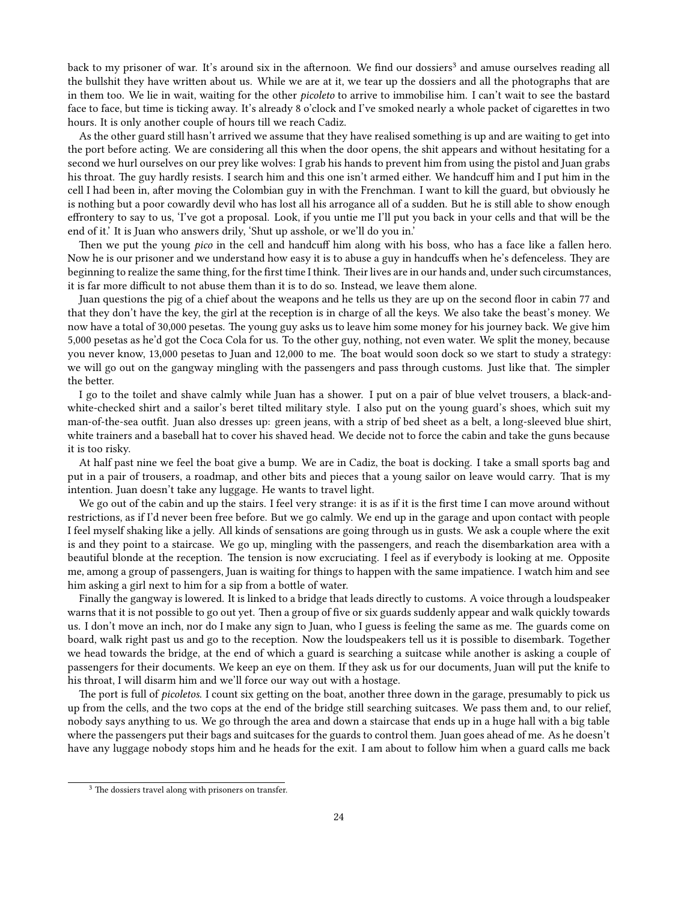back to my prisoner of war. It's around six in the afternoon. We find our dossiers[3] and amuse ourselves reading all the bullshit they have written about us. While we are at it, we tear up the dossiers and all the photographs that are in them too. We lie in wait, waiting for the other *picoleto* to arrive to immobilise him. I can't wait to see the bastard face to face, but time is ticking away. It's already 8 o'clock and I've smoked nearly a whole packet of cigarettes in two hours. It is only another couple of hours till we reach Cadiz.

As the other guard still hasn't arrived we assume that they have realised something is up and are waiting to get into the port before acting. We are considering all this when the door opens, the shit appears and without hesitating for a second we hurl ourselves on our prey like wolves: I grab his hands to prevent him from using the pistol and Juan grabs his throat. The guy hardly resists. I search him and this one isn't armed either. We handcuff him and I put him in the cell I had been in, after moving the Colombian guy in with the Frenchman. I want to kill the guard, but obviously he is nothing but a poor cowardly devil who has lost all his arrogance all of a sudden. But he is still able to show enough effrontery to say to us, 'I've got a proposal. Look, if you untie me I'll put you back in your cells and that will be the end of it.' It is Juan who answers drily, 'Shut up asshole, or we'll do you in.'

Then we put the young *pico* in the cell and handcuff him along with his boss, who has a face like a fallen hero. Now he is our prisoner and we understand how easy it is to abuse a guy in handcuffs when he's defenceless. They are beginning to realize the same thing, for the first time I think. Their lives are in our hands and, under such circumstances, it is far more difficult to not abuse them than it is to do so. Instead, we leave them alone.

Juan questions the pig of a chief about the weapons and he tells us they are up on the second floor in cabin 77 and that they don't have the key, the girl at the reception is in charge of all the keys. We also take the beast's money. We now have a total of 30,000 pesetas. The young guy asks us to leave him some money for his journey back. We give him 5,000 pesetas as he'd got the Coca Cola for us. To the other guy, nothing, not even water. We split the money, because you never know, 13,000 pesetas to Juan and 12,000 to me. The boat would soon dock so we start to study a strategy: we will go out on the gangway mingling with the passengers and pass through customs. Just like that. The simpler the better.

I go to the toilet and shave calmly while Juan has a shower. I put on a pair of blue velvet trousers, a black-and-white-checked shirt and a sailor's beret tilted military style. I also put on the young guard's shoes, which suit my man-of-the-sea outfit. Juan also dresses up: green jeans, with a strip of bed sheet as a belt, a long-sleeved blue shirt, white trainers and a baseball hat to cover his shaved head. We decide not to force the cabin and take the guns because it is too risky.

At half past nine we feel the boat give a bump. We are in Cadiz, the boat is docking. I take a small sports bag and put in a pair of trousers, a roadmap, and other bits and pieces that a young sailor on leave would carry. That is my intention. Juan doesn't take any luggage. He wants to travel light.

We go out of the cabin and up the stairs. I feel very strange: it is as if it is the first time I can move around without restrictions, as if I'd never been free before. But we go calmly. We end up in the garage and upon contact with people I feel myself shaking like a jelly. All kinds of sensations are going through us in gusts. We ask a couple where the exit is and they point to a staircase. We go up, mingling with the passengers, and reach the disembarkation area with a beautiful blonde at the reception. The tension is now excruciating. I feel as if everybody is looking at me. Opposite me, among a group of passengers, Juan is waiting for things to happen with the same impatience. I watch him and see him asking a girl next to him for a sip from a bottle of water.

Finally the gangway is lowered. It is linked to a bridge that leads directly to customs. A voice through a loudspeaker warns that it is not possible to go out yet. Then a group of five or six guards suddenly appear and walk quickly towards us. I don't move an inch, nor do I make any sign to Juan, who I guess is feeling the same as me. The guards come on board, walk right past us and go to the reception. Now the loudspeakers tell us it is possible to disembark. Together we head towards the bridge, at the end of which a guard is searching a suitcase while another is asking a couple of passengers for their documents. We keep an eye on them. If they ask us for our documents, Juan will put the knife to his throat, I will disarm him and we'll force our way out with a hostage.

The port is full of *picoletos*. I count six getting on the boat, another three down in the garage, presumably to pick us up from the cells, and the two cops at the end of the bridge still searching suitcases. We pass them and, to our relief, nobody says anything to us. We go through the area and down a staircase that ends up in a huge hall with a big table where the passengers put their bags and suitcases for the guards to control them. Juan goes ahead of me. As he doesn't have any luggage nobody stops him and he heads for the exit. I am about to follow him when a guard calls me back

[3] The dossiers travel along with prisoners on transfer.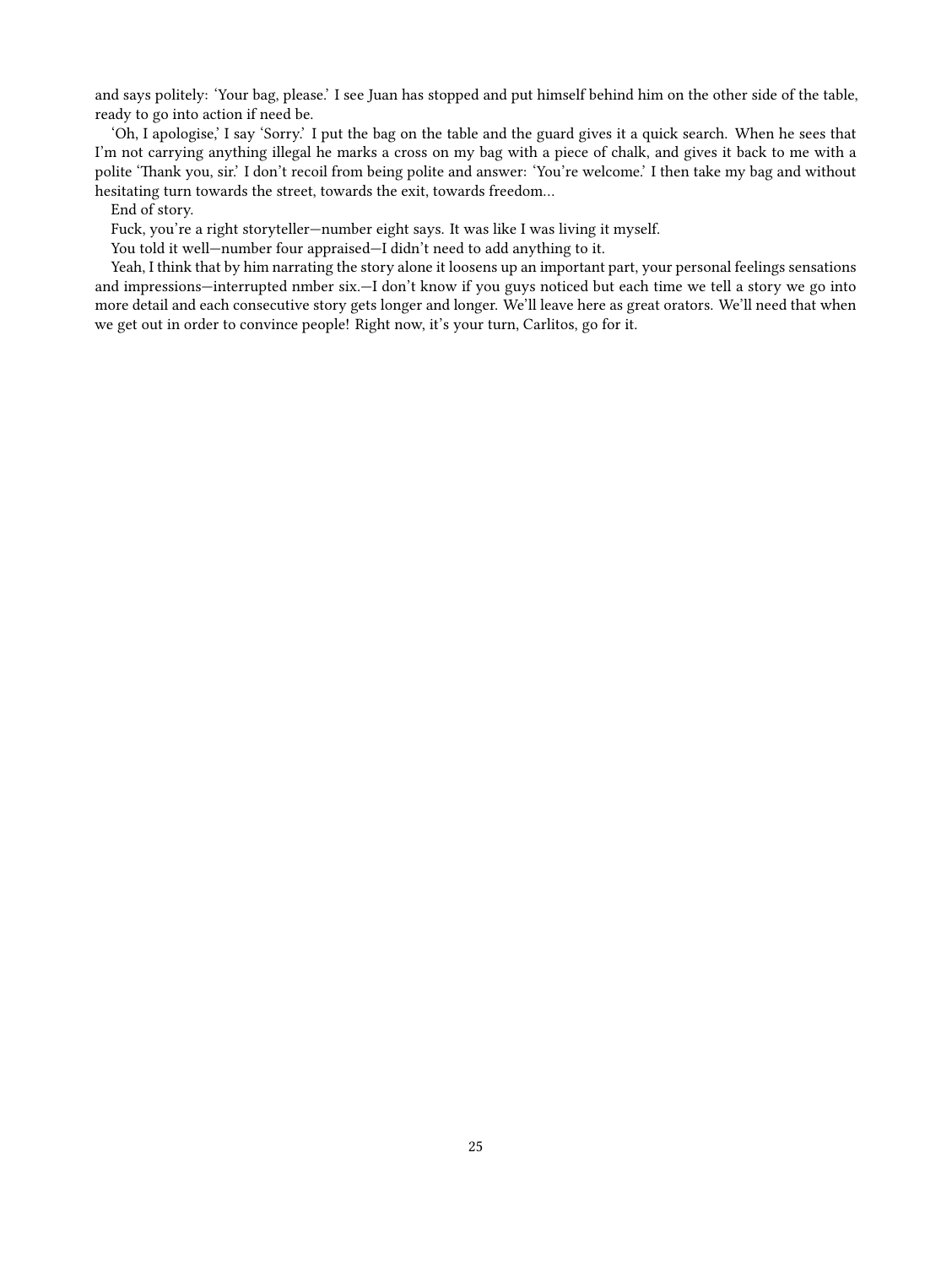and says politely: 'Your bag, please.' I see Juan has stopped and put himself behind him on the other side of the table, ready to go into action if need be.

'Oh, I apologise,' I say 'Sorry.' I put the bag on the table and the guard gives it a quick search. When he sees that I'm not carrying anything illegal he marks a cross on my bag with a piece of chalk, and gives it back to me with a polite 'Thank you, sir.' I don't recoil from being polite and answer: 'You're welcome.' I then take my bag and without hesitating turn towards the street, towards the exit, towards freedom…

End of story.

Fuck, you're a right storyteller—number eight says. It was like I was living it myself.

You told it well—number four appraised—I didn't need to add anything to it.

Yeah, I think that by him narrating the story alone it loosens up an important part, your personal feelings sensations and impressions—interrupted nmber six.—I don't know if you guys noticed but each time we tell a story we go into more detail and each consecutive story gets longer and longer. We'll leave here as great orators. We'll need that when we get out in order to convince people! Right now, it's your turn, Carlitos, go for it.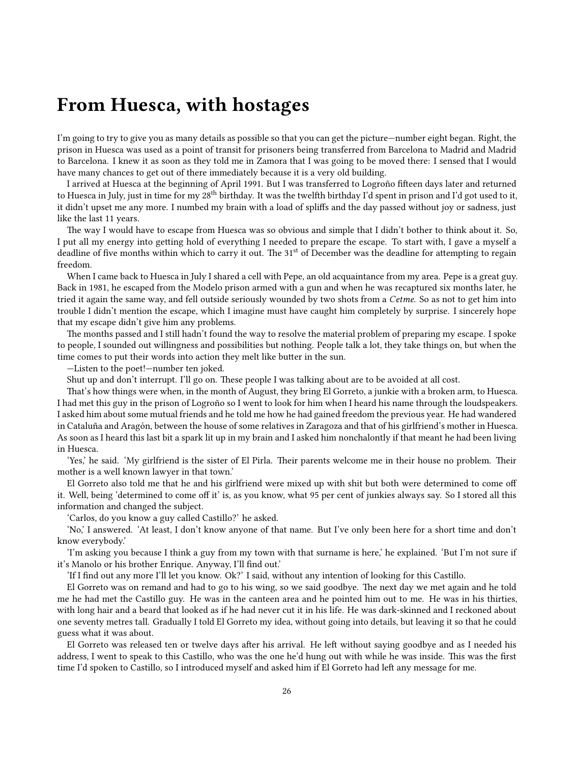# From Huesca, with hostages

I'm going to try to give you as many details as possible so that you can get the picture—number eight began. Right, the prison in Huesca was used as a point of transit for prisoners being transferred from Barcelona to Madrid and Madrid to Barcelona. I knew it as soon as they told me in Zamora that I was going to be moved there: I sensed that I would have many chances to get out of there immediately because it is a very old building.

I arrived at Huesca at the beginning of April 1991. But I was transferred to Logroño fifteen days later and returned to Huesca in July, just in time for my 28th birthday. It was the twelfth birthday I'd spent in prison and I'd got used to it, it didn't upset me any more. I numbed my brain with a load of spliffs and the day passed without joy or sadness, just like the last 11 years.

The way I would have to escape from Huesca was so obvious and simple that I didn't bother to think about it. So, I put all my energy into getting hold of everything I needed to prepare the escape. To start with, I gave a myself a deadline of five months within which to carry it out. The 31st of December was the deadline for attempting to regain freedom.

When I came back to Huesca in July I shared a cell with Pepe, an old acquaintance from my area. Pepe is a great guy. Back in 1981, he escaped from the Modelo prison armed with a gun and when he was recaptured six months later, he tried it again the same way, and fell outside seriously wounded by two shots from a *Cetme*. So as not to get him into trouble I didn't mention the escape, which I imagine must have caught him completely by surprise. I sincerely hope that my escape didn't give him any problems.

The months passed and I still hadn't found the way to resolve the material problem of preparing my escape. I spoke to people, I sounded out willingness and possibilities but nothing. People talk a lot, they take things on, but when the time comes to put their words into action they melt like butter in the sun.

—Listen to the poet!—number ten joked.

Shut up and don't interrupt. I'll go on. These people I was talking about are to be avoided at all cost.

That's how things were when, in the month of August, they bring El Gorreto, a junkie with a broken arm, to Huesca. I had met this guy in the prison of Logroño so I went to look for him when I heard his name through the loudspeakers. I asked him about some mutual friends and he told me how he had gained freedom the previous year. He had wandered in Cataluña and Aragón, between the house of some relatives in Zaragoza and that of his girlfriend's mother in Huesca. As soon as I heard this last bit a spark lit up in my brain and I asked him nonchalontly if that meant he had been living in Huesca.

'Yes,' he said. 'My girlfriend is the sister of El Pirla. Their parents welcome me in their house no problem. Their mother is a well known lawyer in that town.'

El Gorreto also told me that he and his girlfriend were mixed up with shit but both were determined to come off it. Well, being 'determined to come off it' is, as you know, what 95 per cent of junkies always say. So I stored all this information and changed the subject.

'Carlos, do you know a guy called Castillo?' he asked.

'No,' I answered. 'At least, I don't know anyone of that name. But I've only been here for a short time and don't know everybody.'

'I'm asking you because I think a guy from my town with that surname is here,' he explained. 'But I'm not sure if it's Manolo or his brother Enrique. Anyway, I'll find out.'

'If I find out any more I'll let you know. Ok?' I said, without any intention of looking for this Castillo.

El Gorreto was on remand and had to go to his wing, so we said goodbye. The next day we met again and he told me he had met the Castillo guy. He was in the canteen area and he pointed him out to me. He was in his thirties, with long hair and a beard that looked as if he had never cut it in his life. He was dark-skinned and I reckoned about one seventy metres tall. Gradually I told El Gorreto my idea, without going into details, but leaving it so that he could guess what it was about.

El Gorreto was released ten or twelve days after his arrival. He left without saying goodbye and as I needed his address, I went to speak to this Castillo, who was the one he'd hung out with while he was inside. This was the first time I'd spoken to Castillo, so I introduced myself and asked him if El Gorreto had left any message for me.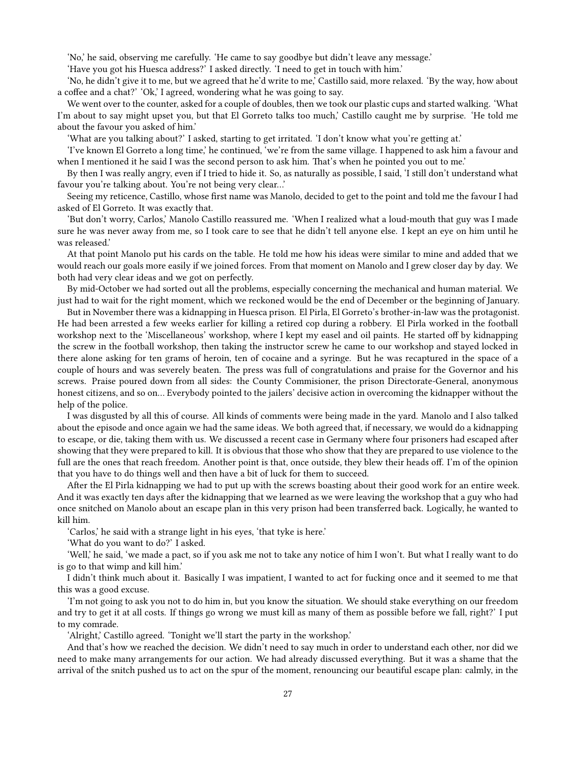'No,' he said, observing me carefully. 'He came to say goodbye but didn't leave any message.'

'Have you got his Huesca address?' I asked directly. 'I need to get in touch with him.'

'No, he didn't give it to me, but we agreed that he'd write to me,' Castillo said, more relaxed. 'By the way, how about a coffee and a chat?' 'Ok,' I agreed, wondering what he was going to say.

We went over to the counter, asked for a couple of doubles, then we took our plastic cups and started walking. 'What I'm about to say might upset you, but that El Gorreto talks too much,' Castillo caught me by surprise. 'He told me about the favour you asked of him.'

'What are you talking about?' I asked, starting to get irritated. 'I don't know what you're getting at.'

'I've known El Gorreto a long time,' he continued, 'we're from the same village. I happened to ask him a favour and when I mentioned it he said I was the second person to ask him. That's when he pointed you out to me.'

By then I was really angry, even if I tried to hide it. So, as naturally as possible, I said, 'I still don't understand what favour you're talking about. You're not being very clear…'

Seeing my reticence, Castillo, whose first name was Manolo, decided to get to the point and told me the favour I had asked of El Gorreto. It was exactly that.

'But don't worry, Carlos,' Manolo Castillo reassured me. 'When I realized what a loud-mouth that guy was I made sure he was never away from me, so I took care to see that he didn't tell anyone else. I kept an eye on him until he was released.'

At that point Manolo put his cards on the table. He told me how his ideas were similar to mine and added that we would reach our goals more easily if we joined forces. From that moment on Manolo and I grew closer day by day. We both had very clear ideas and we got on perfectly.

By mid-October we had sorted out all the problems, especially concerning the mechanical and human material. We just had to wait for the right moment, which we reckoned would be the end of December or the beginning of January.

But in November there was a kidnapping in Huesca prison. El Pirla, El Gorreto's brother-in-law was the protagonist. He had been arrested a few weeks earlier for killing a retired cop during a robbery. El Pirla worked in the football workshop next to the 'Miscellaneous' workshop, where I kept my easel and oil paints. He started off by kidnapping the screw in the football workshop, then taking the instructor screw he came to our workshop and stayed locked in there alone asking for ten grams of heroin, ten of cocaine and a syringe. But he was recaptured in the space of a couple of hours and was severely beaten. The press was full of congratulations and praise for the Governor and his screws. Praise poured down from all sides: the County Commisioner, the prison Directorate-General, anonymous honest citizens, and so on… Everybody pointed to the jailers' decisive action in overcoming the kidnapper without the help of the police.

I was disgusted by all this of course. All kinds of comments were being made in the yard. Manolo and I also talked about the episode and once again we had the same ideas. We both agreed that, if necessary, we would do a kidnapping to escape, or die, taking them with us. We discussed a recent case in Germany where four prisoners had escaped after showing that they were prepared to kill. It is obvious that those who show that they are prepared to use violence to the full are the ones that reach freedom. Another point is that, once outside, they blew their heads off. I'm of the opinion that you have to do things well and then have a bit of luck for them to succeed.

After the El Pirla kidnapping we had to put up with the screws boasting about their good work for an entire week. And it was exactly ten days after the kidnapping that we learned as we were leaving the workshop that a guy who had once snitched on Manolo about an escape plan in this very prison had been transferred back. Logically, he wanted to kill him.

'Carlos,' he said with a strange light in his eyes, 'that tyke is here.'

'What do you want to do?' I asked.

'Well,' he said, 'we made a pact, so if you ask me not to take any notice of him I won't. But what I really want to do is go to that wimp and kill him.'

I didn't think much about it. Basically I was impatient, I wanted to act for fucking once and it seemed to me that this was a good excuse.

'I'm not going to ask you not to do him in, but you know the situation. We should stake everything on our freedom and try to get it at all costs. If things go wrong we must kill as many of them as possible before we fall, right?' I put to my comrade.

'Alright,' Castillo agreed. 'Tonight we'll start the party in the workshop.'

And that's how we reached the decision. We didn't need to say much in order to understand each other, nor did we need to make many arrangements for our action. We had already discussed everything. But it was a shame that the arrival of the snitch pushed us to act on the spur of the moment, renouncing our beautiful escape plan: calmly, in the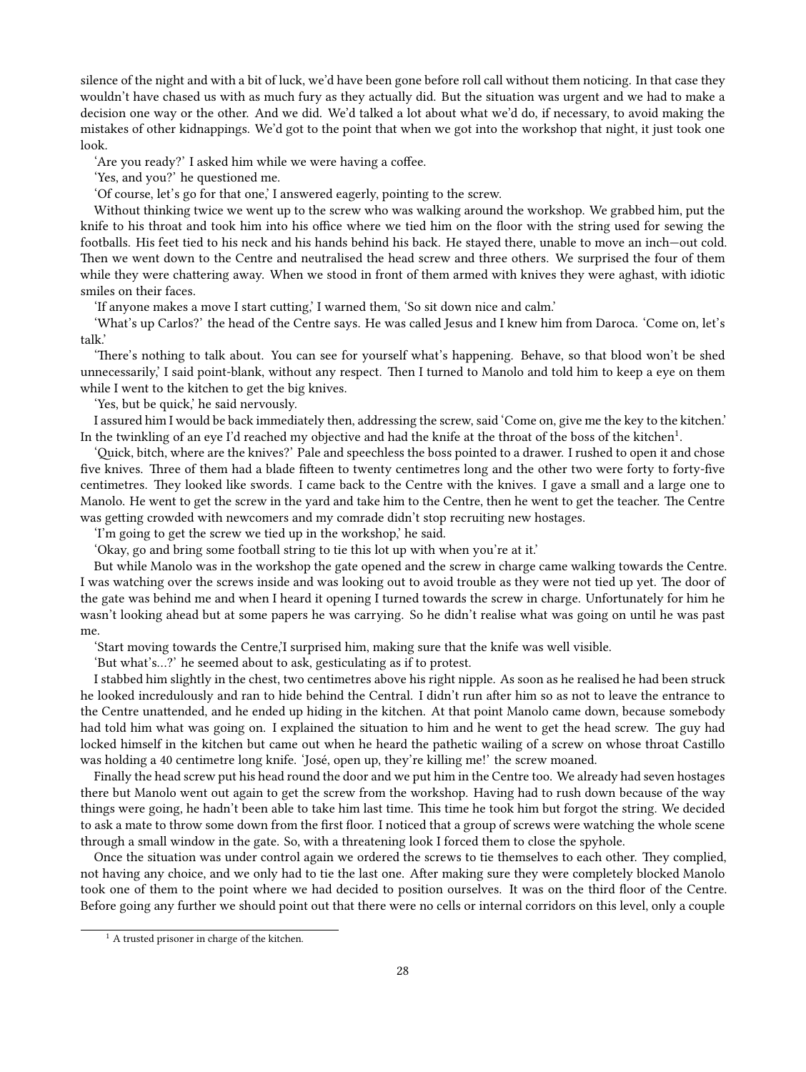silence of the night and with a bit of luck, we'd have been gone before roll call without them noticing. In that case they wouldn't have chased us with as much fury as they actually did. But the situation was urgent and we had to make a decision one way or the other. And we did. We'd talked a lot about what we'd do, if necessary, to avoid making the mistakes of other kidnappings. We'd got to the point that when we got into the workshop that night, it just took one look.

'Are you ready?' I asked him while we were having a coffee.

'Yes, and you?' he questioned me.

'Of course, let's go for that one,' I answered eagerly, pointing to the screw.

Without thinking twice we went up to the screw who was walking around the workshop. We grabbed him, put the knife to his throat and took him into his office where we tied him on the floor with the string used for sewing the footballs. His feet tied to his neck and his hands behind his back. He stayed there, unable to move an inch—out cold. Then we went down to the Centre and neutralised the head screw and three others. We surprised the four of them while they were chattering away. When we stood in front of them armed with knives they were aghast, with idiotic smiles on their faces.

'If anyone makes a move I start cutting,' I warned them, 'So sit down nice and calm.'

'What's up Carlos?' the head of the Centre says. He was called Jesus and I knew him from Daroca. 'Come on, let's talk.'

'There's nothing to talk about. You can see for yourself what's happening. Behave, so that blood won't be shed unnecessarily,' I said point-blank, without any respect. Then I turned to Manolo and told him to keep a eye on them while I went to the kitchen to get the big knives.

'Yes, but be quick,' he said nervously.

I assured him I would be back immediately then, addressing the screw, said 'Come on, give me the key to the kitchen.' In the twinkling of an eye I'd reached my objective and had the knife at the throat of the boss of the kitchen[1].

'Quick, bitch, where are the knives?' Pale and speechless the boss pointed to a drawer. I rushed to open it and chose five knives. Three of them had a blade fifteen to twenty centimetres long and the other two were forty to forty-five centimetres. They looked like swords. I came back to the Centre with the knives. I gave a small and a large one to Manolo. He went to get the screw in the yard and take him to the Centre, then he went to get the teacher. The Centre was getting crowded with newcomers and my comrade didn't stop recruiting new hostages.

'I'm going to get the screw we tied up in the workshop,' he said.

'Okay, go and bring some football string to tie this lot up with when you're at it.'

But while Manolo was in the workshop the gate opened and the screw in charge came walking towards the Centre. I was watching over the screws inside and was looking out to avoid trouble as they were not tied up yet. The door of the gate was behind me and when I heard it opening I turned towards the screw in charge. Unfortunately for him he wasn't looking ahead but at some papers he was carrying. So he didn't realise what was going on until he was past me.

'Start moving towards the Centre,'I surprised him, making sure that the knife was well visible.

'But what's...?' he seemed about to ask, gesticulating as if to protest.

I stabbed him slightly in the chest, two centimetres above his right nipple. As soon as he realised he had been struck he looked incredulously and ran to hide behind the Central. I didn't run after him so as not to leave the entrance to the Centre unattended, and he ended up hiding in the kitchen. At that point Manolo came down, because somebody had told him what was going on. I explained the situation to him and he went to get the head screw. The guy had locked himself in the kitchen but came out when he heard the pathetic wailing of a screw on whose throat Castillo was holding a 40 centimetre long knife. 'José, open up, they're killing me!' the screw moaned.

Finally the head screw put his head round the door and we put him in the Centre too. We already had seven hostages there but Manolo went out again to get the screw from the workshop. Having had to rush down because of the way things were going, he hadn't been able to take him last time. This time he took him but forgot the string. We decided to ask a mate to throw some down from the first floor. I noticed that a group of screws were watching the whole scene through a small window in the gate. So, with a threatening look I forced them to close the spyhole.

Once the situation was under control again we ordered the screws to tie themselves to each other. They complied, not having any choice, and we only had to tie the last one. After making sure they were completely blocked Manolo took one of them to the point where we had decided to position ourselves. It was on the third floor of the Centre. Before going any further we should point out that there were no cells or internal corridors on this level, only a couple

[1] A trusted prisoner in charge of the kitchen.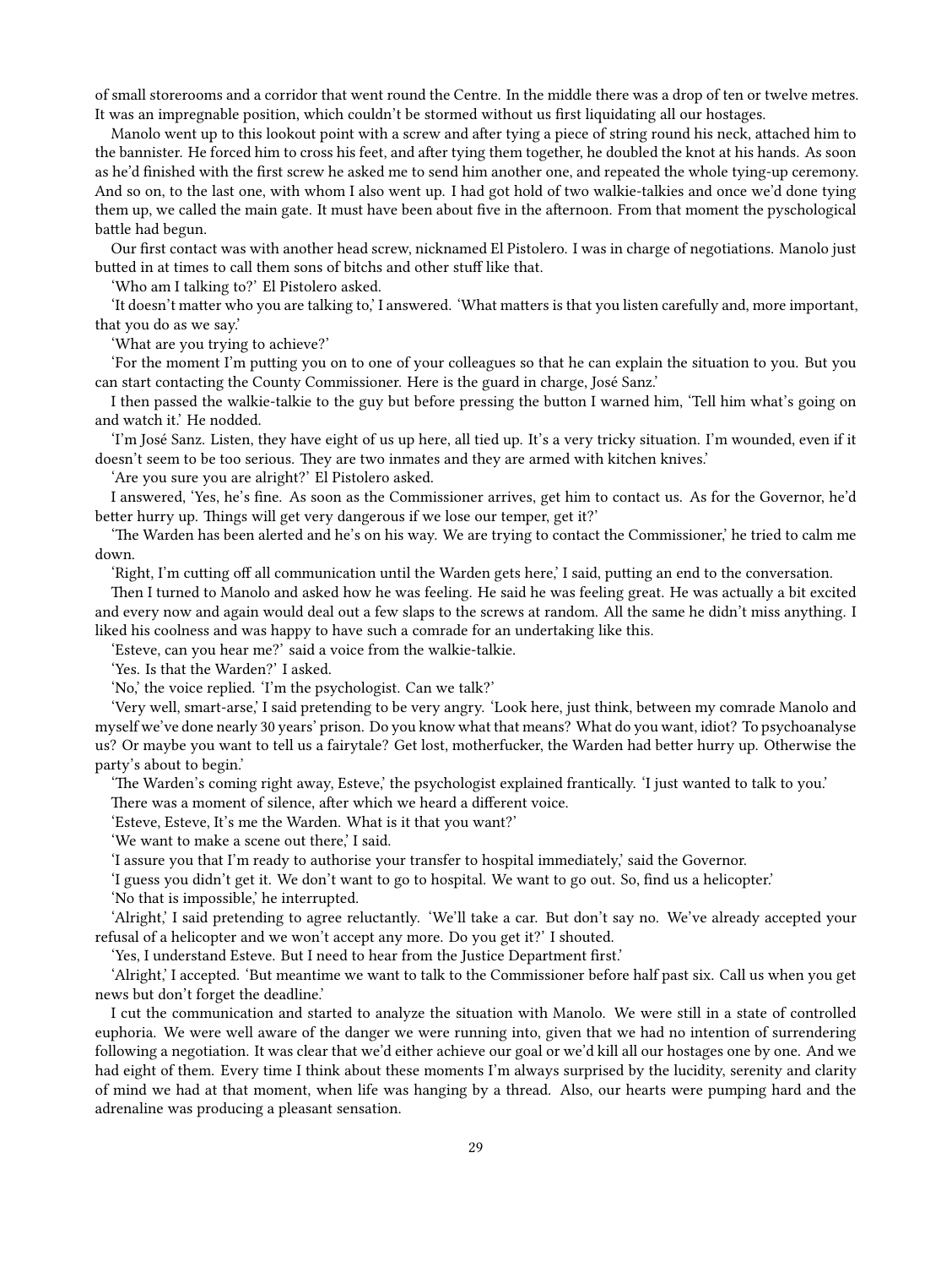of small storerooms and a corridor that went round the Centre. In the middle there was a drop of ten or twelve metres. It was an impregnable position, which couldn't be stormed without us first liquidating all our hostages.

Manolo went up to this lookout point with a screw and after tying a piece of string round his neck, attached him to the bannister. He forced him to cross his feet, and after tying them together, he doubled the knot at his hands. As soon as he'd finished with the first screw he asked me to send him another one, and repeated the whole tying-up ceremony. And so on, to the last one, with whom I also went up. I had got hold of two walkie-talkies and once we'd done tying them up, we called the main gate. It must have been about five in the afternoon. From that moment the pyschological battle had begun.

Our first contact was with another head screw, nicknamed El Pistolero. I was in charge of negotiations. Manolo just butted in at times to call them sons of bitchs and other stuff like that.

'Who am I talking to?' El Pistolero asked.

'It doesn't matter who you are talking to,' I answered. 'What matters is that you listen carefully and, more important, that you do as we say.'

'What are you trying to achieve?'

'For the moment I'm putting you on to one of your colleagues so that he can explain the situation to you. But you can start contacting the County Commissioner. Here is the guard in charge, José Sanz.'

I then passed the walkie-talkie to the guy but before pressing the button I warned him, 'Tell him what's going on and watch it.' He nodded.

'I'm José Sanz. Listen, they have eight of us up here, all tied up. It's a very tricky situation. I'm wounded, even if it doesn't seem to be too serious. They are two inmates and they are armed with kitchen knives.'

'Are you sure you are alright?' El Pistolero asked.

I answered, 'Yes, he's fine. As soon as the Commissioner arrives, get him to contact us. As for the Governor, he'd better hurry up. Things will get very dangerous if we lose our temper, get it?'

'The Warden has been alerted and he's on his way. We are trying to contact the Commissioner,' he tried to calm me down.

'Right, I'm cutting off all communication until the Warden gets here,' I said, putting an end to the conversation.

Then I turned to Manolo and asked how he was feeling. He said he was feeling great. He was actually a bit excited and every now and again would deal out a few slaps to the screws at random. All the same he didn't miss anything. I liked his coolness and was happy to have such a comrade for an undertaking like this.

'Esteve, can you hear me?' said a voice from the walkie-talkie.

'Yes. Is that the Warden?' I asked.

'No,' the voice replied. 'I'm the psychologist. Can we talk?'

'Very well, smart-arse,' I said pretending to be very angry. 'Look here, just think, between my comrade Manolo and myself we've done nearly 30 years' prison. Do you know what that means? What do you want, idiot? To psychoanalyse us? Or maybe you want to tell us a fairytale? Get lost, motherfucker, the Warden had better hurry up. Otherwise the party's about to begin.'

'The Warden's coming right away, Esteve,' the psychologist explained frantically. 'I just wanted to talk to you.'

There was a moment of silence, after which we heard a different voice.

'Esteve, Esteve, It's me the Warden. What is it that you want?'

'We want to make a scene out there,' I said.

'I assure you that I'm ready to authorise your transfer to hospital immediately,' said the Governor.

'I guess you didn't get it. We don't want to go to hospital. We want to go out. So, find us a helicopter.'

'No that is impossible,' he interrupted.

'Alright,' I said pretending to agree reluctantly. 'We'll take a car. But don't say no. We've already accepted your refusal of a helicopter and we won't accept any more. Do you get it?' I shouted.

'Yes, I understand Esteve. But I need to hear from the Justice Department first.'

'Alright,' I accepted. 'But meantime we want to talk to the Commissioner before half past six. Call us when you get news but don't forget the deadline.'

I cut the communication and started to analyze the situation with Manolo. We were still in a state of controlled euphoria. We were well aware of the danger we were running into, given that we had no intention of surrendering following a negotiation. It was clear that we'd either achieve our goal or we'd kill all our hostages one by one. And we had eight of them. Every time I think about these moments I'm always surprised by the lucidity, serenity and clarity of mind we had at that moment, when life was hanging by a thread. Also, our hearts were pumping hard and the adrenaline was producing a pleasant sensation.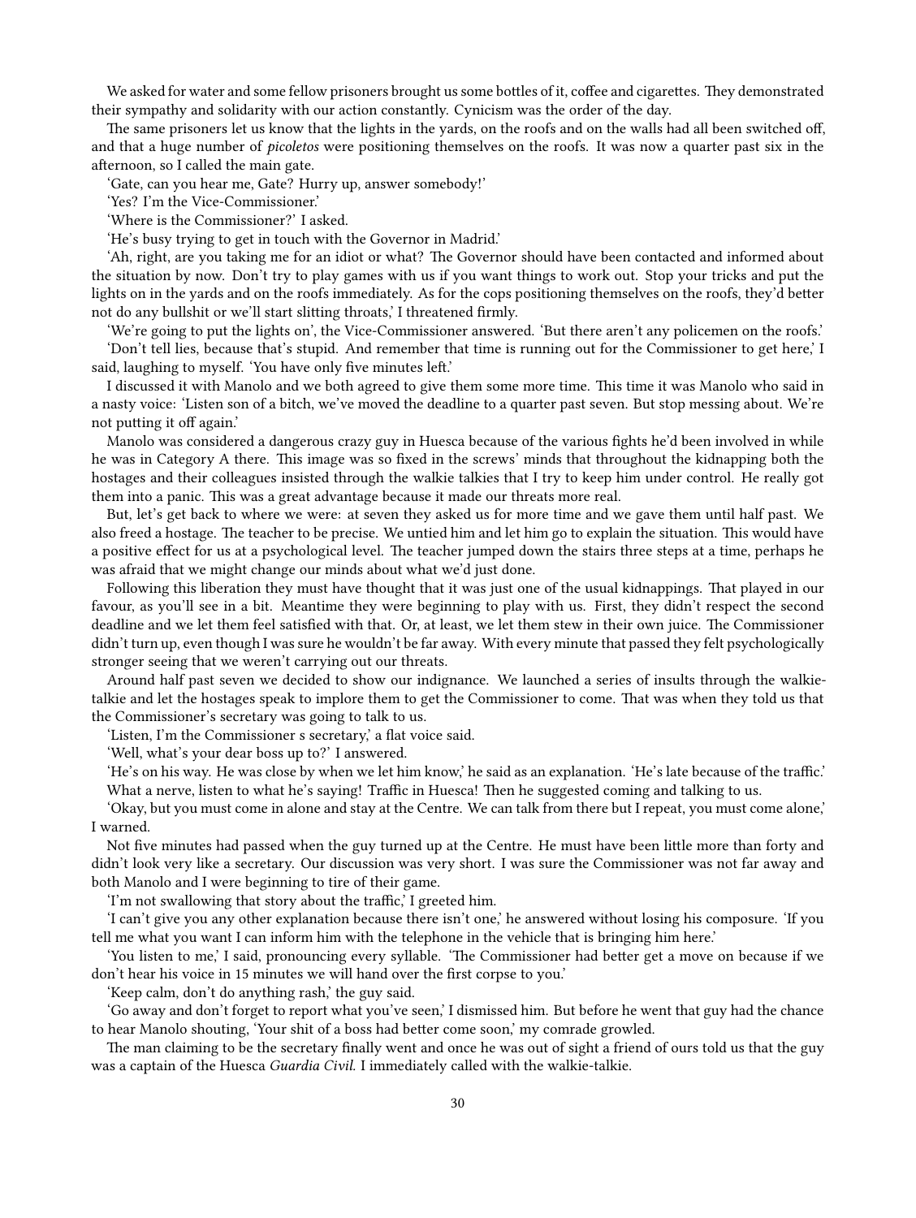We asked for water and some fellow prisoners brought us some bottles of it, coffee and cigarettes. They demonstrated their sympathy and solidarity with our action constantly. Cynicism was the order of the day.

The same prisoners let us know that the lights in the yards, on the roofs and on the walls had all been switched off, and that a huge number of *picoletos* were positioning themselves on the roofs. It was now a quarter past six in the afternoon, so I called the main gate.

'Gate, can you hear me, Gate? Hurry up, answer somebody!'

'Yes? I'm the Vice-Commissioner.'

'Where is the Commissioner?' I asked.

'He's busy trying to get in touch with the Governor in Madrid.'

'Ah, right, are you taking me for an idiot or what? The Governor should have been contacted and informed about the situation by now. Don't try to play games with us if you want things to work out. Stop your tricks and put the lights on in the yards and on the roofs immediately. As for the cops positioning themselves on the roofs, they'd better not do any bullshit or we'll start slitting throats,' I threatened firmly.

'We're going to put the lights on', the Vice-Commissioner answered. 'But there aren't any policemen on the roofs.'

'Don't tell lies, because that's stupid. And remember that time is running out for the Commissioner to get here,' I said, laughing to myself. 'You have only five minutes left.'

I discussed it with Manolo and we both agreed to give them some more time. This time it was Manolo who said in a nasty voice: 'Listen son of a bitch, we've moved the deadline to a quarter past seven. But stop messing about. We're not putting it off again.'

Manolo was considered a dangerous crazy guy in Huesca because of the various fights he'd been involved in while he was in Category A there. This image was so fixed in the screws' minds that throughout the kidnapping both the hostages and their colleagues insisted through the walkie talkies that I try to keep him under control. He really got them into a panic. This was a great advantage because it made our threats more real.

But, let's get back to where we were: at seven they asked us for more time and we gave them until half past. We also freed a hostage. The teacher to be precise. We untied him and let him go to explain the situation. This would have a positive effect for us at a psychological level. The teacher jumped down the stairs three steps at a time, perhaps he was afraid that we might change our minds about what we'd just done.

Following this liberation they must have thought that it was just one of the usual kidnappings. That played in our favour, as you'll see in a bit. Meantime they were beginning to play with us. First, they didn't respect the second deadline and we let them feel satisfied with that. Or, at least, we let them stew in their own juice. The Commissioner didn't turn up, even though I was sure he wouldn't be far away. With every minute that passed they felt psychologically stronger seeing that we weren't carrying out our threats.

Around half past seven we decided to show our indignance. We launched a series of insults through the walkie-talkie and let the hostages speak to implore them to get the Commissioner to come. That was when they told us that the Commissioner's secretary was going to talk to us.

'Listen, I'm the Commissioner s secretary,' a flat voice said.

'Well, what's your dear boss up to?' I answered.

'He's on his way. He was close by when we let him know,' he said as an explanation. 'He's late because of the traffic.'

What a nerve, listen to what he's saying! Traffic in Huesca! Then he suggested coming and talking to us.

'Okay, but you must come in alone and stay at the Centre. We can talk from there but I repeat, you must come alone,' I warned.

Not five minutes had passed when the guy turned up at the Centre. He must have been little more than forty and didn't look very like a secretary. Our discussion was very short. I was sure the Commissioner was not far away and both Manolo and I were beginning to tire of their game.

'I'm not swallowing that story about the traffic,' I greeted him.

'I can't give you any other explanation because there isn't one,' he answered without losing his composure. 'If you tell me what you want I can inform him with the telephone in the vehicle that is bringing him here.'

'You listen to me,' I said, pronouncing every syllable. 'The Commissioner had better get a move on because if we don't hear his voice in 15 minutes we will hand over the first corpse to you.'

'Keep calm, don't do anything rash,' the guy said.

'Go away and don't forget to report what you've seen,' I dismissed him. But before he went that guy had the chance to hear Manolo shouting, 'Your shit of a boss had better come soon,' my comrade growled.

The man claiming to be the secretary finally went and once he was out of sight a friend of ours told us that the guy was a captain of the Huesca *Guardia Civil*. I immediately called with the walkie-talkie.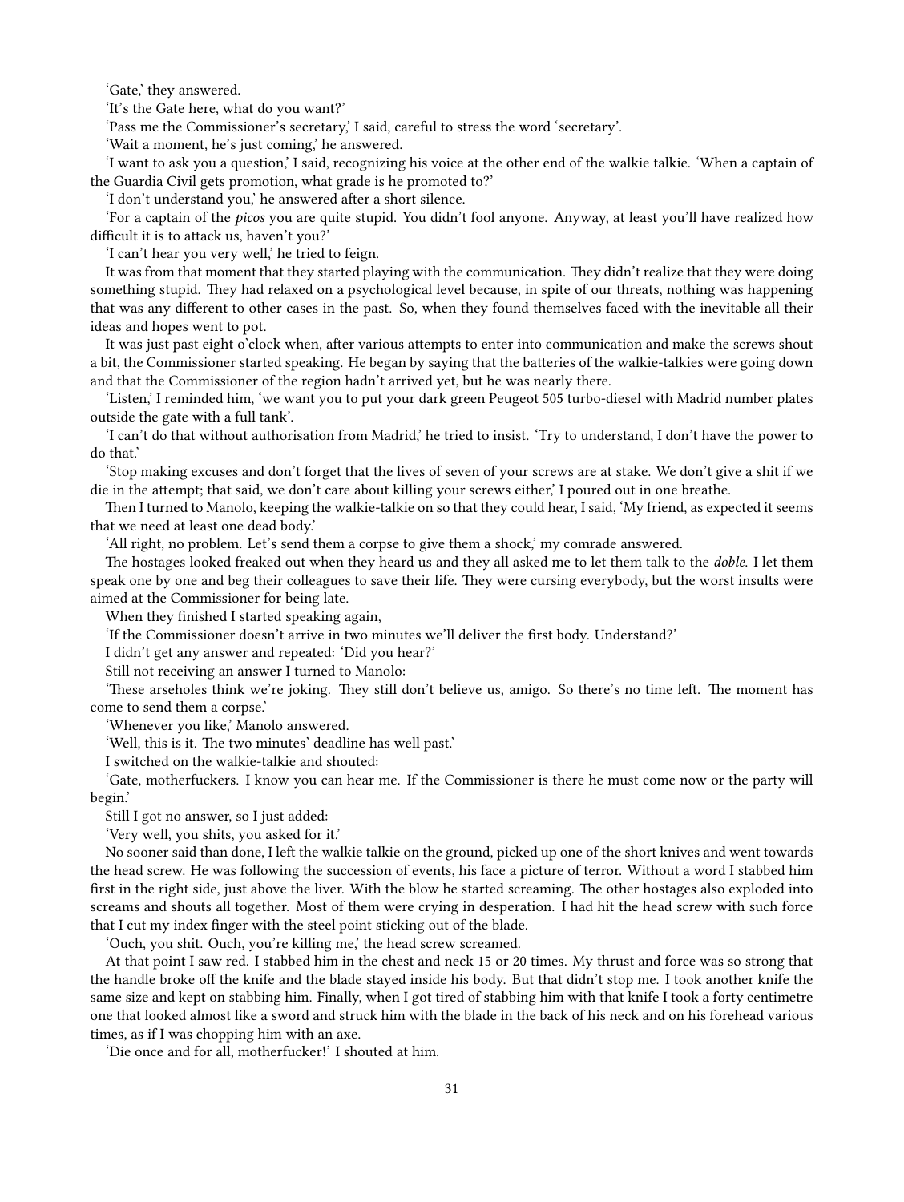'Gate,' they answered.

'It's the Gate here, what do you want?'

'Pass me the Commissioner's secretary,' I said, careful to stress the word 'secretary'.

'Wait a moment, he's just coming,' he answered.

'I want to ask you a question,' I said, recognizing his voice at the other end of the walkie talkie. 'When a captain of the Guardia Civil gets promotion, what grade is he promoted to?'

'I don't understand you,' he answered after a short silence.

'For a captain of the *picos* you are quite stupid. You didn't fool anyone. Anyway, at least you'll have realized how difficult it is to attack us, haven't you?'

'I can't hear you very well,' he tried to feign.

It was from that moment that they started playing with the communication. They didn't realize that they were doing something stupid. They had relaxed on a psychological level because, in spite of our threats, nothing was happening that was any different to other cases in the past. So, when they found themselves faced with the inevitable all their ideas and hopes went to pot.

It was just past eight o'clock when, after various attempts to enter into communication and make the screws shout a bit, the Commissioner started speaking. He began by saying that the batteries of the walkie-talkies were going down and that the Commissioner of the region hadn't arrived yet, but he was nearly there.

'Listen,' I reminded him, 'we want you to put your dark green Peugeot 505 turbo-diesel with Madrid number plates outside the gate with a full tank'.

'I can't do that without authorisation from Madrid,' he tried to insist. 'Try to understand, I don't have the power to do that.'

'Stop making excuses and don't forget that the lives of seven of your screws are at stake. We don't give a shit if we die in the attempt; that said, we don't care about killing your screws either,' I poured out in one breathe.

Then I turned to Manolo, keeping the walkie-talkie on so that they could hear, I said, 'My friend, as expected it seems that we need at least one dead body.'

'All right, no problem. Let's send them a corpse to give them a shock,' my comrade answered.

The hostages looked freaked out when they heard us and they all asked me to let them talk to the *doble*. I let them speak one by one and beg their colleagues to save their life. They were cursing everybody, but the worst insults were aimed at the Commissioner for being late.

When they finished I started speaking again,

'If the Commissioner doesn't arrive in two minutes we'll deliver the first body. Understand?'

I didn't get any answer and repeated: 'Did you hear?'

Still not receiving an answer I turned to Manolo:

'These arseholes think we're joking. They still don't believe us, amigo. So there's no time left. The moment has come to send them a corpse.'

'Whenever you like,' Manolo answered.

'Well, this is it. The two minutes' deadline has well past.'

I switched on the walkie-talkie and shouted:

'Gate, motherfuckers. I know you can hear me. If the Commissioner is there he must come now or the party will begin.'

Still I got no answer, so I just added:

'Very well, you shits, you asked for it.'

No sooner said than done, I left the walkie talkie on the ground, picked up one of the short knives and went towards the head screw. He was following the succession of events, his face a picture of terror. Without a word I stabbed him first in the right side, just above the liver. With the blow he started screaming. The other hostages also exploded into screams and shouts all together. Most of them were crying in desperation. I had hit the head screw with such force that I cut my index finger with the steel point sticking out of the blade.

'Ouch, you shit. Ouch, you're killing me,' the head screw screamed.

At that point I saw red. I stabbed him in the chest and neck 15 or 20 times. My thrust and force was so strong that the handle broke off the knife and the blade stayed inside his body. But that didn't stop me. I took another knife the same size and kept on stabbing him. Finally, when I got tired of stabbing him with that knife I took a forty centimetre one that looked almost like a sword and struck him with the blade in the back of his neck and on his forehead various times, as if I was chopping him with an axe.

'Die once and for all, motherfucker!' I shouted at him.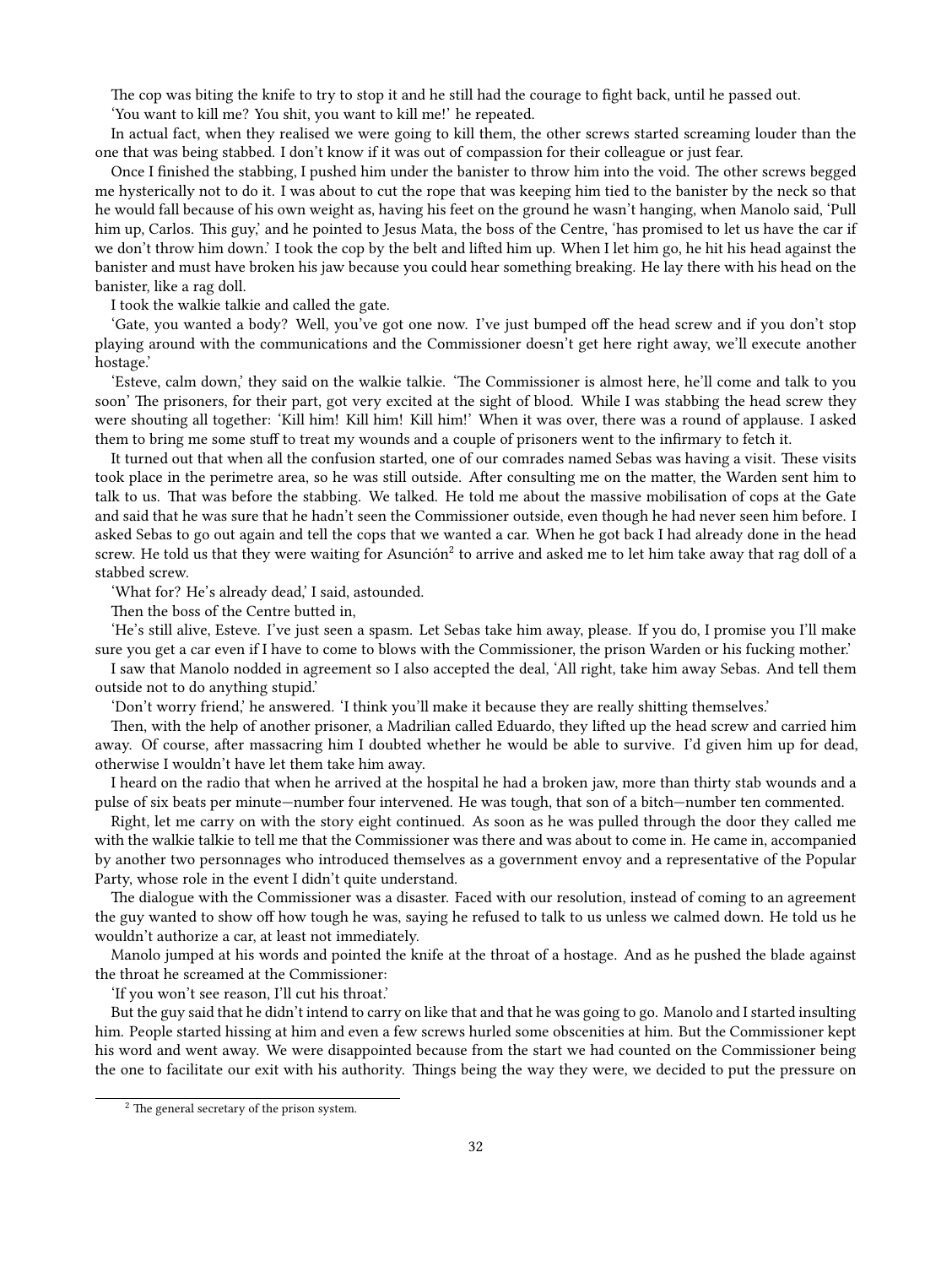The cop was biting the knife to try to stop it and he still had the courage to fight back, until he passed out.

'You want to kill me? You shit, you want to kill me!' he repeated.

In actual fact, when they realised we were going to kill them, the other screws started screaming louder than the one that was being stabbed. I don't know if it was out of compassion for their colleague or just fear.

Once I finished the stabbing, I pushed him under the banister to throw him into the void. The other screws begged me hysterically not to do it. I was about to cut the rope that was keeping him tied to the banister by the neck so that he would fall because of his own weight as, having his feet on the ground he wasn't hanging, when Manolo said, 'Pull him up, Carlos. This guy,' and he pointed to Jesus Mata, the boss of the Centre, 'has promised to let us have the car if we don't throw him down.' I took the cop by the belt and lifted him up. When I let him go, he hit his head against the banister and must have broken his jaw because you could hear something breaking. He lay there with his head on the banister, like a rag doll.

I took the walkie talkie and called the gate.

'Gate, you wanted a body? Well, you've got one now. I've just bumped off the head screw and if you don't stop playing around with the communications and the Commissioner doesn't get here right away, we'll execute another hostage.'

'Esteve, calm down,' they said on the walkie talkie. 'The Commissioner is almost here, he'll come and talk to you soon' The prisoners, for their part, got very excited at the sight of blood. While I was stabbing the head screw they were shouting all together: 'Kill him! Kill him! Kill him!' When it was over, there was a round of applause. I asked them to bring me some stuff to treat my wounds and a couple of prisoners went to the infirmary to fetch it.

It turned out that when all the confusion started, one of our comrades named Sebas was having a visit. These visits took place in the perimetre area, so he was still outside. After consulting me on the matter, the Warden sent him to talk to us. That was before the stabbing. We talked. He told me about the massive mobilisation of cops at the Gate and said that he was sure that he hadn't seen the Commissioner outside, even though he had never seen him before. I asked Sebas to go out again and tell the cops that we wanted a car. When he got back I had already done in the head screw. He told us that they were waiting for Asunción[2] to arrive and asked me to let him take away that rag doll of a stabbed screw.

'What for? He's already dead,' I said, astounded.

Then the boss of the Centre butted in,

'He's still alive, Esteve. I've just seen a spasm. Let Sebas take him away, please. If you do, I promise you I'll make sure you get a car even if I have to come to blows with the Commissioner, the prison Warden or his fucking mother.'

I saw that Manolo nodded in agreement so I also accepted the deal, 'All right, take him away Sebas. And tell them outside not to do anything stupid.'

'Don't worry friend,' he answered. 'I think you'll make it because they are really shitting themselves.'

Then, with the help of another prisoner, a Madrilian called Eduardo, they lifted up the head screw and carried him away. Of course, after massacring him I doubted whether he would be able to survive. I'd given him up for dead, otherwise I wouldn't have let them take him away.

I heard on the radio that when he arrived at the hospital he had a broken jaw, more than thirty stab wounds and a pulse of six beats per minute—number four intervened. He was tough, that son of a bitch—number ten commented.

Right, let me carry on with the story eight continued. As soon as he was pulled through the door they called me with the walkie talkie to tell me that the Commissioner was there and was about to come in. He came in, accompanied by another two personnages who introduced themselves as a government envoy and a representative of the Popular Party, whose role in the event I didn't quite understand.

The dialogue with the Commissioner was a disaster. Faced with our resolution, instead of coming to an agreement the guy wanted to show off how tough he was, saying he refused to talk to us unless we calmed down. He told us he wouldn't authorize a car, at least not immediately.

Manolo jumped at his words and pointed the knife at the throat of a hostage. And as he pushed the blade against the throat he screamed at the Commissioner:

'If you won't see reason, I'll cut his throat.'

But the guy said that he didn't intend to carry on like that and that he was going to go. Manolo and I started insulting him. People started hissing at him and even a few screws hurled some obscenities at him. But the Commissioner kept his word and went away. We were disappointed because from the start we had counted on the Commissioner being the one to facilitate our exit with his authority. Things being the way they were, we decided to put the pressure on

[2] The general secretary of the prison system.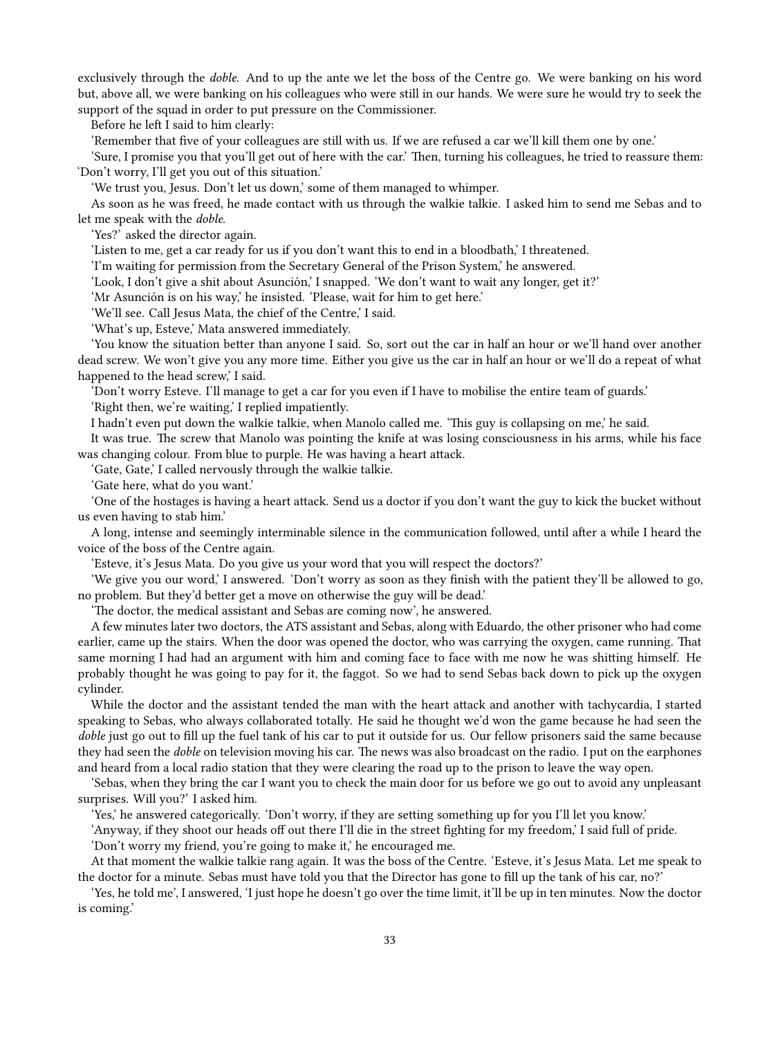exclusively through the *doble*. And to up the ante we let the boss of the Centre go. We were banking on his word but, above all, we were banking on his colleagues who were still in our hands. We were sure he would try to seek the support of the squad in order to put pressure on the Commissioner.

Before he left I said to him clearly:

'Remember that five of your colleagues are still with us. If we are refused a car we'll kill them one by one.'

'Sure, I promise you that you'll get out of here with the car.' Then, turning his colleagues, he tried to reassure them: 'Don't worry, I'll get you out of this situation.'

'We trust you, Jesus. Don't let us down,' some of them managed to whimper.

As soon as he was freed, he made contact with us through the walkie talkie. I asked him to send me Sebas and to let me speak with the *doble*.

'Yes?' asked the director again.

'Listen to me, get a car ready for us if you don't want this to end in a bloodbath,' I threatened.

'I'm waiting for permission from the Secretary General of the Prison System,' he answered.

'Look, I don't give a shit about Asunción,' I snapped. 'We don't want to wait any longer, get it?'

'Mr Asunción is on his way,' he insisted. 'Please, wait for him to get here.'

'We'll see. Call Jesus Mata, the chief of the Centre,' I said.

'What's up, Esteve,' Mata answered immediately.

'You know the situation better than anyone I said. So, sort out the car in half an hour or we'll hand over another dead screw. We won't give you any more time. Either you give us the car in half an hour or we'll do a repeat of what happened to the head screw,' I said.

'Don't worry Esteve. I'll manage to get a car for you even if I have to mobilise the entire team of guards.'

'Right then, we're waiting,' I replied impatiently.

I hadn't even put down the walkie talkie, when Manolo called me. 'This guy is collapsing on me,' he said.

It was true. The screw that Manolo was pointing the knife at was losing consciousness in his arms, while his face was changing colour. From blue to purple. He was having a heart attack.

'Gate, Gate,' I called nervously through the walkie talkie.

'Gate here, what do you want.'

'One of the hostages is having a heart attack. Send us a doctor if you don't want the guy to kick the bucket without us even having to stab him.'

A long, intense and seemingly interminable silence in the communication followed, until after a while I heard the voice of the boss of the Centre again.

'Esteve, it's Jesus Mata. Do you give us your word that you will respect the doctors?'

'We give you our word,' I answered. 'Don't worry as soon as they finish with the patient they'll be allowed to go, no problem. But they'd better get a move on otherwise the guy will be dead.'

'The doctor, the medical assistant and Sebas are coming now', he answered.

A few minutes later two doctors, the ATS assistant and Sebas, along with Eduardo, the other prisoner who had come earlier, came up the stairs. When the door was opened the doctor, who was carrying the oxygen, came running. That same morning I had had an argument with him and coming face to face with me now he was shitting himself. He probably thought he was going to pay for it, the faggot. So we had to send Sebas back down to pick up the oxygen cylinder.

While the doctor and the assistant tended the man with the heart attack and another with tachycardia, I started speaking to Sebas, who always collaborated totally. He said he thought we'd won the game because he had seen the *doble* just go out to fill up the fuel tank of his car to put it outside for us. Our fellow prisoners said the same because they had seen the *doble* on television moving his car. The news was also broadcast on the radio. I put on the earphones and heard from a local radio station that they were clearing the road up to the prison to leave the way open.

'Sebas, when they bring the car I want you to check the main door for us before we go out to avoid any unpleasant surprises. Will you?' I asked him.

'Yes,' he answered categorically. 'Don't worry, if they are setting something up for you I'll let you know.'

'Anyway, if they shoot our heads off out there I'll die in the street fighting for my freedom,' I said full of pride.

'Don't worry my friend, you're going to make it,' he encouraged me.

At that moment the walkie talkie rang again. It was the boss of the Centre. 'Esteve, it's Jesus Mata. Let me speak to the doctor for a minute. Sebas must have told you that the Director has gone to fill up the tank of his car, no?'

'Yes, he told me', I answered, 'I just hope he doesn't go over the time limit, it'll be up in ten minutes. Now the doctor is coming.'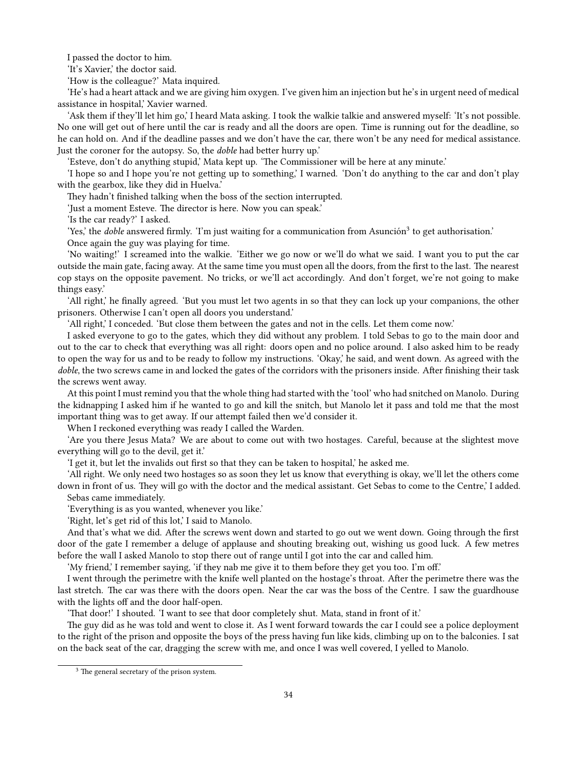I passed the doctor to him.

'It's Xavier,' the doctor said.

'How is the colleague?' Mata inquired.

'He's had a heart attack and we are giving him oxygen. I've given him an injection but he's in urgent need of medical assistance in hospital,' Xavier warned.

'Ask them if they'll let him go,' I heard Mata asking. I took the walkie talkie and answered myself: 'It's not possible. No one will get out of here until the car is ready and all the doors are open. Time is running out for the deadline, so he can hold on. And if the deadline passes and we don't have the car, there won't be any need for medical assistance. Just the coroner for the autopsy. So, the *doble* had better hurry up.'

'Esteve, don't do anything stupid,' Mata kept up. 'The Commissioner will be here at any minute.'

'I hope so and I hope you're not getting up to something,' I warned. 'Don't do anything to the car and don't play with the gearbox, like they did in Huelva.'

They hadn't finished talking when the boss of the section interrupted.

'Just a moment Esteve. The director is here. Now you can speak.'

'Is the car ready?' I asked.

'Yes,' the *doble* answered firmly. 'I'm just waiting for a communication from Asunción[3] to get authorisation.'

Once again the guy was playing for time.

'No waiting!' I screamed into the walkie. 'Either we go now or we'll do what we said. I want you to put the car outside the main gate, facing away. At the same time you must open all the doors, from the first to the last. The nearest cop stays on the opposite pavement. No tricks, or we'll act accordingly. And don't forget, we're not going to make things easy.'

'All right,' he finally agreed. 'But you must let two agents in so that they can lock up your companions, the other prisoners. Otherwise I can't open all doors you understand.'

'All right,' I conceded. 'But close them between the gates and not in the cells. Let them come now.'

I asked everyone to go to the gates, which they did without any problem. I told Sebas to go to the main door and out to the car to check that everything was all right: doors open and no police around. I also asked him to be ready to open the way for us and to be ready to follow my instructions. 'Okay,' he said, and went down. As agreed with the *doble*, the two screws came in and locked the gates of the corridors with the prisoners inside. After finishing their task the screws went away.

At this point I must remind you that the whole thing had started with the 'tool' who had snitched on Manolo. During the kidnapping I asked him if he wanted to go and kill the snitch, but Manolo let it pass and told me that the most important thing was to get away. If our attempt failed then we'd consider it.

When I reckoned everything was ready I called the Warden.

'Are you there Jesus Mata? We are about to come out with two hostages. Careful, because at the slightest move everything will go to the devil, get it.'

'I get it, but let the invalids out first so that they can be taken to hospital,' he asked me.

'All right. We only need two hostages so as soon they let us know that everything is okay, we'll let the others come down in front of us. They will go with the doctor and the medical assistant. Get Sebas to come to the Centre,' I added.

Sebas came immediately.

'Everything is as you wanted, whenever you like.'

'Right, let's get rid of this lot,' I said to Manolo.

And that's what we did. After the screws went down and started to go out we went down. Going through the first door of the gate I remember a deluge of applause and shouting breaking out, wishing us good luck. A few metres before the wall I asked Manolo to stop there out of range until I got into the car and called him.

'My friend,' I remember saying, 'if they nab me give it to them before they get you too. I'm off.'

I went through the perimetre with the knife well planted on the hostage's throat. After the perimetre there was the last stretch. The car was there with the doors open. Near the car was the boss of the Centre. I saw the guardhouse with the lights off and the door half-open.

'That door!' I shouted. 'I want to see that door completely shut. Mata, stand in front of it.'

The guy did as he was told and went to close it. As I went forward towards the car I could see a police deployment to the right of the prison and opposite the boys of the press having fun like kids, climbing up on to the balconies. I sat on the back seat of the car, dragging the screw with me, and once I was well covered, I yelled to Manolo.

---

[3] The general secretary of the prison system.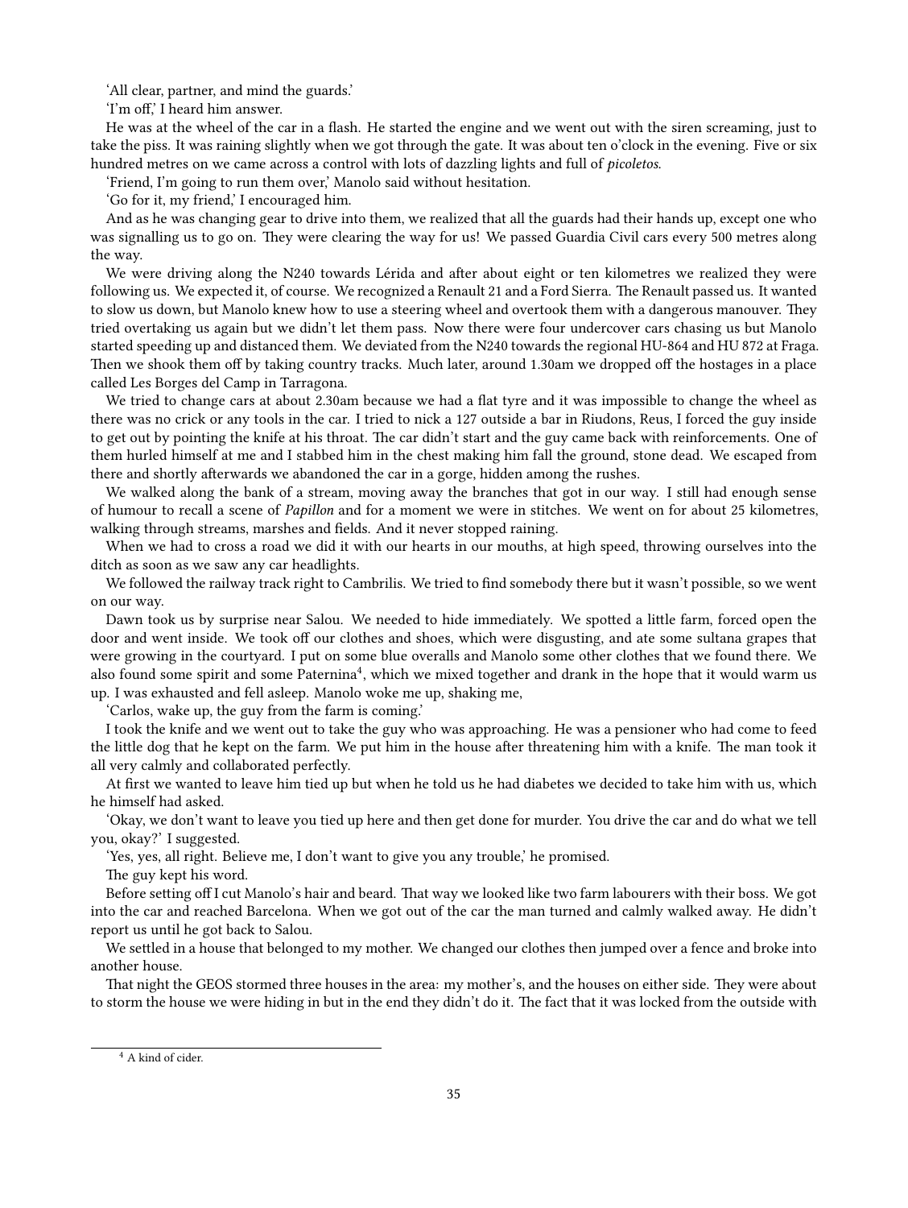'All clear, partner, and mind the guards.'

'I'm off,' I heard him answer.

He was at the wheel of the car in a flash. He started the engine and we went out with the siren screaming, just to take the piss. It was raining slightly when we got through the gate. It was about ten o'clock in the evening. Five or six hundred metres on we came across a control with lots of dazzling lights and full of *picoletos*.

'Friend, I'm going to run them over,' Manolo said without hesitation.

'Go for it, my friend,' I encouraged him.

And as he was changing gear to drive into them, we realized that all the guards had their hands up, except one who was signalling us to go on. They were clearing the way for us! We passed Guardia Civil cars every 500 metres along the way.

We were driving along the N240 towards Lérida and after about eight or ten kilometres we realized they were following us. We expected it, of course. We recognized a Renault 21 and a Ford Sierra. The Renault passed us. It wanted to slow us down, but Manolo knew how to use a steering wheel and overtook them with a dangerous manouver. They tried overtaking us again but we didn't let them pass. Now there were four undercover cars chasing us but Manolo started speeding up and distanced them. We deviated from the N240 towards the regional HU-864 and HU 872 at Fraga. Then we shook them off by taking country tracks. Much later, around 1.30am we dropped off the hostages in a place called Les Borges del Camp in Tarragona.

We tried to change cars at about 2.30am because we had a flat tyre and it was impossible to change the wheel as there was no crick or any tools in the car. I tried to nick a 127 outside a bar in Riudons, Reus, I forced the guy inside to get out by pointing the knife at his throat. The car didn't start and the guy came back with reinforcements. One of them hurled himself at me and I stabbed him in the chest making him fall the ground, stone dead. We escaped from there and shortly afterwards we abandoned the car in a gorge, hidden among the rushes.

We walked along the bank of a stream, moving away the branches that got in our way. I still had enough sense of humour to recall a scene of *Papillon* and for a moment we were in stitches. We went on for about 25 kilometres, walking through streams, marshes and fields. And it never stopped raining.

When we had to cross a road we did it with our hearts in our mouths, at high speed, throwing ourselves into the ditch as soon as we saw any car headlights.

We followed the railway track right to Cambrilis. We tried to find somebody there but it wasn't possible, so we went on our way.

Dawn took us by surprise near Salou. We needed to hide immediately. We spotted a little farm, forced open the door and went inside. We took off our clothes and shoes, which were disgusting, and ate some sultana grapes that were growing in the courtyard. I put on some blue overalls and Manolo some other clothes that we found there. We also found some spirit and some Paternina[4], which we mixed together and drank in the hope that it would warm us up. I was exhausted and fell asleep. Manolo woke me up, shaking me,

'Carlos, wake up, the guy from the farm is coming.'

I took the knife and we went out to take the guy who was approaching. He was a pensioner who had come to feed the little dog that he kept on the farm. We put him in the house after threatening him with a knife. The man took it all very calmly and collaborated perfectly.

At first we wanted to leave him tied up but when he told us he had diabetes we decided to take him with us, which he himself had asked.

'Okay, we don't want to leave you tied up here and then get done for murder. You drive the car and do what we tell you, okay?' I suggested.

'Yes, yes, all right. Believe me, I don't want to give you any trouble,' he promised.

The guy kept his word.

Before setting off I cut Manolo's hair and beard. That way we looked like two farm labourers with their boss. We got into the car and reached Barcelona. When we got out of the car the man turned and calmly walked away. He didn't report us until he got back to Salou.

We settled in a house that belonged to my mother. We changed our clothes then jumped over a fence and broke into another house.

That night the GEOS stormed three houses in the area: my mother's, and the houses on either side. They were about to storm the house we were hiding in but in the end they didn't do it. The fact that it was locked from the outside with

---

[4] A kind of cider.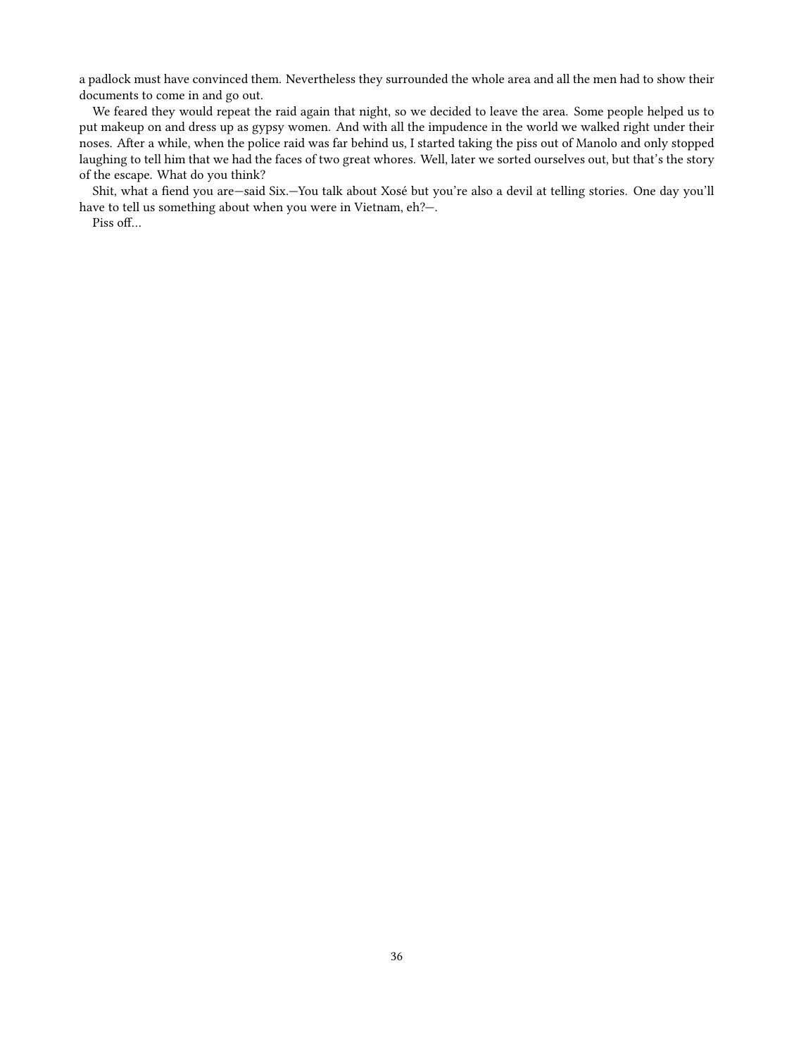a padlock must have convinced them. Nevertheless they surrounded the whole area and all the men had to show their documents to come in and go out.

We feared they would repeat the raid again that night, so we decided to leave the area. Some people helped us to put makeup on and dress up as gypsy women. And with all the impudence in the world we walked right under their noses. After a while, when the police raid was far behind us, I started taking the piss out of Manolo and only stopped laughing to tell him that we had the faces of two great whores. Well, later we sorted ourselves out, but that's the story of the escape. What do you think?

Shit, what a fiend you are—said Six.—You talk about Xosé but you're also a devil at telling stories. One day you'll have to tell us something about when you were in Vietnam, eh?—.

Piss off…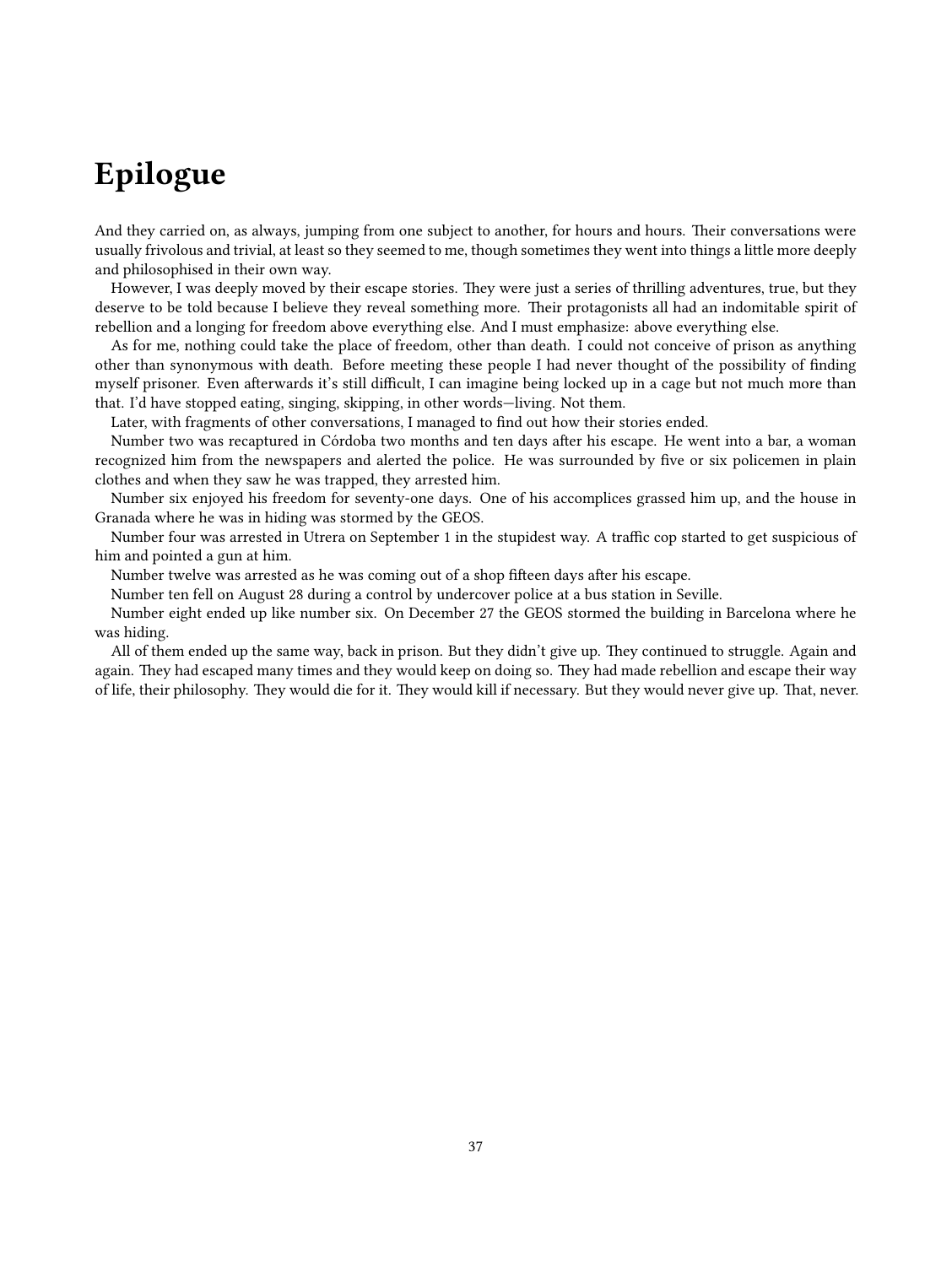# Epilogue

And they carried on, as always, jumping from one subject to another, for hours and hours. Their conversations were usually frivolous and trivial, at least so they seemed to me, though sometimes they went into things a little more deeply and philosophised in their own way.

However, I was deeply moved by their escape stories. They were just a series of thrilling adventures, true, but they deserve to be told because I believe they reveal something more. Their protagonists all had an indomitable spirit of rebellion and a longing for freedom above everything else. And I must emphasize: above everything else.

As for me, nothing could take the place of freedom, other than death. I could not conceive of prison as anything other than synonymous with death. Before meeting these people I had never thought of the possibility of finding myself prisoner. Even afterwards it's still difficult, I can imagine being locked up in a cage but not much more than that. I'd have stopped eating, singing, skipping, in other words—living. Not them.

Later, with fragments of other conversations, I managed to find out how their stories ended.

Number two was recaptured in Córdoba two months and ten days after his escape. He went into a bar, a woman recognized him from the newspapers and alerted the police. He was surrounded by five or six policemen in plain clothes and when they saw he was trapped, they arrested him.

Number six enjoyed his freedom for seventy-one days. One of his accomplices grassed him up, and the house in Granada where he was in hiding was stormed by the GEOS.

Number four was arrested in Utrera on September 1 in the stupidest way. A traffic cop started to get suspicious of him and pointed a gun at him.

Number twelve was arrested as he was coming out of a shop fifteen days after his escape.

Number ten fell on August 28 during a control by undercover police at a bus station in Seville.

Number eight ended up like number six. On December 27 the GEOS stormed the building in Barcelona where he was hiding.

All of them ended up the same way, back in prison. But they didn't give up. They continued to struggle. Again and again. They had escaped many times and they would keep on doing so. They had made rebellion and escape their way of life, their philosophy. They would die for it. They would kill if necessary. But they would never give up. That, never.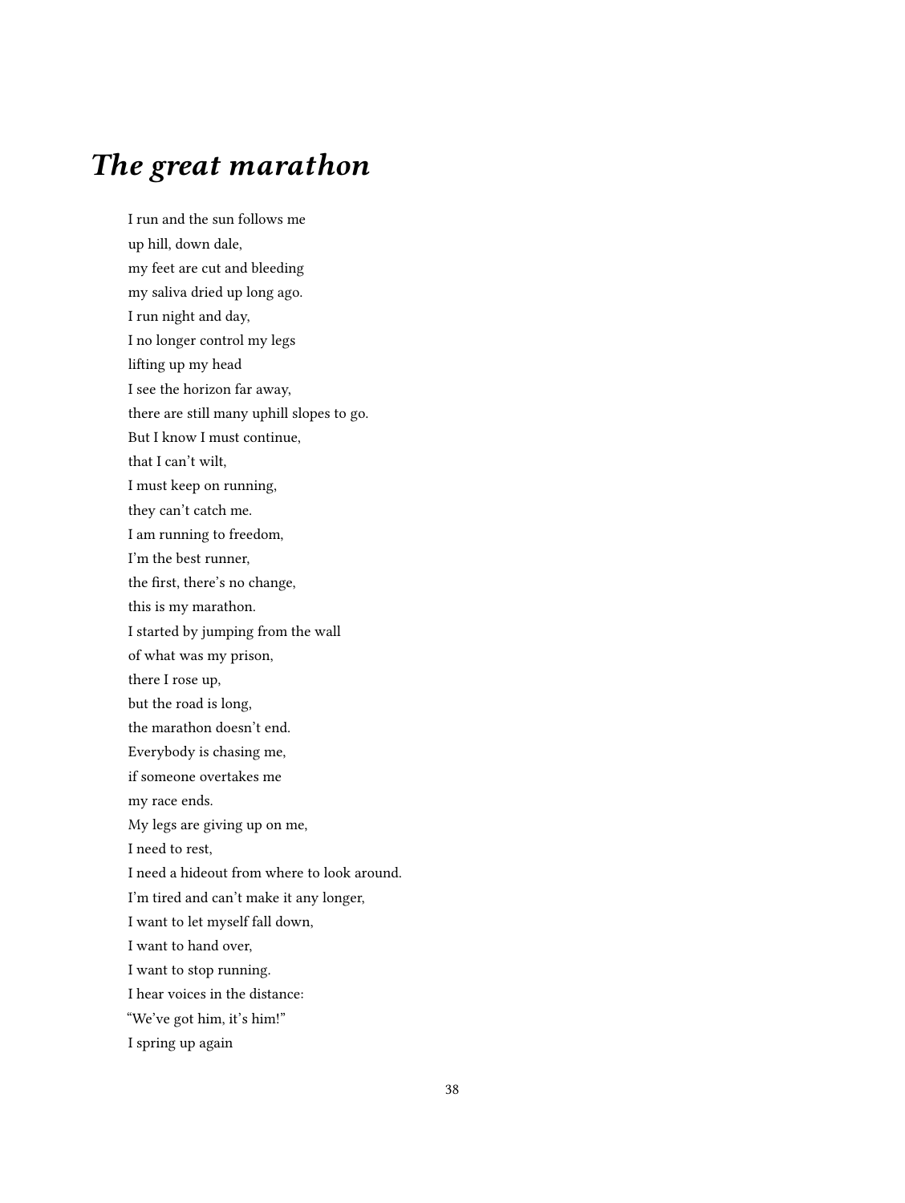# *The great marathon*

I run and the sun follows me
up hill, down dale,
my feet are cut and bleeding
my saliva dried up long ago.
I run night and day,
I no longer control my legs
lifting up my head
I see the horizon far away,
there are still many uphill slopes to go.
But I know I must continue,
that I can't wilt,
I must keep on running,
they can't catch me.
I am running to freedom,
I'm the best runner,
the first, there's no change,
this is my marathon.
I started by jumping from the wall
of what was my prison,
there I rose up,
but the road is long,
the marathon doesn't end.
Everybody is chasing me,
if someone overtakes me
my race ends.
My legs are giving up on me,
I need to rest,
I need a hideout from where to look around.
I'm tired and can't make it any longer,
I want to let myself fall down,
I want to hand over,
I want to stop running.
I hear voices in the distance:
"We've got him, it's him!"
I spring up again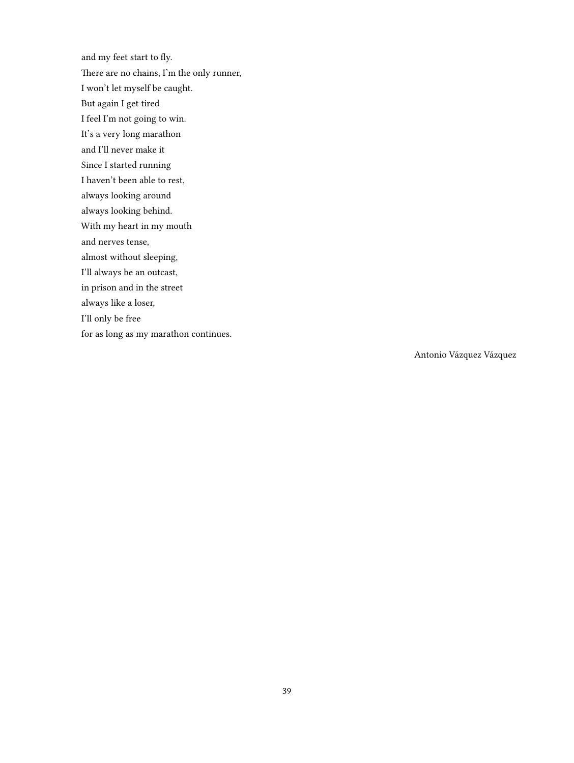and my feet start to fly.  
There are no chains, I'm the only runner,  
I won't let myself be caught.  
But again I get tired  
I feel I'm not going to win.  
It's a very long marathon  
and I'll never make it  
Since I started running  
I haven't been able to rest,  
always looking around  
always looking behind.  
With my heart in my mouth  
and nerves tense,  
almost without sleeping,  
I'll always be an outcast,  
in prison and in the street  
always like a loser,  
I'll only be free  
for as long as my marathon continues.

Antonio Vázquez Vázquez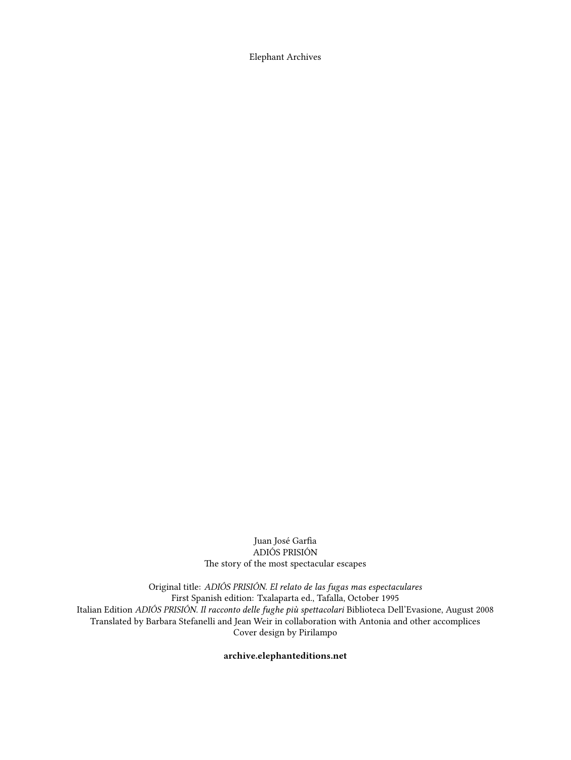Elephant Archives

Juan José Garfia
ADIÓS PRISIÓN
The story of the most spectacular escapes

Original title: *ADIÓS PRISIÓN. El relato de las fugas mas espectaculares*
First Spanish edition: Txalaparta ed., Tafalla, October 1995
Italian Edition *ADIÓS PRISIÓN. Il racconto delle fughe più spettacolari* Biblioteca Dell'Evasione, August 2008
Translated by Barbara Stefanelli and Jean Weir in collaboration with Antonia and other accomplices
Cover design by Pirilampo

**archive.elephanteditions.net**